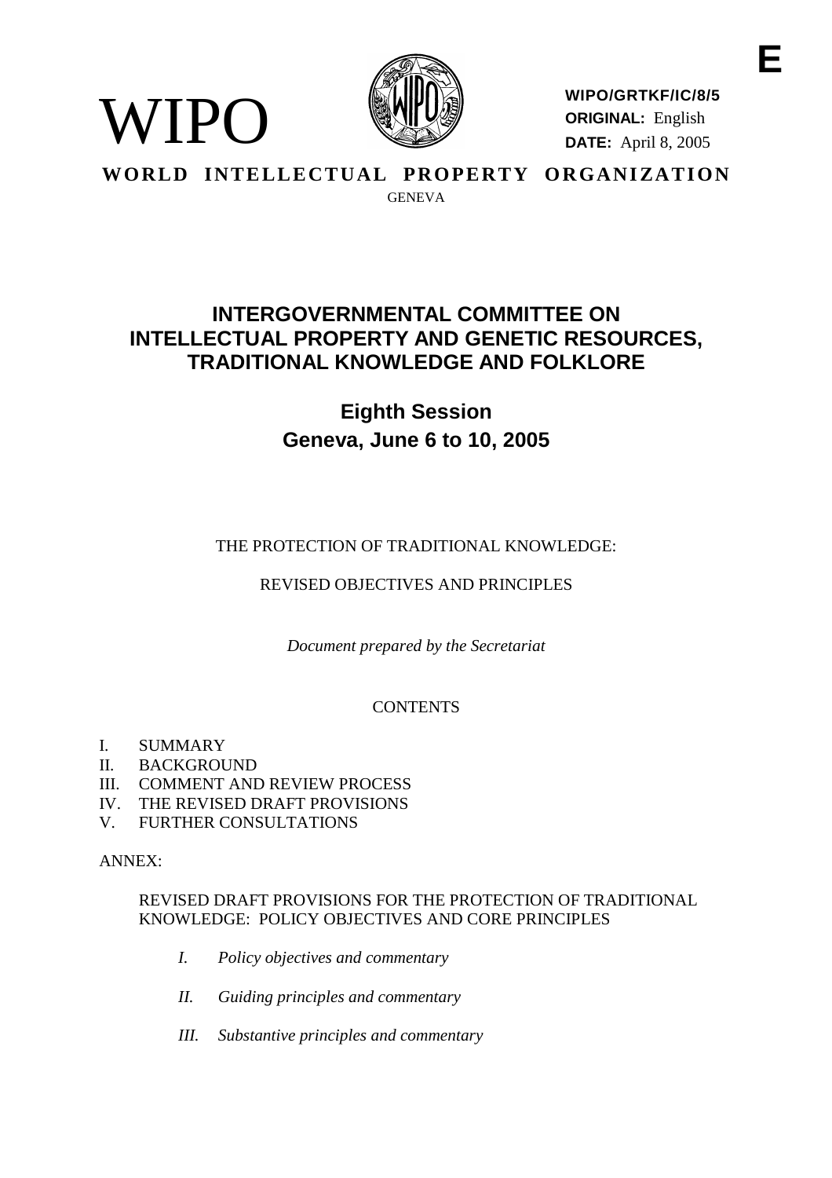WIPO

**WIPO/GRTKF/IC/8/5**
**ORIGINAL:** English
**DATE:** April 8, 2005

E

**WORLD INTELLECTUAL PROPERTY ORGANIZATION**
GENEVA

# INTERGOVERNMENTAL COMMITTEE ON INTELLECTUAL PROPERTY AND GENETIC RESOURCES, TRADITIONAL KNOWLEDGE AND FOLKLORE

## Eighth Session
## Geneva, June 6 to 10, 2005

THE PROTECTION OF TRADITIONAL KNOWLEDGE:

REVISED OBJECTIVES AND PRINCIPLES

*Document prepared by the Secretariat*

CONTENTS

I. SUMMARY
II. BACKGROUND
III. COMMENT AND REVIEW PROCESS
IV. THE REVISED DRAFT PROVISIONS
V. FURTHER CONSULTATIONS

ANNEX:

REVISED DRAFT PROVISIONS FOR THE PROTECTION OF TRADITIONAL KNOWLEDGE: POLICY OBJECTIVES AND CORE PRINCIPLES

*I. Policy objectives and commentary*

*II. Guiding principles and commentary*

*III. Substantive principles and commentary*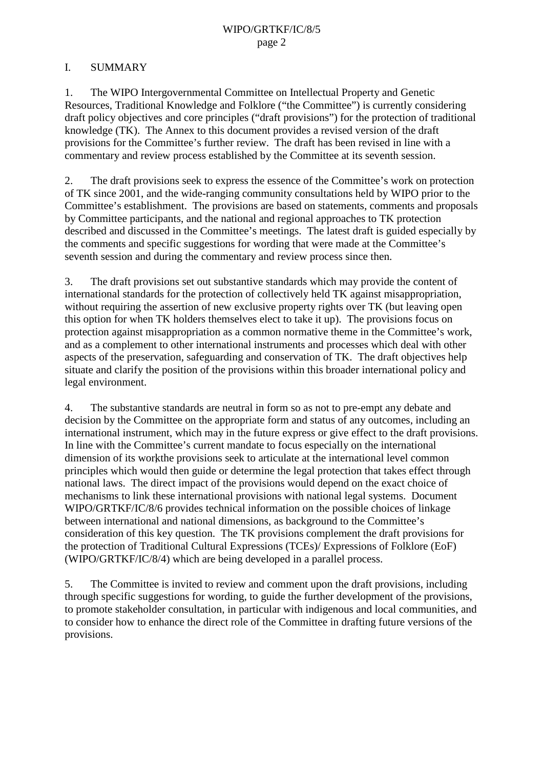## I. SUMMARY

1. The WIPO Intergovernmental Committee on Intellectual Property and Genetic Resources, Traditional Knowledge and Folklore ("the Committee") is currently considering draft policy objectives and core principles ("draft provisions") for the protection of traditional knowledge (TK). The Annex to this document provides a revised version of the draft provisions for the Committee's further review. The draft has been revised in line with a commentary and review process established by the Committee at its seventh session.

2. The draft provisions seek to express the essence of the Committee's work on protection of TK since 2001, and the wide-ranging community consultations held by WIPO prior to the Committee's establishment. The provisions are based on statements, comments and proposals by Committee participants, and the national and regional approaches to TK protection described and discussed in the Committee's meetings. The latest draft is guided especially by the comments and specific suggestions for wording that were made at the Committee's seventh session and during the commentary and review process since then.

3. The draft provisions set out substantive standards which may provide the content of international standards for the protection of collectively held TK against misappropriation, without requiring the assertion of new exclusive property rights over TK (but leaving open this option for when TK holders themselves elect to take it up). The provisions focus on protection against misappropriation as a common normative theme in the Committee's work, and as a complement to other international instruments and processes which deal with other aspects of the preservation, safeguarding and conservation of TK. The draft objectives help situate and clarify the position of the provisions within this broader international policy and legal environment.

4. The substantive standards are neutral in form so as not to pre-empt any debate and decision by the Committee on the appropriate form and status of any outcomes, including an international instrument, which may in the future express or give effect to the draft provisions. In line with the Committee's current mandate to focus especially on the international dimension of its work, the provisions seek to articulate at the international level common principles which would then guide or determine the legal protection that takes effect through national laws. The direct impact of the provisions would depend on the exact choice of mechanisms to link these international provisions with national legal systems. Document WIPO/GRTKF/IC/8/6 provides technical information on the possible choices of linkage between international and national dimensions, as background to the Committee's consideration of this key question. The TK provisions complement the draft provisions for the protection of Traditional Cultural Expressions (TCEs)/ Expressions of Folklore (EoF) (WIPO/GRTKF/IC/8/4) which are being developed in a parallel process.

5. The Committee is invited to review and comment upon the draft provisions, including through specific suggestions for wording, to guide the further development of the provisions, to promote stakeholder consultation, in particular with indigenous and local communities, and to consider how to enhance the direct role of the Committee in drafting future versions of the provisions.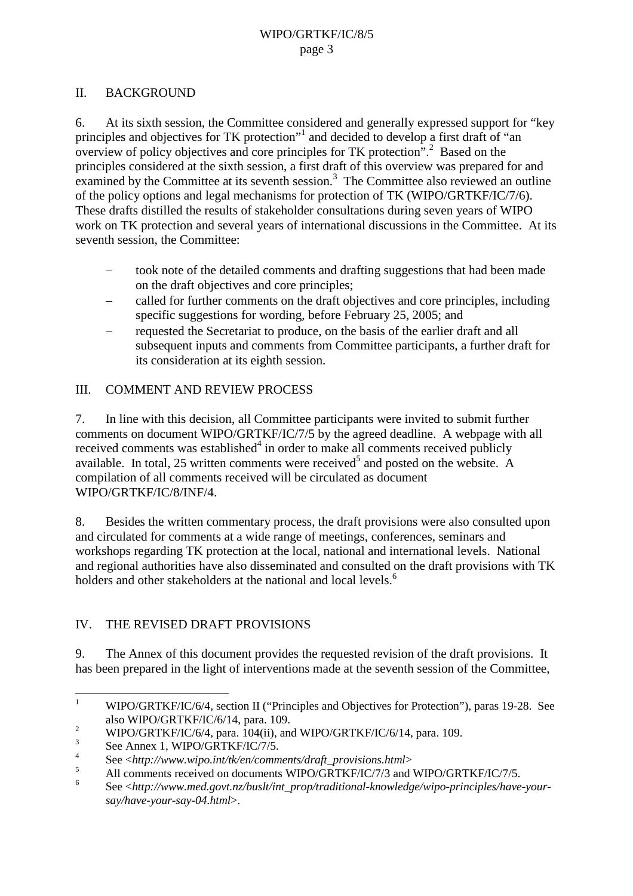## II. BACKGROUND

6. At its sixth session, the Committee considered and generally expressed support for "key principles and objectives for TK protection"[1] and decided to develop a first draft of "an overview of policy objectives and core principles for TK protection".[2] Based on the principles considered at the sixth session, a first draft of this overview was prepared for and examined by the Committee at its seventh session.[3] The Committee also reviewed an outline of the policy options and legal mechanisms for protection of TK (WIPO/GRTKF/IC/7/6). These drafts distilled the results of stakeholder consultations during seven years of WIPO work on TK protection and several years of international discussions in the Committee. At its seventh session, the Committee:

- took note of the detailed comments and drafting suggestions that had been made on the draft objectives and core principles;
- called for further comments on the draft objectives and core principles, including specific suggestions for wording, before February 25, 2005; and
- requested the Secretariat to produce, on the basis of the earlier draft and all subsequent inputs and comments from Committee participants, a further draft for its consideration at its eighth session.

## III. COMMENT AND REVIEW PROCESS

7. In line with this decision, all Committee participants were invited to submit further comments on document WIPO/GRTKF/IC/7/5 by the agreed deadline. A webpage with all received comments was established[4] in order to make all comments received publicly available. In total, 25 written comments were received[5] and posted on the website. A compilation of all comments received will be circulated as document WIPO/GRTKF/IC/8/INF/4.

8. Besides the written commentary process, the draft provisions were also consulted upon and circulated for comments at a wide range of meetings, conferences, seminars and workshops regarding TK protection at the local, national and international levels. National and regional authorities have also disseminated and consulted on the draft provisions with TK holders and other stakeholders at the national and local levels.[6]

## IV. THE REVISED DRAFT PROVISIONS

9. The Annex of this document provides the requested revision of the draft provisions. It has been prepared in the light of interventions made at the seventh session of the Committee,

---

[1] WIPO/GRTKF/IC/6/4, section II ("Principles and Objectives for Protection"), paras 19-28. See also WIPO/GRTKF/IC/6/14, para. 109.

[2] WIPO/GRTKF/IC/6/4, para. 104(ii), and WIPO/GRTKF/IC/6/14, para. 109.

[3] See Annex 1, WIPO/GRTKF/IC/7/5.

[4] See <*http://www.wipo.int/tk/en/comments/draft_provisions.html*>

[5] All comments received on documents WIPO/GRTKF/IC/7/3 and WIPO/GRTKF/IC/7/5.

[6] See <*http://www.med.govt.nz/buslt/int_prop/traditional-knowledge/wipo-principles/have-your-say/have-your-say-04.html*>.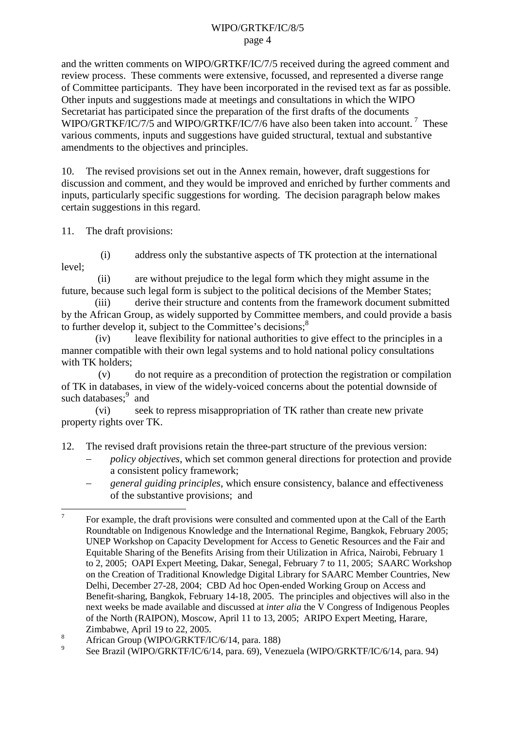and the written comments on WIPO/GRTKF/IC/7/5 received during the agreed comment and review process. These comments were extensive, focussed, and represented a diverse range of Committee participants. They have been incorporated in the revised text as far as possible. Other inputs and suggestions made at meetings and consultations in which the WIPO Secretariat has participated since the preparation of the first drafts of the documents WIPO/GRTKF/IC/7/5 and WIPO/GRTKF/IC/7/6 have also been taken into account.[7] These various comments, inputs and suggestions have guided structural, textual and substantive amendments to the objectives and principles.

10. The revised provisions set out in the Annex remain, however, draft suggestions for discussion and comment, and they would be improved and enriched by further comments and inputs, particularly specific suggestions for wording. The decision paragraph below makes certain suggestions in this regard.

11. The draft provisions:

(i) address only the substantive aspects of TK protection at the international level;

(ii) are without prejudice to the legal form which they might assume in the future, because such legal form is subject to the political decisions of the Member States;

(iii) derive their structure and contents from the framework document submitted by the African Group, as widely supported by Committee members, and could provide a basis to further develop it, subject to the Committee's decisions;[8]

(iv) leave flexibility for national authorities to give effect to the principles in a manner compatible with their own legal systems and to hold national policy consultations with TK holders;

(v) do not require as a precondition of protection the registration or compilation of TK in databases, in view of the widely-voiced concerns about the potential downside of such databases;[9] and

(vi) seek to repress misappropriation of TK rather than create new private property rights over TK.

12. The revised draft provisions retain the three-part structure of the previous version:

- *policy objectives*, which set common general directions for protection and provide a consistent policy framework;
- *general guiding principles*, which ensure consistency, balance and effectiveness of the substantive provisions; and

---

[7] For example, the draft provisions were consulted and commented upon at the Call of the Earth Roundtable on Indigenous Knowledge and the International Regime, Bangkok, February 2005; UNEP Workshop on Capacity Development for Access to Genetic Resources and the Fair and Equitable Sharing of the Benefits Arising from their Utilization in Africa, Nairobi, February 1 to 2, 2005; OAPI Expert Meeting, Dakar, Senegal, February 7 to 11, 2005; SAARC Workshop on the Creation of Traditional Knowledge Digital Library for SAARC Member Countries, New Delhi, December 27-28, 2004; CBD Ad hoc Open-ended Working Group on Access and Benefit-sharing, Bangkok, February 14-18, 2005. The principles and objectives will also in the next weeks be made available and discussed at *inter alia* the V Congress of Indigenous Peoples of the North (RAIPON), Moscow, April 11 to 13, 2005; ARIPO Expert Meeting, Harare, Zimbabwe, April 19 to 22, 2005.

[8] African Group (WIPO/GRKTF/IC/6/14, para. 188)

[9] See Brazil (WIPO/GRKTF/IC/6/14, para. 69), Venezuela (WIPO/GRKTF/IC/6/14, para. 94)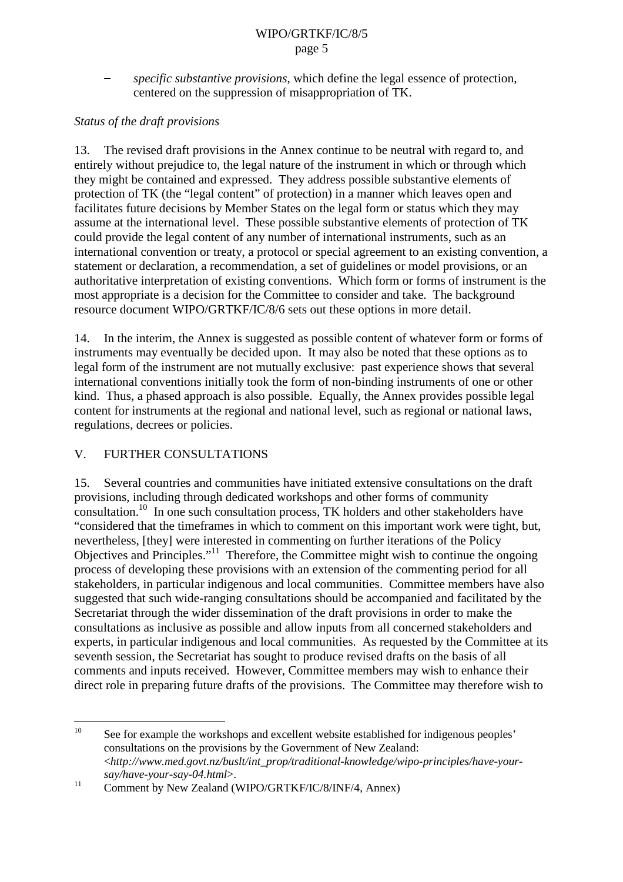- *specific substantive provisions*, which define the legal essence of protection, centered on the suppression of misappropriation of TK.

*Status of the draft provisions*

13. The revised draft provisions in the Annex continue to be neutral with regard to, and entirely without prejudice to, the legal nature of the instrument in which or through which they might be contained and expressed. They address possible substantive elements of protection of TK (the "legal content" of protection) in a manner which leaves open and facilitates future decisions by Member States on the legal form or status which they may assume at the international level. These possible substantive elements of protection of TK could provide the legal content of any number of international instruments, such as an international convention or treaty, a protocol or special agreement to an existing convention, a statement or declaration, a recommendation, a set of guidelines or model provisions, or an authoritative interpretation of existing conventions. Which form or forms of instrument is the most appropriate is a decision for the Committee to consider and take. The background resource document WIPO/GRTKF/IC/8/6 sets out these options in more detail.

14. In the interim, the Annex is suggested as possible content of whatever form or forms of instruments may eventually be decided upon. It may also be noted that these options as to legal form of the instrument are not mutually exclusive: past experience shows that several international conventions initially took the form of non-binding instruments of one or other kind. Thus, a phased approach is also possible. Equally, the Annex provides possible legal content for instruments at the regional and national level, such as regional or national laws, regulations, decrees or policies.

## V. FURTHER CONSULTATIONS

15. Several countries and communities have initiated extensive consultations on the draft provisions, including through dedicated workshops and other forms of community consultation.[10] In one such consultation process, TK holders and other stakeholders have "considered that the timeframes in which to comment on this important work were tight, but, nevertheless, [they] were interested in commenting on further iterations of the Policy Objectives and Principles."[11] Therefore, the Committee might wish to continue the ongoing process of developing these provisions with an extension of the commenting period for all stakeholders, in particular indigenous and local communities. Committee members have also suggested that such wide-ranging consultations should be accompanied and facilitated by the Secretariat through the wider dissemination of the draft provisions in order to make the consultations as inclusive as possible and allow inputs from all concerned stakeholders and experts, in particular indigenous and local communities. As requested by the Committee at its seventh session, the Secretariat has sought to produce revised drafts on the basis of all comments and inputs received. However, Committee members may wish to enhance their direct role in preparing future drafts of the provisions. The Committee may therefore wish to

---

[10] See for example the workshops and excellent website established for indigenous peoples' consultations on the provisions by the Government of New Zealand: <*http://www.med.govt.nz/buslt/int_prop/traditional-knowledge/wipo-principles/have-your-say/have-your-say-04.html*>.

[11] Comment by New Zealand (WIPO/GRTKF/IC/8/INF/4, Annex)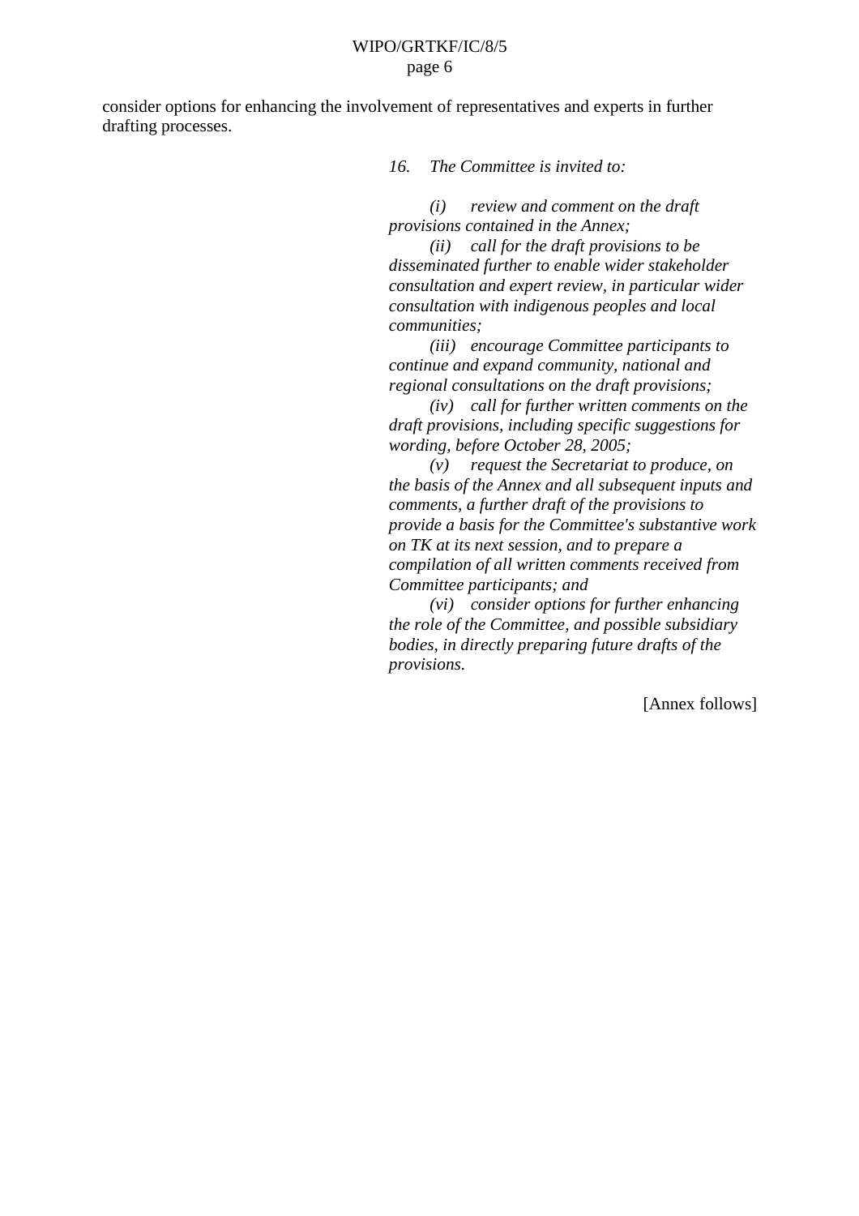consider options for enhancing the involvement of representatives and experts in further drafting processes.

*16. The Committee is invited to:*

*(i) review and comment on the draft provisions contained in the Annex;*

*(ii) call for the draft provisions to be disseminated further to enable wider stakeholder consultation and expert review, in particular wider consultation with indigenous peoples and local communities;*

*(iii) encourage Committee participants to continue and expand community, national and regional consultations on the draft provisions;*

*(iv) call for further written comments on the draft provisions, including specific suggestions for wording, before October 28, 2005;*

*(v) request the Secretariat to produce, on the basis of the Annex and all subsequent inputs and comments, a further draft of the provisions to provide a basis for the Committee's substantive work on TK at its next session, and to prepare a compilation of all written comments received from Committee participants; and*

*(vi) consider options for further enhancing the role of the Committee, and possible subsidiary bodies, in directly preparing future drafts of the provisions.*

[Annex follows]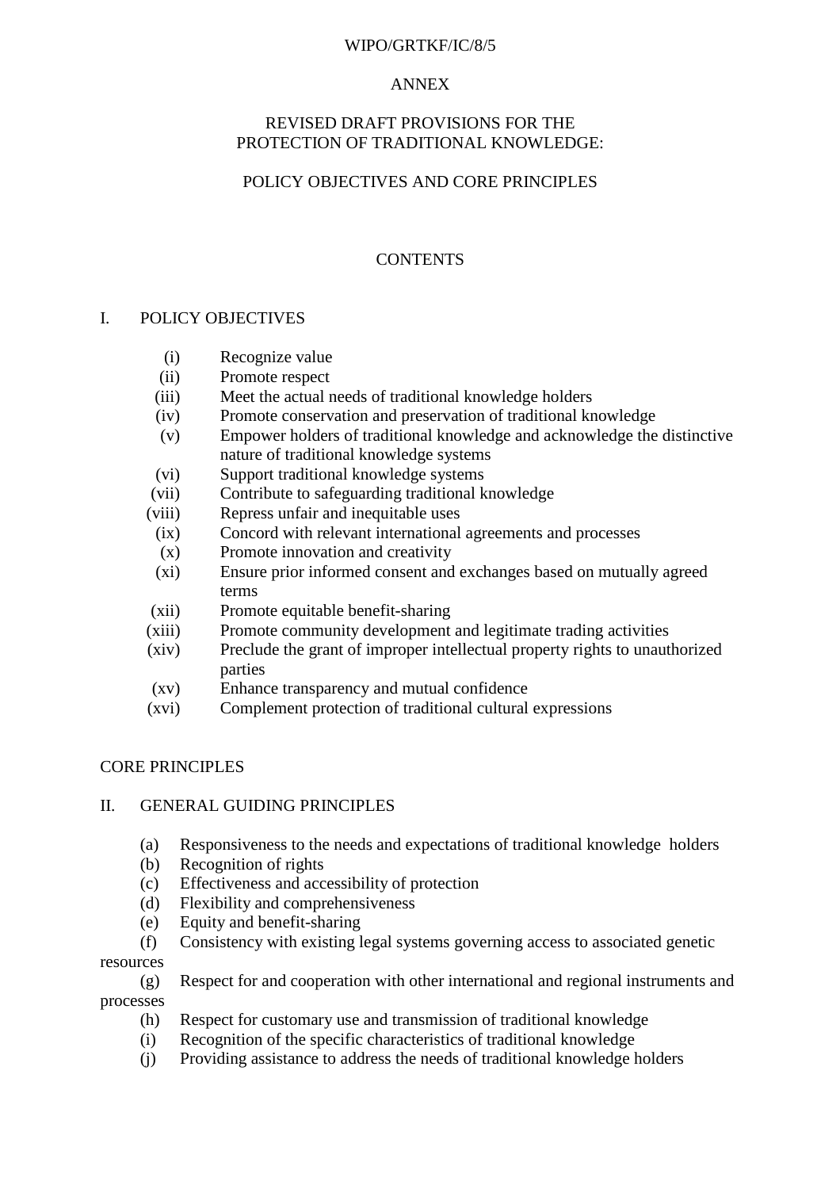ANNEX

# REVISED DRAFT PROVISIONS FOR THE PROTECTION OF TRADITIONAL KNOWLEDGE:

## POLICY OBJECTIVES AND CORE PRINCIPLES

### CONTENTS

I. POLICY OBJECTIVES

- (i) Recognize value
- (ii) Promote respect
- (iii) Meet the actual needs of traditional knowledge holders
- (iv) Promote conservation and preservation of traditional knowledge
- (v) Empower holders of traditional knowledge and acknowledge the distinctive nature of traditional knowledge systems
- (vi) Support traditional knowledge systems
- (vii) Contribute to safeguarding traditional knowledge
- (viii) Repress unfair and inequitable uses
- (ix) Concord with relevant international agreements and processes
- (x) Promote innovation and creativity
- (xi) Ensure prior informed consent and exchanges based on mutually agreed terms
- (xii) Promote equitable benefit-sharing
- (xiii) Promote community development and legitimate trading activities
- (xiv) Preclude the grant of improper intellectual property rights to unauthorized parties
- (xv) Enhance transparency and mutual confidence
- (xvi) Complement protection of traditional cultural expressions

CORE PRINCIPLES

II. GENERAL GUIDING PRINCIPLES

- (a) Responsiveness to the needs and expectations of traditional knowledge holders
- (b) Recognition of rights
- (c) Effectiveness and accessibility of protection
- (d) Flexibility and comprehensiveness
- (e) Equity and benefit-sharing
- (f) Consistency with existing legal systems governing access to associated genetic resources
- (g) Respect for and cooperation with other international and regional instruments and processes
- (h) Respect for customary use and transmission of traditional knowledge
- (i) Recognition of the specific characteristics of traditional knowledge
- (j) Providing assistance to address the needs of traditional knowledge holders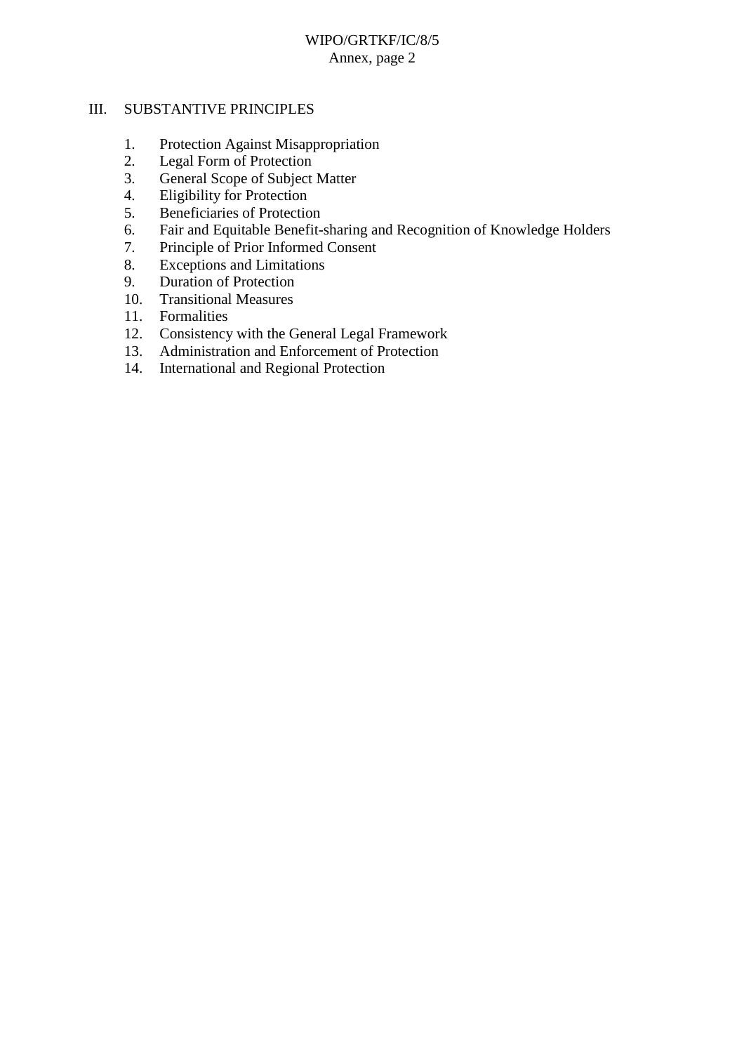## III. SUBSTANTIVE PRINCIPLES

1. Protection Against Misappropriation
2. Legal Form of Protection
3. General Scope of Subject Matter
4. Eligibility for Protection
5. Beneficiaries of Protection
6. Fair and Equitable Benefit-sharing and Recognition of Knowledge Holders
7. Principle of Prior Informed Consent
8. Exceptions and Limitations
9. Duration of Protection
10. Transitional Measures
11. Formalities
12. Consistency with the General Legal Framework
13. Administration and Enforcement of Protection
14. International and Regional Protection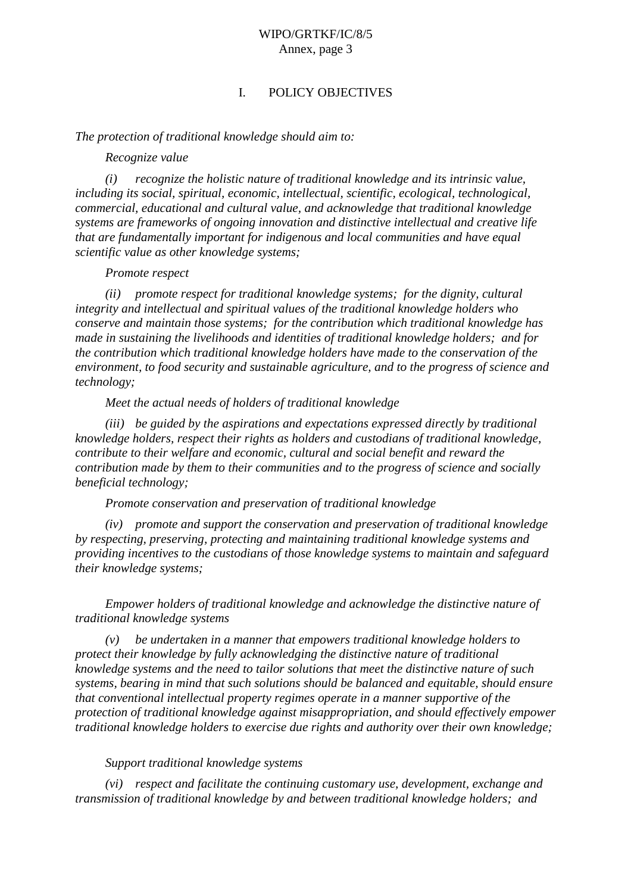## I. POLICY OBJECTIVES

*The protection of traditional knowledge should aim to:*

*Recognize value*

*(i) recognize the holistic nature of traditional knowledge and its intrinsic value, including its social, spiritual, economic, intellectual, scientific, ecological, technological, commercial, educational and cultural value, and acknowledge that traditional knowledge systems are frameworks of ongoing innovation and distinctive intellectual and creative life that are fundamentally important for indigenous and local communities and have equal scientific value as other knowledge systems;*

*Promote respect*

*(ii) promote respect for traditional knowledge systems; for the dignity, cultural integrity and intellectual and spiritual values of the traditional knowledge holders who conserve and maintain those systems; for the contribution which traditional knowledge has made in sustaining the livelihoods and identities of traditional knowledge holders; and for the contribution which traditional knowledge holders have made to the conservation of the environment, to food security and sustainable agriculture, and to the progress of science and technology;*

*Meet the actual needs of holders of traditional knowledge*

*(iii) be guided by the aspirations and expectations expressed directly by traditional knowledge holders, respect their rights as holders and custodians of traditional knowledge, contribute to their welfare and economic, cultural and social benefit and reward the contribution made by them to their communities and to the progress of science and socially beneficial technology;*

*Promote conservation and preservation of traditional knowledge*

*(iv) promote and support the conservation and preservation of traditional knowledge by respecting, preserving, protecting and maintaining traditional knowledge systems and providing incentives to the custodians of those knowledge systems to maintain and safeguard their knowledge systems;*

*Empower holders of traditional knowledge and acknowledge the distinctive nature of traditional knowledge systems*

*(v) be undertaken in a manner that empowers traditional knowledge holders to protect their knowledge by fully acknowledging the distinctive nature of traditional knowledge systems and the need to tailor solutions that meet the distinctive nature of such systems, bearing in mind that such solutions should be balanced and equitable, should ensure that conventional intellectual property regimes operate in a manner supportive of the protection of traditional knowledge against misappropriation, and should effectively empower traditional knowledge holders to exercise due rights and authority over their own knowledge;*

*Support traditional knowledge systems*

*(vi) respect and facilitate the continuing customary use, development, exchange and transmission of traditional knowledge by and between traditional knowledge holders; and*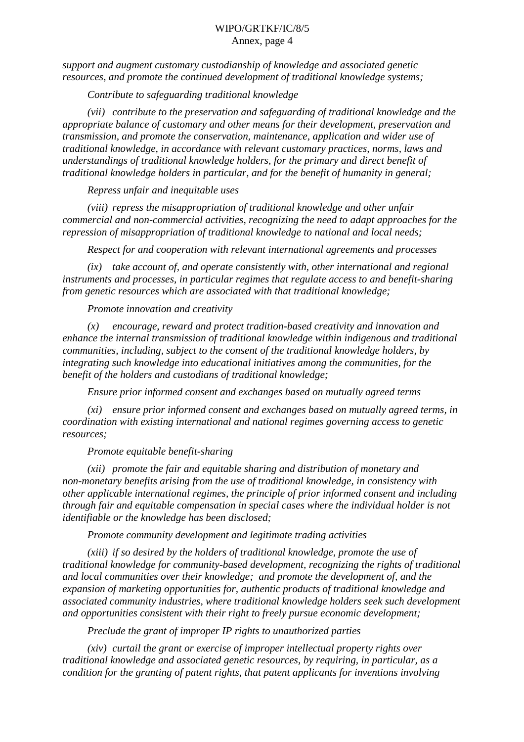*support and augment customary custodianship of knowledge and associated genetic resources, and promote the continued development of traditional knowledge systems;*

*Contribute to safeguarding traditional knowledge*

*(vii) contribute to the preservation and safeguarding of traditional knowledge and the appropriate balance of customary and other means for their development, preservation and transmission, and promote the conservation, maintenance, application and wider use of traditional knowledge, in accordance with relevant customary practices, norms, laws and understandings of traditional knowledge holders, for the primary and direct benefit of traditional knowledge holders in particular, and for the benefit of humanity in general;*

*Repress unfair and inequitable uses*

*(viii) repress the misappropriation of traditional knowledge and other unfair commercial and non-commercial activities, recognizing the need to adapt approaches for the repression of misappropriation of traditional knowledge to national and local needs;*

*Respect for and cooperation with relevant international agreements and processes*

*(ix) take account of, and operate consistently with, other international and regional instruments and processes, in particular regimes that regulate access to and benefit-sharing from genetic resources which are associated with that traditional knowledge;*

*Promote innovation and creativity*

*(x) encourage, reward and protect tradition-based creativity and innovation and enhance the internal transmission of traditional knowledge within indigenous and traditional communities, including, subject to the consent of the traditional knowledge holders, by integrating such knowledge into educational initiatives among the communities, for the benefit of the holders and custodians of traditional knowledge;*

*Ensure prior informed consent and exchanges based on mutually agreed terms*

*(xi) ensure prior informed consent and exchanges based on mutually agreed terms, in coordination with existing international and national regimes governing access to genetic resources;*

*Promote equitable benefit-sharing*

*(xii) promote the fair and equitable sharing and distribution of monetary and non-monetary benefits arising from the use of traditional knowledge, in consistency with other applicable international regimes, the principle of prior informed consent and including through fair and equitable compensation in special cases where the individual holder is not identifiable or the knowledge has been disclosed;*

*Promote community development and legitimate trading activities*

*(xiii) if so desired by the holders of traditional knowledge, promote the use of traditional knowledge for community-based development, recognizing the rights of traditional and local communities over their knowledge; and promote the development of, and the expansion of marketing opportunities for, authentic products of traditional knowledge and associated community industries, where traditional knowledge holders seek such development and opportunities consistent with their right to freely pursue economic development;*

*Preclude the grant of improper IP rights to unauthorized parties*

*(xiv) curtail the grant or exercise of improper intellectual property rights over traditional knowledge and associated genetic resources, by requiring, in particular, as a condition for the granting of patent rights, that patent applicants for inventions involving*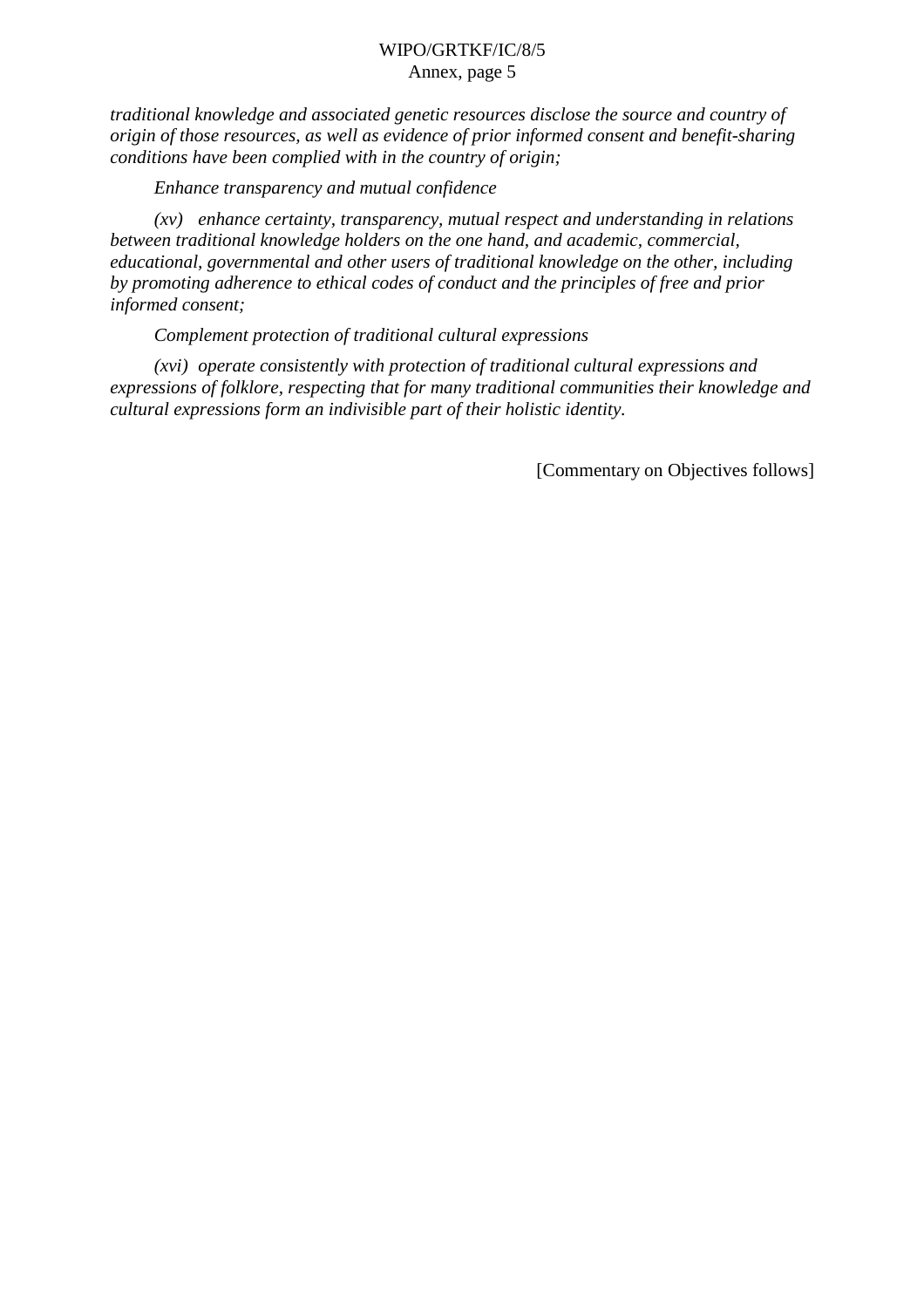*traditional knowledge and associated genetic resources disclose the source and country of origin of those resources, as well as evidence of prior informed consent and benefit-sharing conditions have been complied with in the country of origin;*

*Enhance transparency and mutual confidence*

*(xv) enhance certainty, transparency, mutual respect and understanding in relations between traditional knowledge holders on the one hand, and academic, commercial, educational, governmental and other users of traditional knowledge on the other, including by promoting adherence to ethical codes of conduct and the principles of free and prior informed consent;*

*Complement protection of traditional cultural expressions*

*(xvi) operate consistently with protection of traditional cultural expressions and expressions of folklore, respecting that for many traditional communities their knowledge and cultural expressions form an indivisible part of their holistic identity.*

[Commentary on Objectives follows]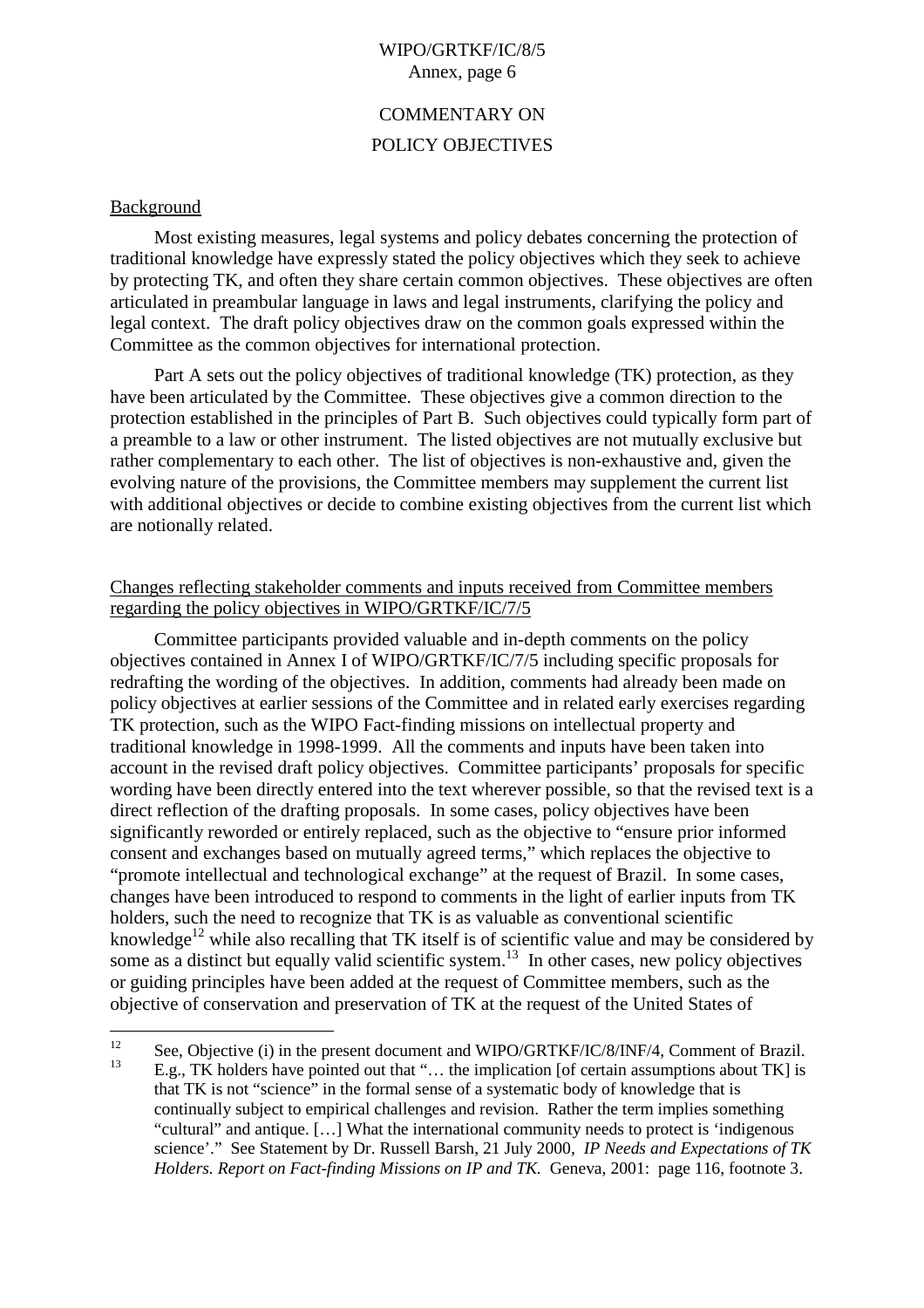# COMMENTARY ON POLICY OBJECTIVES

## Background

Most existing measures, legal systems and policy debates concerning the protection of traditional knowledge have expressly stated the policy objectives which they seek to achieve by protecting TK, and often they share certain common objectives. These objectives are often articulated in preambular language in laws and legal instruments, clarifying the policy and legal context. The draft policy objectives draw on the common goals expressed within the Committee as the common objectives for international protection.

Part A sets out the policy objectives of traditional knowledge (TK) protection, as they have been articulated by the Committee. These objectives give a common direction to the protection established in the principles of Part B. Such objectives could typically form part of a preamble to a law or other instrument. The listed objectives are not mutually exclusive but rather complementary to each other. The list of objectives is non-exhaustive and, given the evolving nature of the provisions, the Committee members may supplement the current list with additional objectives or decide to combine existing objectives from the current list which are notionally related.

## Changes reflecting stakeholder comments and inputs received from Committee members regarding the policy objectives in WIPO/GRTKF/IC/7/5

Committee participants provided valuable and in-depth comments on the policy objectives contained in Annex I of WIPO/GRTKF/IC/7/5 including specific proposals for redrafting the wording of the objectives. In addition, comments had already been made on policy objectives at earlier sessions of the Committee and in related early exercises regarding TK protection, such as the WIPO Fact-finding missions on intellectual property and traditional knowledge in 1998-1999. All the comments and inputs have been taken into account in the revised draft policy objectives. Committee participants' proposals for specific wording have been directly entered into the text wherever possible, so that the revised text is a direct reflection of the drafting proposals. In some cases, policy objectives have been significantly reworded or entirely replaced, such as the objective to "ensure prior informed consent and exchanges based on mutually agreed terms," which replaces the objective to "promote intellectual and technological exchange" at the request of Brazil. In some cases, changes have been introduced to respond to comments in the light of earlier inputs from TK holders, such the need to recognize that TK is as valuable as conventional scientific knowledge[12] while also recalling that TK itself is of scientific value and may be considered by some as a distinct but equally valid scientific system.[13] In other cases, new policy objectives or guiding principles have been added at the request of Committee members, such as the objective of conservation and preservation of TK at the request of the United States of

---

[12] See, Objective (i) in the present document and WIPO/GRTKF/IC/8/INF/4, Comment of Brazil.

[13] E.g., TK holders have pointed out that "… the implication [of certain assumptions about TK] is that TK is not "science" in the formal sense of a systematic body of knowledge that is continually subject to empirical challenges and revision. Rather the term implies something "cultural" and antique. […] What the international community needs to protect is 'indigenous science'." See Statement by Dr. Russell Barsh, 21 July 2000, *IP Needs and Expectations of TK Holders. Report on Fact-finding Missions on IP and TK.* Geneva, 2001: page 116, footnote 3.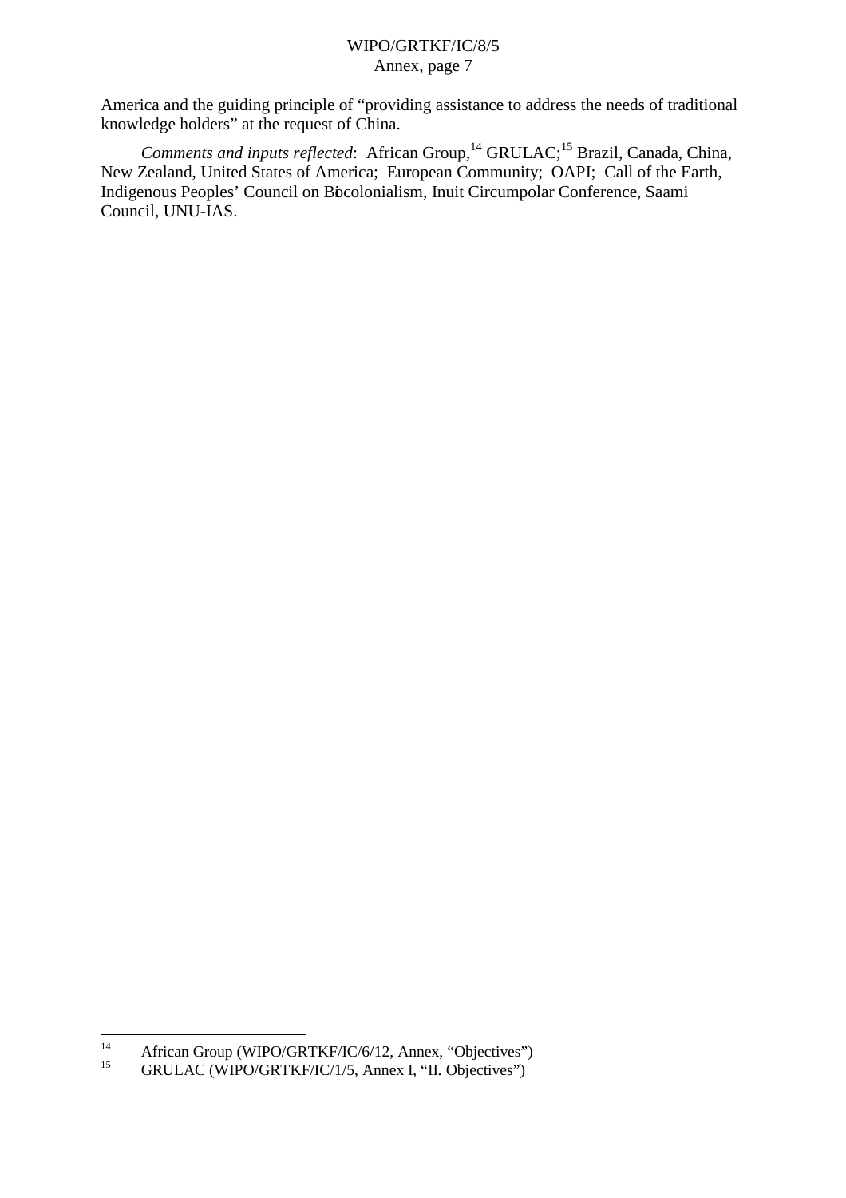America and the guiding principle of "providing assistance to address the needs of traditional knowledge holders" at the request of China.

*Comments and inputs reflected*: African Group,[14] GRULAC;[15] Brazil, Canada, China, New Zealand, United States of America; European Community; OAPI; Call of the Earth, Indigenous Peoples' Council on Biocolonialism, Inuit Circumpolar Conference, Saami Council, UNU-IAS.

---

[14] African Group (WIPO/GRTKF/IC/6/12, Annex, "Objectives")

[15] GRULAC (WIPO/GRTKF/IC/1/5, Annex I, "II. Objectives")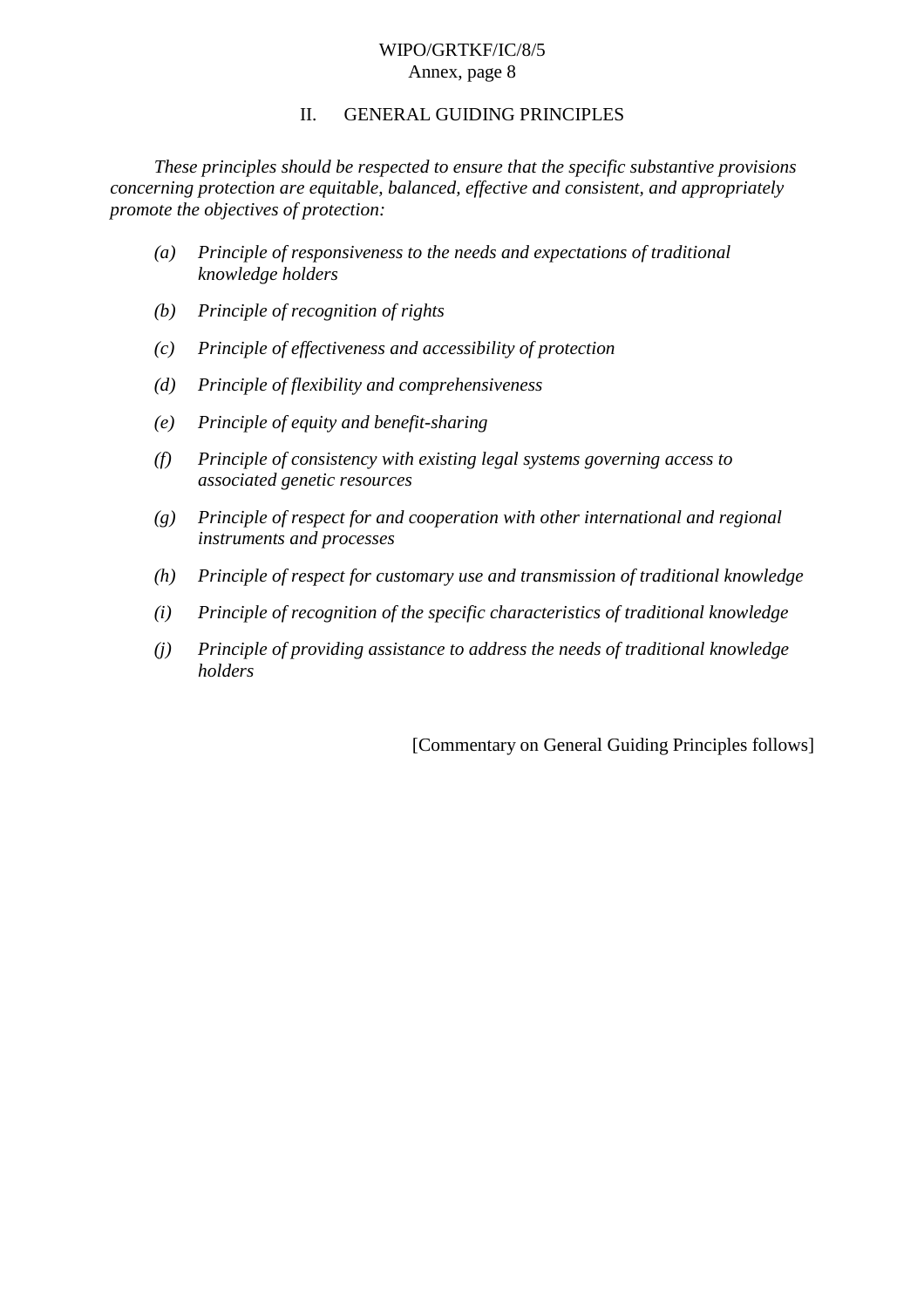## II. GENERAL GUIDING PRINCIPLES

*These principles should be respected to ensure that the specific substantive provisions concerning protection are equitable, balanced, effective and consistent, and appropriately promote the objectives of protection:*

*(a) Principle of responsiveness to the needs and expectations of traditional knowledge holders*

*(b) Principle of recognition of rights*

*(c) Principle of effectiveness and accessibility of protection*

*(d) Principle of flexibility and comprehensiveness*

*(e) Principle of equity and benefit-sharing*

*(f) Principle of consistency with existing legal systems governing access to associated genetic resources*

*(g) Principle of respect for and cooperation with other international and regional instruments and processes*

*(h) Principle of respect for customary use and transmission of traditional knowledge*

*(i) Principle of recognition of the specific characteristics of traditional knowledge*

*(j) Principle of providing assistance to address the needs of traditional knowledge holders*

[Commentary on General Guiding Principles follows]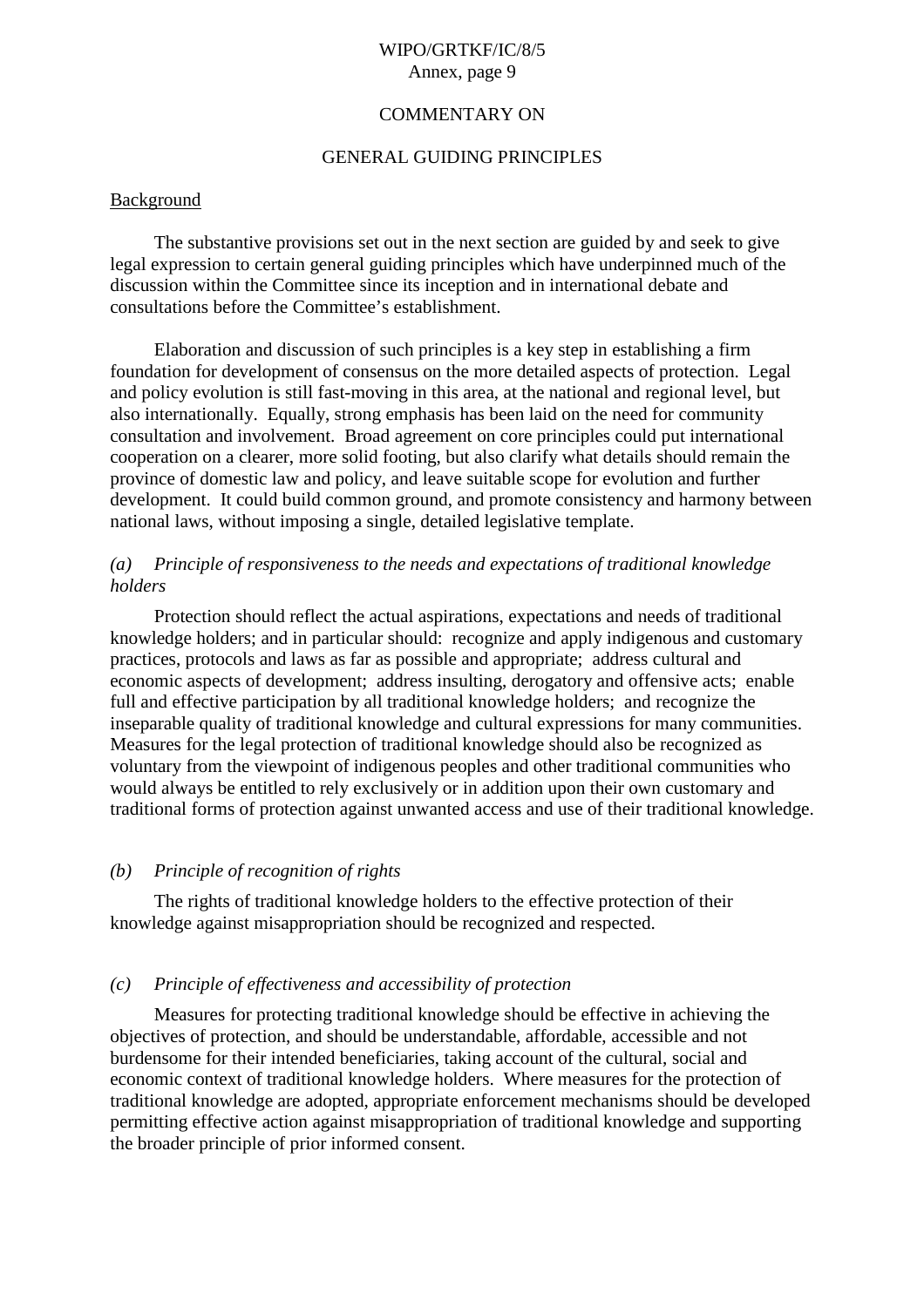COMMENTARY ON

GENERAL GUIDING PRINCIPLES

Background

The substantive provisions set out in the next section are guided by and seek to give legal expression to certain general guiding principles which have underpinned much of the discussion within the Committee since its inception and in international debate and consultations before the Committee's establishment.

Elaboration and discussion of such principles is a key step in establishing a firm foundation for development of consensus on the more detailed aspects of protection. Legal and policy evolution is still fast-moving in this area, at the national and regional level, but also internationally. Equally, strong emphasis has been laid on the need for community consultation and involvement. Broad agreement on core principles could put international cooperation on a clearer, more solid footing, but also clarify what details should remain the province of domestic law and policy, and leave suitable scope for evolution and further development. It could build common ground, and promote consistency and harmony between national laws, without imposing a single, detailed legislative template.

*(a) Principle of responsiveness to the needs and expectations of traditional knowledge holders*

Protection should reflect the actual aspirations, expectations and needs of traditional knowledge holders; and in particular should: recognize and apply indigenous and customary practices, protocols and laws as far as possible and appropriate; address cultural and economic aspects of development; address insulting, derogatory and offensive acts; enable full and effective participation by all traditional knowledge holders; and recognize the inseparable quality of traditional knowledge and cultural expressions for many communities. Measures for the legal protection of traditional knowledge should also be recognized as voluntary from the viewpoint of indigenous peoples and other traditional communities who would always be entitled to rely exclusively or in addition upon their own customary and traditional forms of protection against unwanted access and use of their traditional knowledge.

*(b) Principle of recognition of rights*

The rights of traditional knowledge holders to the effective protection of their knowledge against misappropriation should be recognized and respected.

*(c) Principle of effectiveness and accessibility of protection*

Measures for protecting traditional knowledge should be effective in achieving the objectives of protection, and should be understandable, affordable, accessible and not burdensome for their intended beneficiaries, taking account of the cultural, social and economic context of traditional knowledge holders. Where measures for the protection of traditional knowledge are adopted, appropriate enforcement mechanisms should be developed permitting effective action against misappropriation of traditional knowledge and supporting the broader principle of prior informed consent.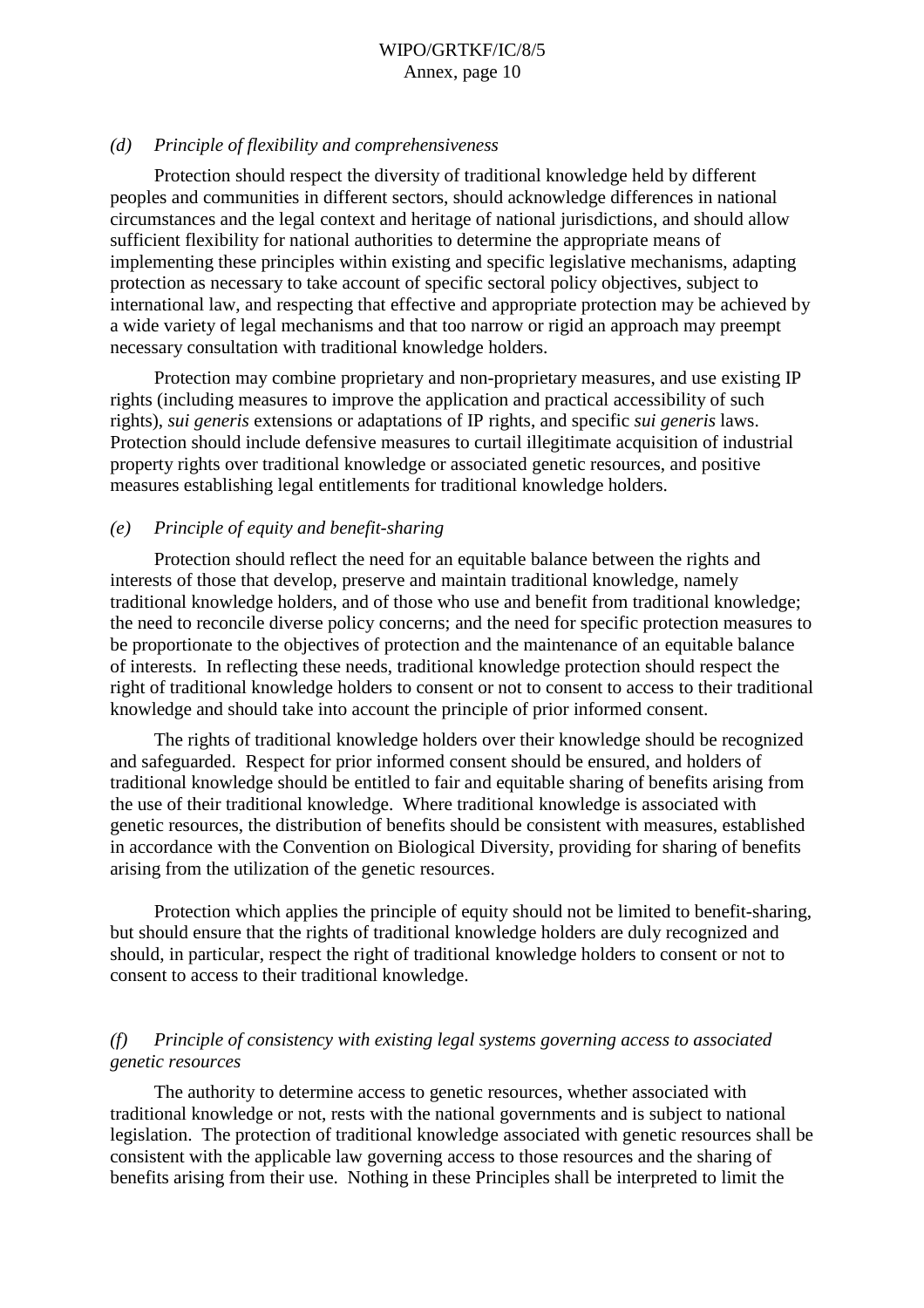*(d) Principle of flexibility and comprehensiveness*

Protection should respect the diversity of traditional knowledge held by different peoples and communities in different sectors, should acknowledge differences in national circumstances and the legal context and heritage of national jurisdictions, and should allow sufficient flexibility for national authorities to determine the appropriate means of implementing these principles within existing and specific legislative mechanisms, adapting protection as necessary to take account of specific sectoral policy objectives, subject to international law, and respecting that effective and appropriate protection may be achieved by a wide variety of legal mechanisms and that too narrow or rigid an approach may preempt necessary consultation with traditional knowledge holders.

Protection may combine proprietary and non-proprietary measures, and use existing IP rights (including measures to improve the application and practical accessibility of such rights), *sui generis* extensions or adaptations of IP rights, and specific *sui generis* laws. Protection should include defensive measures to curtail illegitimate acquisition of industrial property rights over traditional knowledge or associated genetic resources, and positive measures establishing legal entitlements for traditional knowledge holders.

*(e) Principle of equity and benefit-sharing*

Protection should reflect the need for an equitable balance between the rights and interests of those that develop, preserve and maintain traditional knowledge, namely traditional knowledge holders, and of those who use and benefit from traditional knowledge; the need to reconcile diverse policy concerns; and the need for specific protection measures to be proportionate to the objectives of protection and the maintenance of an equitable balance of interests. In reflecting these needs, traditional knowledge protection should respect the right of traditional knowledge holders to consent or not to consent to access to their traditional knowledge and should take into account the principle of prior informed consent.

The rights of traditional knowledge holders over their knowledge should be recognized and safeguarded. Respect for prior informed consent should be ensured, and holders of traditional knowledge should be entitled to fair and equitable sharing of benefits arising from the use of their traditional knowledge. Where traditional knowledge is associated with genetic resources, the distribution of benefits should be consistent with measures, established in accordance with the Convention on Biological Diversity, providing for sharing of benefits arising from the utilization of the genetic resources.

Protection which applies the principle of equity should not be limited to benefit-sharing, but should ensure that the rights of traditional knowledge holders are duly recognized and should, in particular, respect the right of traditional knowledge holders to consent or not to consent to access to their traditional knowledge.

*(f) Principle of consistency with existing legal systems governing access to associated genetic resources*

The authority to determine access to genetic resources, whether associated with traditional knowledge or not, rests with the national governments and is subject to national legislation. The protection of traditional knowledge associated with genetic resources shall be consistent with the applicable law governing access to those resources and the sharing of benefits arising from their use. Nothing in these Principles shall be interpreted to limit the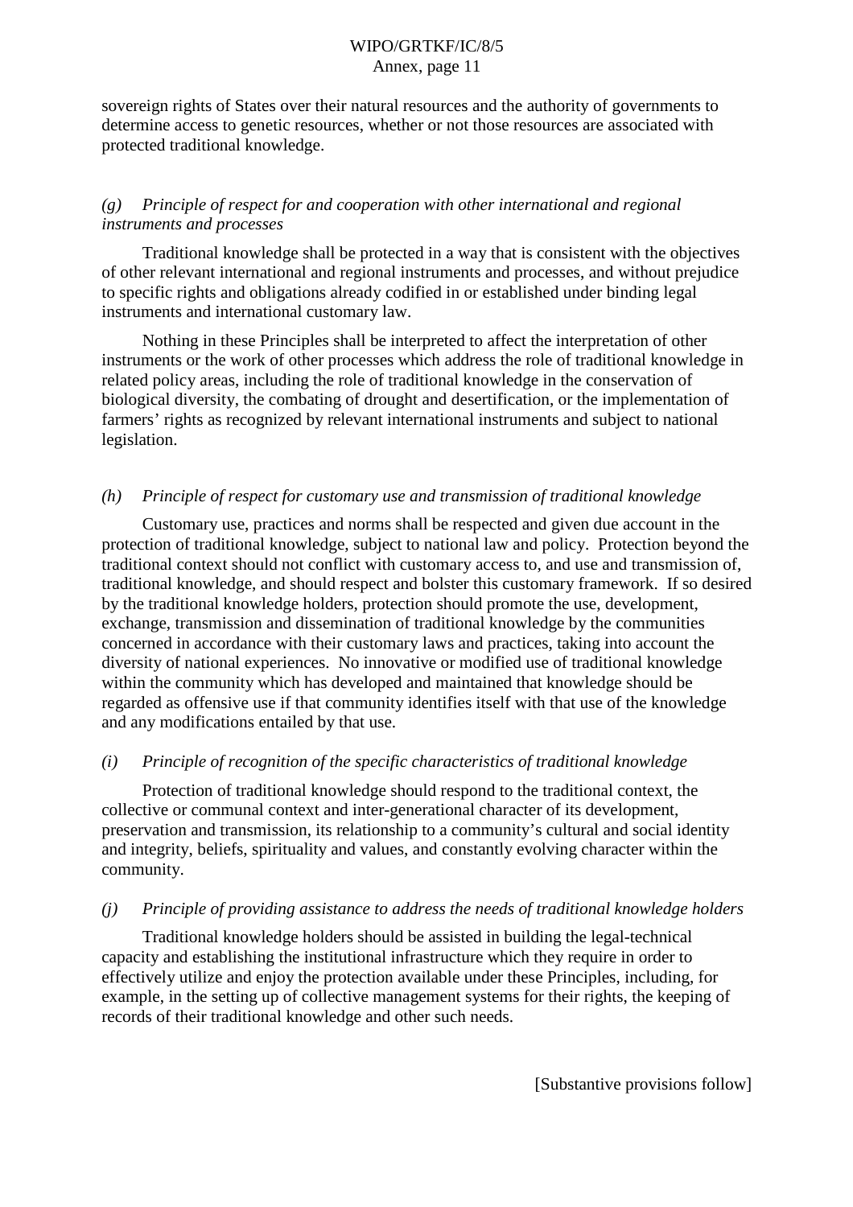sovereign rights of States over their natural resources and the authority of governments to determine access to genetic resources, whether or not those resources are associated with protected traditional knowledge.

*(g) Principle of respect for and cooperation with other international and regional instruments and processes*

Traditional knowledge shall be protected in a way that is consistent with the objectives of other relevant international and regional instruments and processes, and without prejudice to specific rights and obligations already codified in or established under binding legal instruments and international customary law.

Nothing in these Principles shall be interpreted to affect the interpretation of other instruments or the work of other processes which address the role of traditional knowledge in related policy areas, including the role of traditional knowledge in the conservation of biological diversity, the combating of drought and desertification, or the implementation of farmers' rights as recognized by relevant international instruments and subject to national legislation.

*(h) Principle of respect for customary use and transmission of traditional knowledge*

Customary use, practices and norms shall be respected and given due account in the protection of traditional knowledge, subject to national law and policy. Protection beyond the traditional context should not conflict with customary access to, and use and transmission of, traditional knowledge, and should respect and bolster this customary framework. If so desired by the traditional knowledge holders, protection should promote the use, development, exchange, transmission and dissemination of traditional knowledge by the communities concerned in accordance with their customary laws and practices, taking into account the diversity of national experiences. No innovative or modified use of traditional knowledge within the community which has developed and maintained that knowledge should be regarded as offensive use if that community identifies itself with that use of the knowledge and any modifications entailed by that use.

*(i) Principle of recognition of the specific characteristics of traditional knowledge*

Protection of traditional knowledge should respond to the traditional context, the collective or communal context and inter-generational character of its development, preservation and transmission, its relationship to a community's cultural and social identity and integrity, beliefs, spirituality and values, and constantly evolving character within the community.

*(j) Principle of providing assistance to address the needs of traditional knowledge holders*

Traditional knowledge holders should be assisted in building the legal-technical capacity and establishing the institutional infrastructure which they require in order to effectively utilize and enjoy the protection available under these Principles, including, for example, in the setting up of collective management systems for their rights, the keeping of records of their traditional knowledge and other such needs.

[Substantive provisions follow]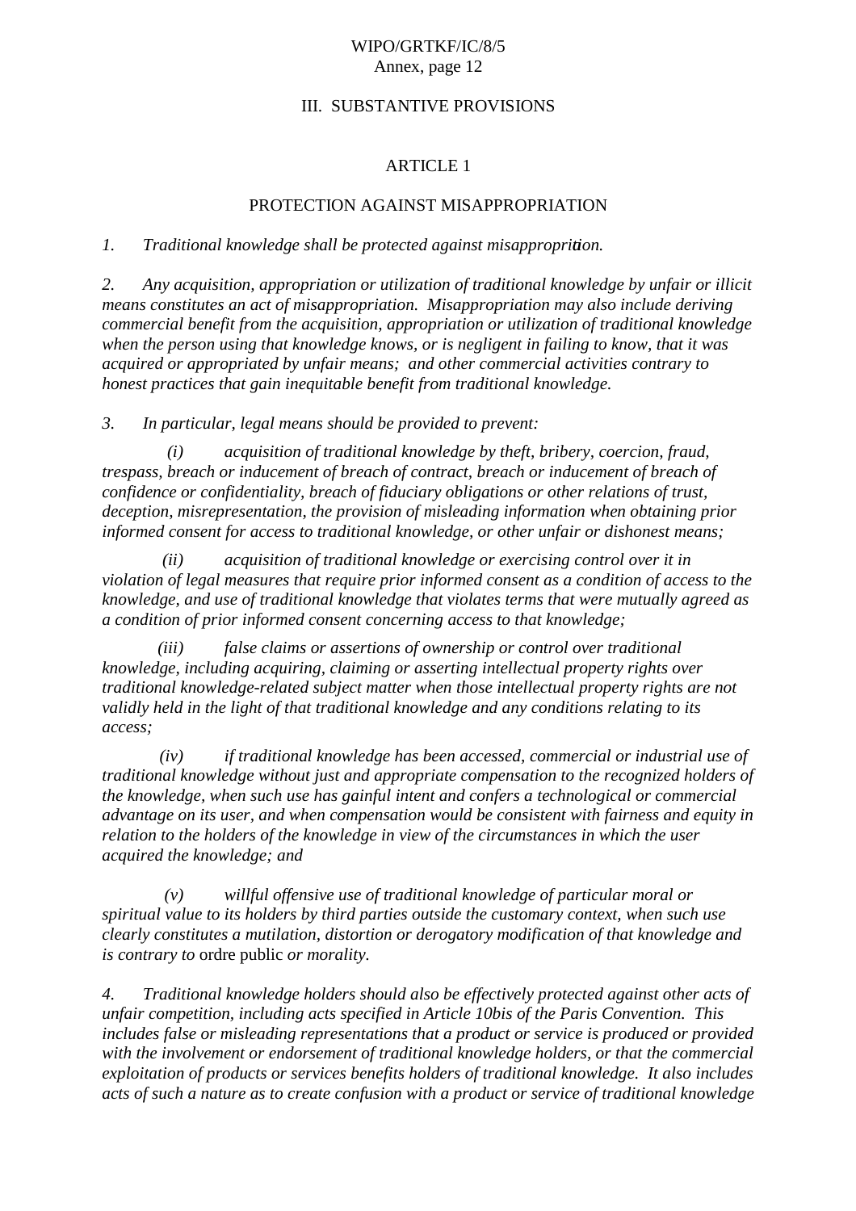## III. SUBSTANTIVE PROVISIONS

### ARTICLE 1

### PROTECTION AGAINST MISAPPROPRIATION

*1. Traditional knowledge shall be protected against misappropriation.*

*2. Any acquisition, appropriation or utilization of traditional knowledge by unfair or illicit means constitutes an act of misappropriation. Misappropriation may also include deriving commercial benefit from the acquisition, appropriation or utilization of traditional knowledge when the person using that knowledge knows, or is negligent in failing to know, that it was acquired or appropriated by unfair means; and other commercial activities contrary to honest practices that gain inequitable benefit from traditional knowledge.*

*3. In particular, legal means should be provided to prevent:*

*(i) acquisition of traditional knowledge by theft, bribery, coercion, fraud, trespass, breach or inducement of breach of contract, breach or inducement of breach of confidence or confidentiality, breach of fiduciary obligations or other relations of trust, deception, misrepresentation, the provision of misleading information when obtaining prior informed consent for access to traditional knowledge, or other unfair or dishonest means;*

*(ii) acquisition of traditional knowledge or exercising control over it in violation of legal measures that require prior informed consent as a condition of access to the knowledge, and use of traditional knowledge that violates terms that were mutually agreed as a condition of prior informed consent concerning access to that knowledge;*

*(iii) false claims or assertions of ownership or control over traditional knowledge, including acquiring, claiming or asserting intellectual property rights over traditional knowledge-related subject matter when those intellectual property rights are not validly held in the light of that traditional knowledge and any conditions relating to its access;*

*(iv) if traditional knowledge has been accessed, commercial or industrial use of traditional knowledge without just and appropriate compensation to the recognized holders of the knowledge, when such use has gainful intent and confers a technological or commercial advantage on its user, and when compensation would be consistent with fairness and equity in relation to the holders of the knowledge in view of the circumstances in which the user acquired the knowledge; and*

*(v) willful offensive use of traditional knowledge of particular moral or spiritual value to its holders by third parties outside the customary context, when such use clearly constitutes a mutilation, distortion or derogatory modification of that knowledge and is contrary to* ordre public *or morality.*

*4. Traditional knowledge holders should also be effectively protected against other acts of unfair competition, including acts specified in Article 10bis of the Paris Convention. This includes false or misleading representations that a product or service is produced or provided with the involvement or endorsement of traditional knowledge holders, or that the commercial exploitation of products or services benefits holders of traditional knowledge. It also includes acts of such a nature as to create confusion with a product or service of traditional knowledge*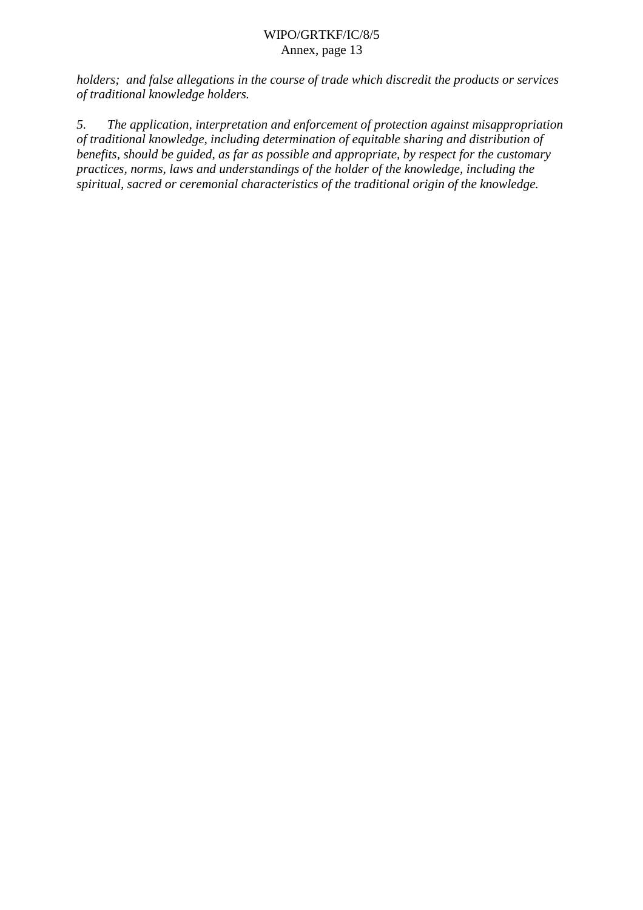*holders; and false allegations in the course of trade which discredit the products or services of traditional knowledge holders.*

*5. The application, interpretation and enforcement of protection against misappropriation of traditional knowledge, including determination of equitable sharing and distribution of benefits, should be guided, as far as possible and appropriate, by respect for the customary practices, norms, laws and understandings of the holder of the knowledge, including the spiritual, sacred or ceremonial characteristics of the traditional origin of the knowledge.*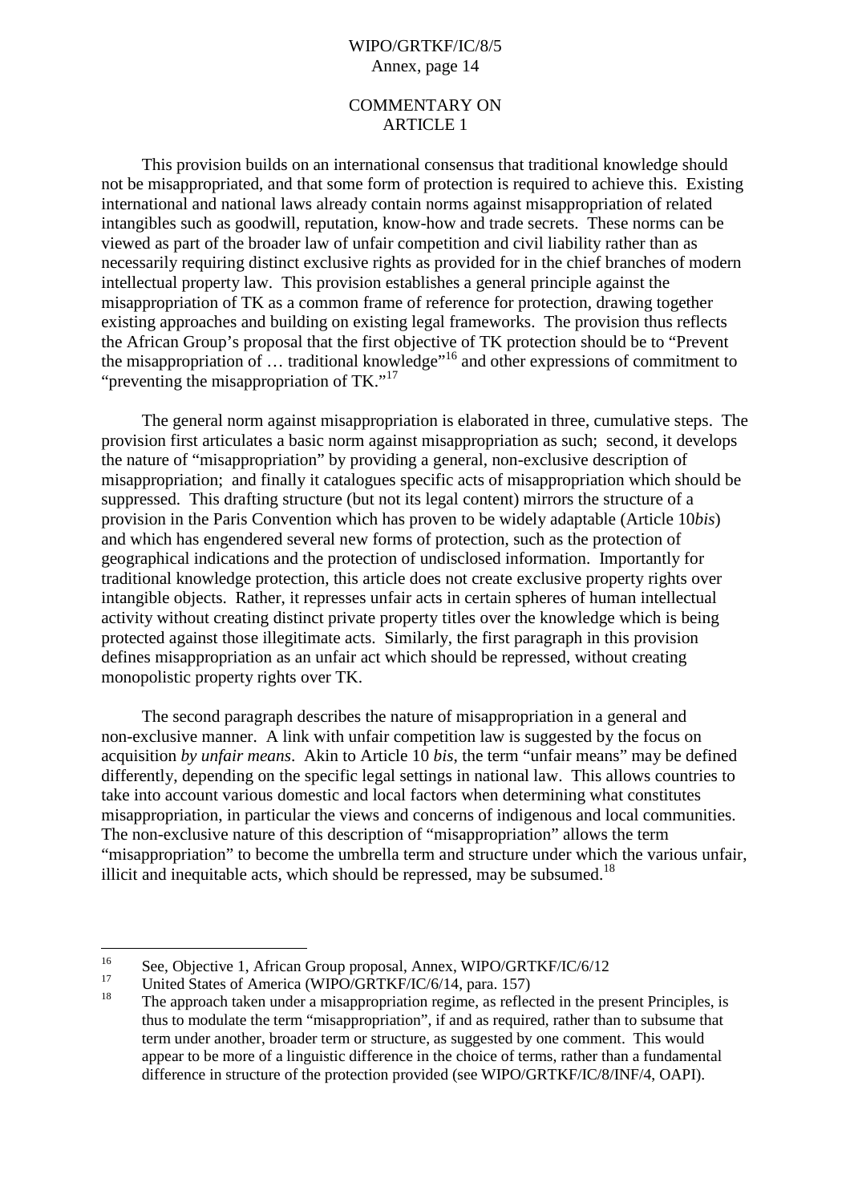## COMMENTARY ON ARTICLE 1

This provision builds on an international consensus that traditional knowledge should not be misappropriated, and that some form of protection is required to achieve this. Existing international and national laws already contain norms against misappropriation of related intangibles such as goodwill, reputation, know-how and trade secrets. These norms can be viewed as part of the broader law of unfair competition and civil liability rather than as necessarily requiring distinct exclusive rights as provided for in the chief branches of modern intellectual property law. This provision establishes a general principle against the misappropriation of TK as a common frame of reference for protection, drawing together existing approaches and building on existing legal frameworks. The provision thus reflects the African Group's proposal that the first objective of TK protection should be to "Prevent the misappropriation of … traditional knowledge"[16] and other expressions of commitment to "preventing the misappropriation of TK."[17]

The general norm against misappropriation is elaborated in three, cumulative steps. The provision first articulates a basic norm against misappropriation as such; second, it develops the nature of "misappropriation" by providing a general, non-exclusive description of misappropriation; and finally it catalogues specific acts of misappropriation which should be suppressed. This drafting structure (but not its legal content) mirrors the structure of a provision in the Paris Convention which has proven to be widely adaptable (Article 10*bis*) and which has engendered several new forms of protection, such as the protection of geographical indications and the protection of undisclosed information. Importantly for traditional knowledge protection, this article does not create exclusive property rights over intangible objects. Rather, it represses unfair acts in certain spheres of human intellectual activity without creating distinct private property titles over the knowledge which is being protected against those illegitimate acts. Similarly, the first paragraph in this provision defines misappropriation as an unfair act which should be repressed, without creating monopolistic property rights over TK.

The second paragraph describes the nature of misappropriation in a general and non-exclusive manner. A link with unfair competition law is suggested by the focus on acquisition *by unfair means*. Akin to Article 10 *bis*, the term "unfair means" may be defined differently, depending on the specific legal settings in national law. This allows countries to take into account various domestic and local factors when determining what constitutes misappropriation, in particular the views and concerns of indigenous and local communities. The non-exclusive nature of this description of "misappropriation" allows the term "misappropriation" to become the umbrella term and structure under which the various unfair, illicit and inequitable acts, which should be repressed, may be subsumed.[18]

---

[16] See, Objective 1, African Group proposal, Annex, WIPO/GRTKF/IC/6/12

[17] United States of America (WIPO/GRTKF/IC/6/14, para. 157)

[18] The approach taken under a misappropriation regime, as reflected in the present Principles, is thus to modulate the term "misappropriation", if and as required, rather than to subsume that term under another, broader term or structure, as suggested by one comment. This would appear to be more of a linguistic difference in the choice of terms, rather than a fundamental difference in structure of the protection provided (see WIPO/GRTKF/IC/8/INF/4, OAPI).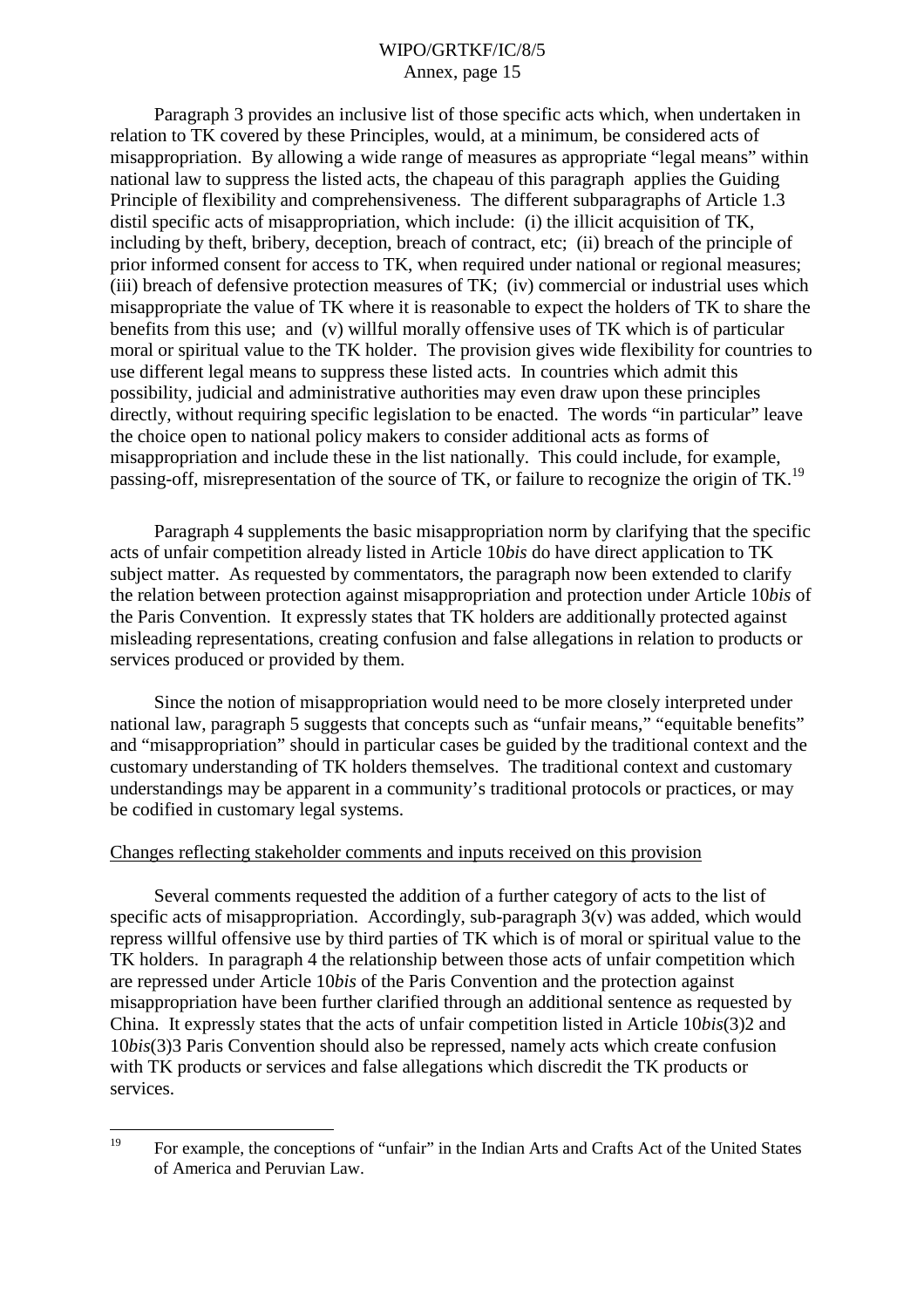Paragraph 3 provides an inclusive list of those specific acts which, when undertaken in relation to TK covered by these Principles, would, at a minimum, be considered acts of misappropriation. By allowing a wide range of measures as appropriate "legal means" within national law to suppress the listed acts, the chapeau of this paragraph applies the Guiding Principle of flexibility and comprehensiveness. The different subparagraphs of Article 1.3 distil specific acts of misappropriation, which include: (i) the illicit acquisition of TK, including by theft, bribery, deception, breach of contract, etc; (ii) breach of the principle of prior informed consent for access to TK, when required under national or regional measures; (iii) breach of defensive protection measures of TK; (iv) commercial or industrial uses which misappropriate the value of TK where it is reasonable to expect the holders of TK to share the benefits from this use; and (v) willful morally offensive uses of TK which is of particular moral or spiritual value to the TK holder. The provision gives wide flexibility for countries to use different legal means to suppress these listed acts. In countries which admit this possibility, judicial and administrative authorities may even draw upon these principles directly, without requiring specific legislation to be enacted. The words "in particular" leave the choice open to national policy makers to consider additional acts as forms of misappropriation and include these in the list nationally. This could include, for example, passing-off, misrepresentation of the source of TK, or failure to recognize the origin of TK.[19]

Paragraph 4 supplements the basic misappropriation norm by clarifying that the specific acts of unfair competition already listed in Article 10*bis* do have direct application to TK subject matter. As requested by commentators, the paragraph now been extended to clarify the relation between protection against misappropriation and protection under Article 10*bis* of the Paris Convention. It expressly states that TK holders are additionally protected against misleading representations, creating confusion and false allegations in relation to products or services produced or provided by them.

Since the notion of misappropriation would need to be more closely interpreted under national law, paragraph 5 suggests that concepts such as "unfair means," "equitable benefits" and "misappropriation" should in particular cases be guided by the traditional context and the customary understanding of TK holders themselves. The traditional context and customary understandings may be apparent in a community's traditional protocols or practices, or may be codified in customary legal systems.

Changes reflecting stakeholder comments and inputs received on this provision

Several comments requested the addition of a further category of acts to the list of specific acts of misappropriation. Accordingly, sub-paragraph 3(v) was added, which would repress willful offensive use by third parties of TK which is of moral or spiritual value to the TK holders. In paragraph 4 the relationship between those acts of unfair competition which are repressed under Article 10*bis* of the Paris Convention and the protection against misappropriation have been further clarified through an additional sentence as requested by China. It expressly states that the acts of unfair competition listed in Article 10*bis*(3)2 and 10*bis*(3)3 Paris Convention should also be repressed, namely acts which create confusion with TK products or services and false allegations which discredit the TK products or services.

---

[19] For example, the conceptions of "unfair" in the Indian Arts and Crafts Act of the United States of America and Peruvian Law.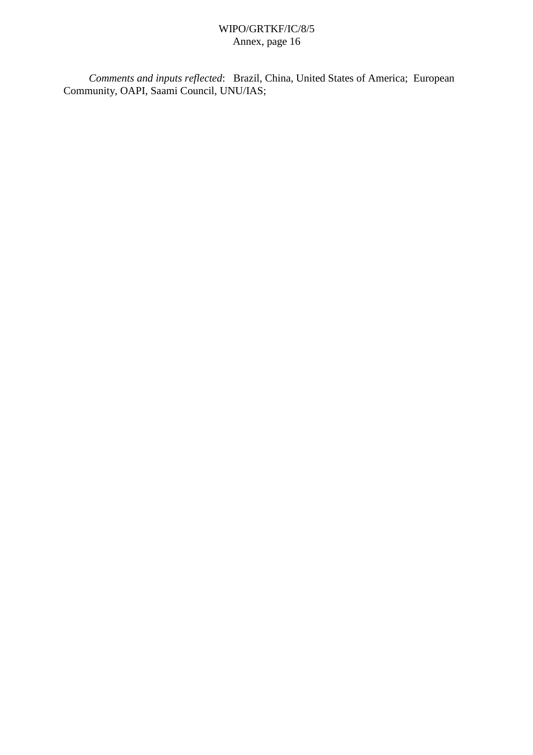*Comments and inputs reflected*: Brazil, China, United States of America; European Community, OAPI, Saami Council, UNU/IAS;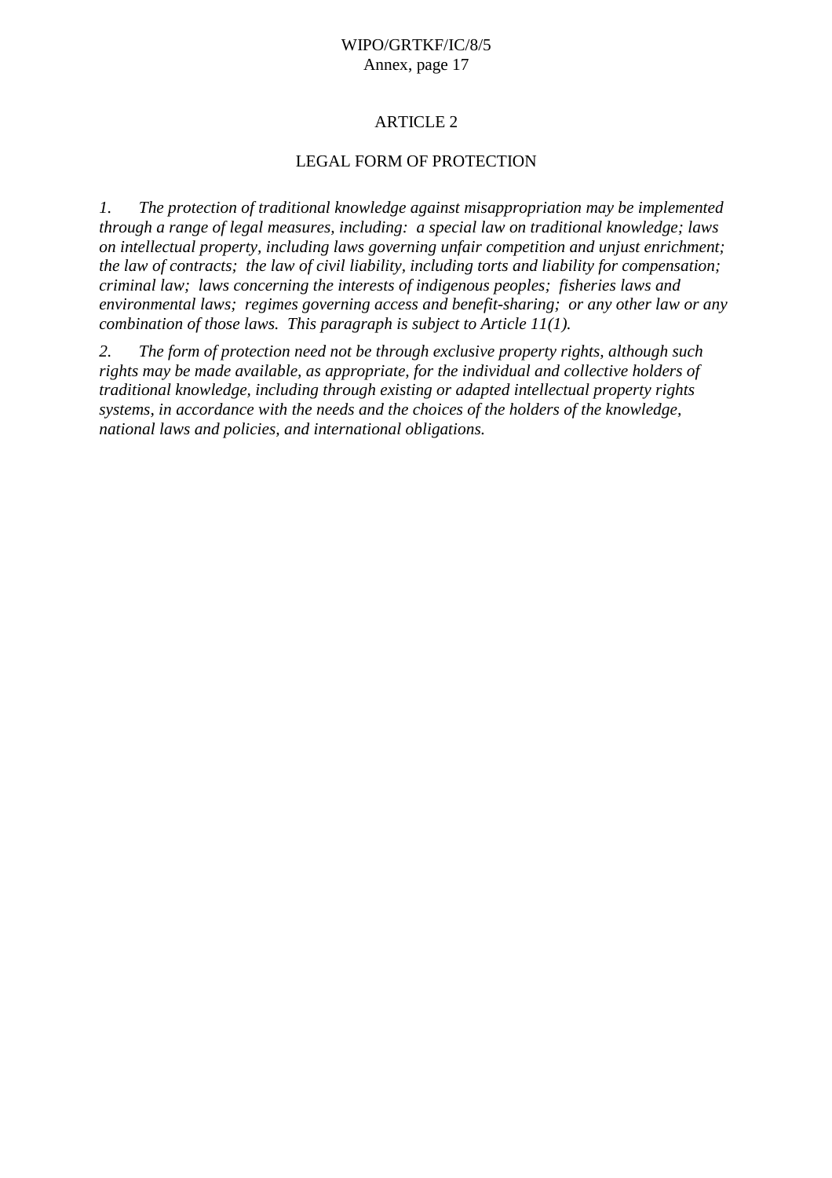## ARTICLE 2

## LEGAL FORM OF PROTECTION

*1. The protection of traditional knowledge against misappropriation may be implemented through a range of legal measures, including: a special law on traditional knowledge; laws on intellectual property, including laws governing unfair competition and unjust enrichment; the law of contracts; the law of civil liability, including torts and liability for compensation; criminal law; laws concerning the interests of indigenous peoples; fisheries laws and environmental laws; regimes governing access and benefit-sharing; or any other law or any combination of those laws. This paragraph is subject to Article 11(1).*

*2. The form of protection need not be through exclusive property rights, although such rights may be made available, as appropriate, for the individual and collective holders of traditional knowledge, including through existing or adapted intellectual property rights systems, in accordance with the needs and the choices of the holders of the knowledge, national laws and policies, and international obligations.*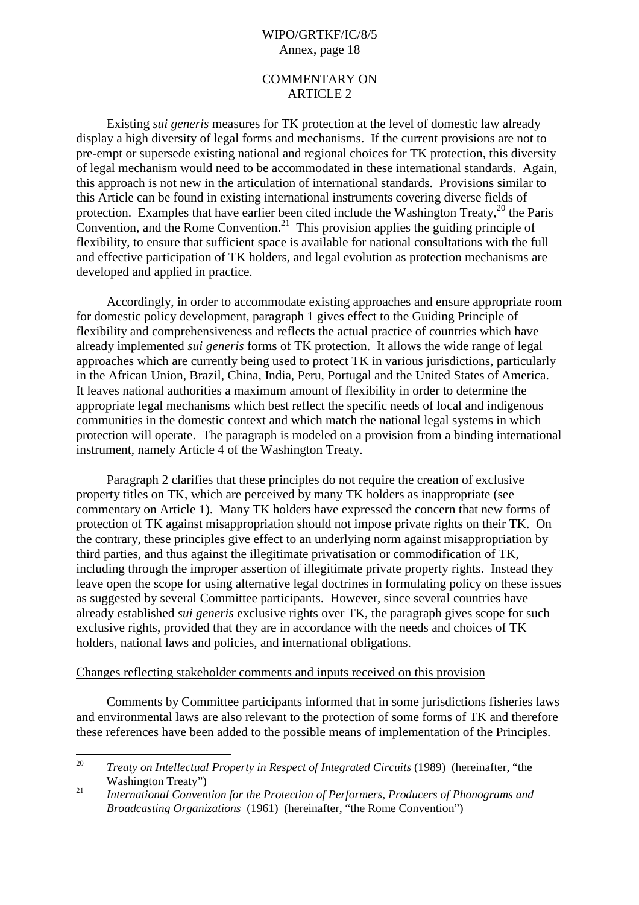# COMMENTARY ON ARTICLE 2

Existing *sui generis* measures for TK protection at the level of domestic law already display a high diversity of legal forms and mechanisms. If the current provisions are not to pre-empt or supersede existing national and regional choices for TK protection, this diversity of legal mechanism would need to be accommodated in these international standards. Again, this approach is not new in the articulation of international standards. Provisions similar to this Article can be found in existing international instruments covering diverse fields of protection. Examples that have earlier been cited include the Washington Treaty,[20] the Paris Convention, and the Rome Convention.[21] This provision applies the guiding principle of flexibility, to ensure that sufficient space is available for national consultations with the full and effective participation of TK holders, and legal evolution as protection mechanisms are developed and applied in practice.

Accordingly, in order to accommodate existing approaches and ensure appropriate room for domestic policy development, paragraph 1 gives effect to the Guiding Principle of flexibility and comprehensiveness and reflects the actual practice of countries which have already implemented *sui generis* forms of TK protection. It allows the wide range of legal approaches which are currently being used to protect TK in various jurisdictions, particularly in the African Union, Brazil, China, India, Peru, Portugal and the United States of America. It leaves national authorities a maximum amount of flexibility in order to determine the appropriate legal mechanisms which best reflect the specific needs of local and indigenous communities in the domestic context and which match the national legal systems in which protection will operate. The paragraph is modeled on a provision from a binding international instrument, namely Article 4 of the Washington Treaty.

Paragraph 2 clarifies that these principles do not require the creation of exclusive property titles on TK, which are perceived by many TK holders as inappropriate (see commentary on Article 1). Many TK holders have expressed the concern that new forms of protection of TK against misappropriation should not impose private rights on their TK. On the contrary, these principles give effect to an underlying norm against misappropriation by third parties, and thus against the illegitimate privatisation or commodification of TK, including through the improper assertion of illegitimate private property rights. Instead they leave open the scope for using alternative legal doctrines in formulating policy on these issues as suggested by several Committee participants. However, since several countries have already established *sui generis* exclusive rights over TK, the paragraph gives scope for such exclusive rights, provided that they are in accordance with the needs and choices of TK holders, national laws and policies, and international obligations.

<u>Changes reflecting stakeholder comments and inputs received on this provision</u>

Comments by Committee participants informed that in some jurisdictions fisheries laws and environmental laws are also relevant to the protection of some forms of TK and therefore these references have been added to the possible means of implementation of the Principles.

---

[20] *Treaty on Intellectual Property in Respect of Integrated Circuits* (1989) (hereinafter, "the Washington Treaty")

[21] *International Convention for the Protection of Performers, Producers of Phonograms and Broadcasting Organizations* (1961) (hereinafter, "the Rome Convention")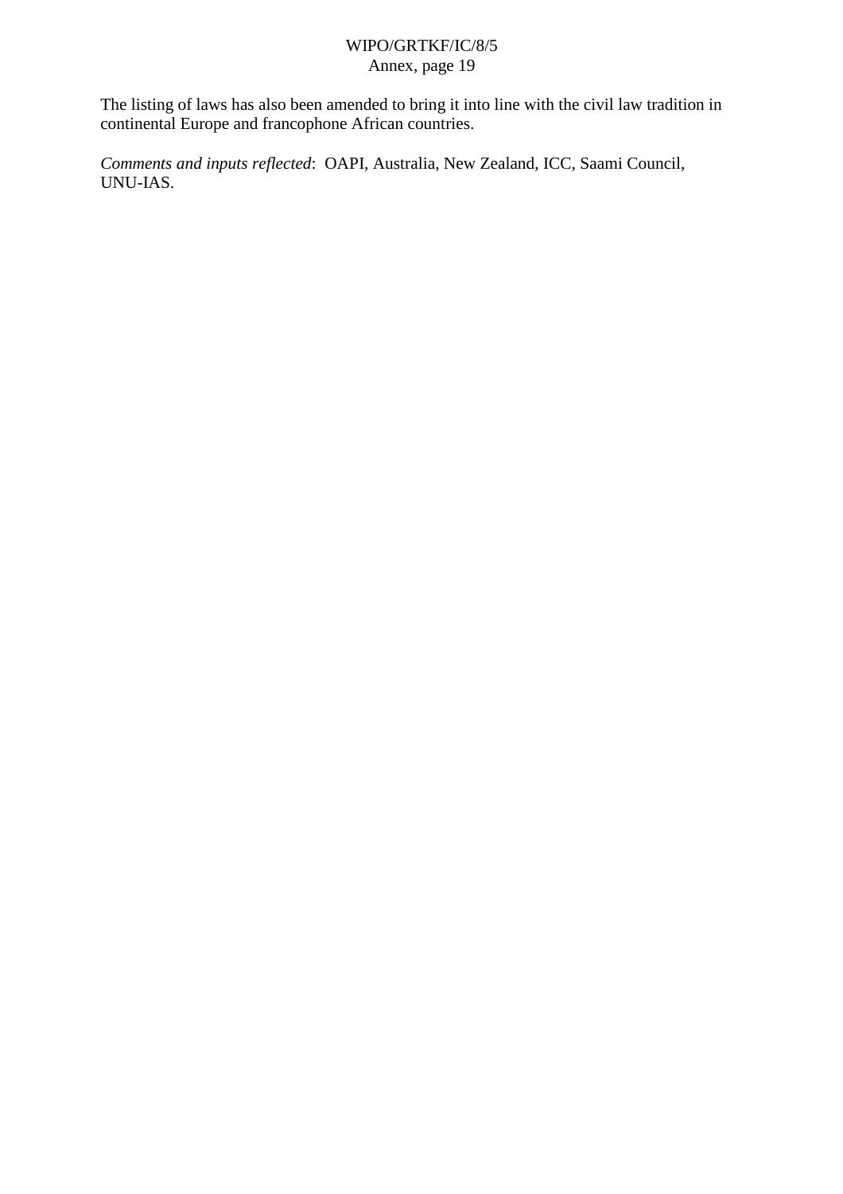The listing of laws has also been amended to bring it into line with the civil law tradition in continental Europe and francophone African countries.

*Comments and inputs reflected*: OAPI, Australia, New Zealand, ICC, Saami Council, UNU-IAS.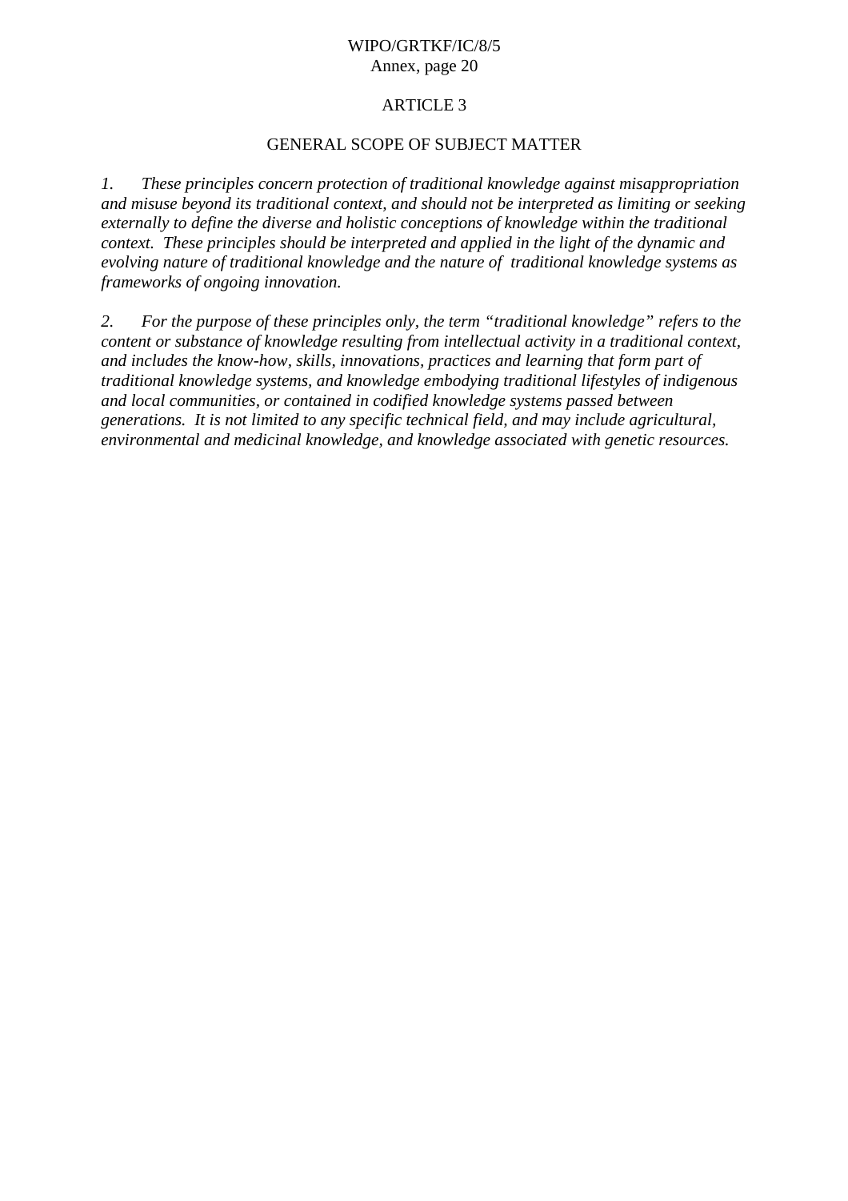## ARTICLE 3

## GENERAL SCOPE OF SUBJECT MATTER

*1. These principles concern protection of traditional knowledge against misappropriation and misuse beyond its traditional context, and should not be interpreted as limiting or seeking externally to define the diverse and holistic conceptions of knowledge within the traditional context. These principles should be interpreted and applied in the light of the dynamic and evolving nature of traditional knowledge and the nature of traditional knowledge systems as frameworks of ongoing innovation.*

*2. For the purpose of these principles only, the term "traditional knowledge" refers to the content or substance of knowledge resulting from intellectual activity in a traditional context, and includes the know-how, skills, innovations, practices and learning that form part of traditional knowledge systems, and knowledge embodying traditional lifestyles of indigenous and local communities, or contained in codified knowledge systems passed between generations. It is not limited to any specific technical field, and may include agricultural, environmental and medicinal knowledge, and knowledge associated with genetic resources.*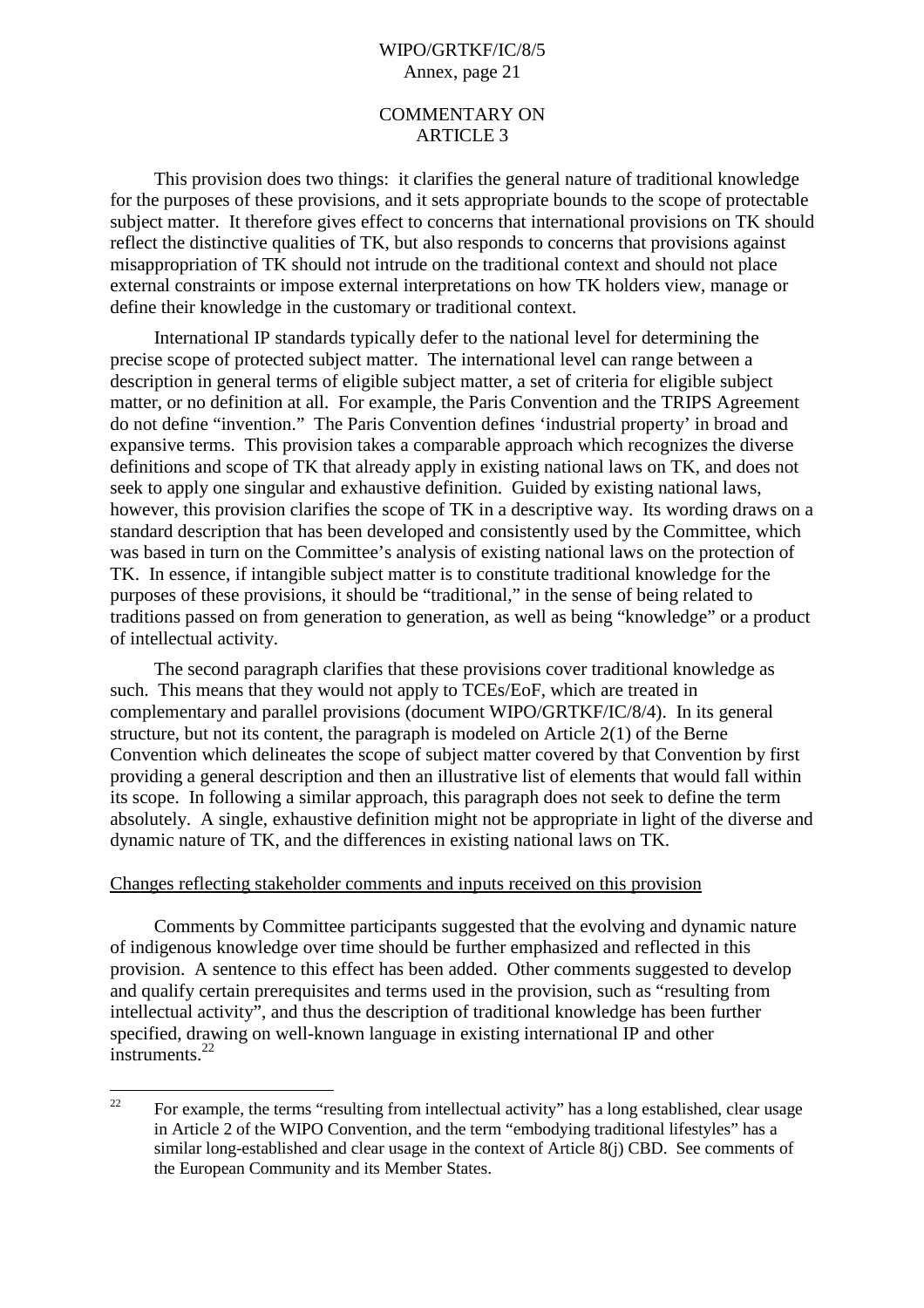## COMMENTARY ON ARTICLE 3

This provision does two things: it clarifies the general nature of traditional knowledge for the purposes of these provisions, and it sets appropriate bounds to the scope of protectable subject matter. It therefore gives effect to concerns that international provisions on TK should reflect the distinctive qualities of TK, but also responds to concerns that provisions against misappropriation of TK should not intrude on the traditional context and should not place external constraints or impose external interpretations on how TK holders view, manage or define their knowledge in the customary or traditional context.

International IP standards typically defer to the national level for determining the precise scope of protected subject matter. The international level can range between a description in general terms of eligible subject matter, a set of criteria for eligible subject matter, or no definition at all. For example, the Paris Convention and the TRIPS Agreement do not define "invention." The Paris Convention defines 'industrial property' in broad and expansive terms. This provision takes a comparable approach which recognizes the diverse definitions and scope of TK that already apply in existing national laws on TK, and does not seek to apply one singular and exhaustive definition. Guided by existing national laws, however, this provision clarifies the scope of TK in a descriptive way. Its wording draws on a standard description that has been developed and consistently used by the Committee, which was based in turn on the Committee's analysis of existing national laws on the protection of TK. In essence, if intangible subject matter is to constitute traditional knowledge for the purposes of these provisions, it should be "traditional," in the sense of being related to traditions passed on from generation to generation, as well as being "knowledge" or a product of intellectual activity.

The second paragraph clarifies that these provisions cover traditional knowledge as such. This means that they would not apply to TCEs/EoF, which are treated in complementary and parallel provisions (document WIPO/GRTKF/IC/8/4). In its general structure, but not its content, the paragraph is modeled on Article 2(1) of the Berne Convention which delineates the scope of subject matter covered by that Convention by first providing a general description and then an illustrative list of elements that would fall within its scope. In following a similar approach, this paragraph does not seek to define the term absolutely. A single, exhaustive definition might not be appropriate in light of the diverse and dynamic nature of TK, and the differences in existing national laws on TK.

Changes reflecting stakeholder comments and inputs received on this provision

Comments by Committee participants suggested that the evolving and dynamic nature of indigenous knowledge over time should be further emphasized and reflected in this provision. A sentence to this effect has been added. Other comments suggested to develop and qualify certain prerequisites and terms used in the provision, such as "resulting from intellectual activity", and thus the description of traditional knowledge has been further specified, drawing on well-known language in existing international IP and other instruments.[22]

[22] For example, the terms "resulting from intellectual activity" has a long established, clear usage in Article 2 of the WIPO Convention, and the term "embodying traditional lifestyles" has a similar long-established and clear usage in the context of Article 8(j) CBD. See comments of the European Community and its Member States.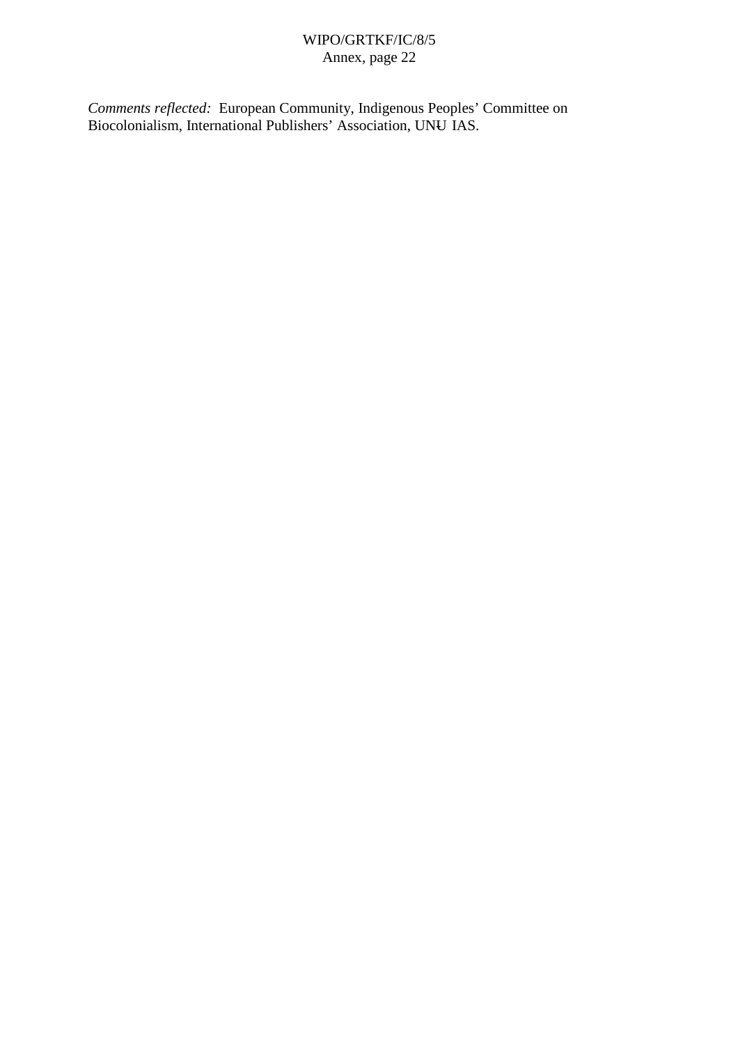*Comments reflected:* European Community, Indigenous Peoples' Committee on Biocolonialism, International Publishers' Association, UNU IAS.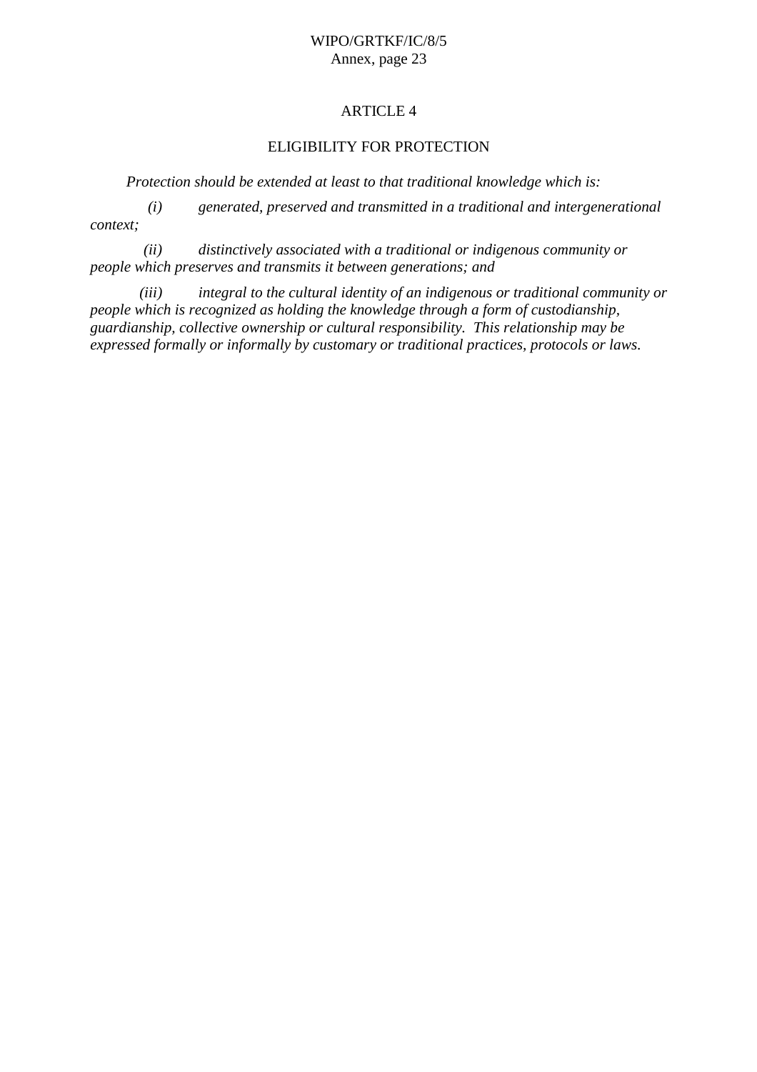ARTICLE 4

ELIGIBILITY FOR PROTECTION

*Protection should be extended at least to that traditional knowledge which is:*

*(i) generated, preserved and transmitted in a traditional and intergenerational context;*

*(ii) distinctively associated with a traditional or indigenous community or people which preserves and transmits it between generations; and*

*(iii) integral to the cultural identity of an indigenous or traditional community or people which is recognized as holding the knowledge through a form of custodianship, guardianship, collective ownership or cultural responsibility. This relationship may be expressed formally or informally by customary or traditional practices, protocols or laws.*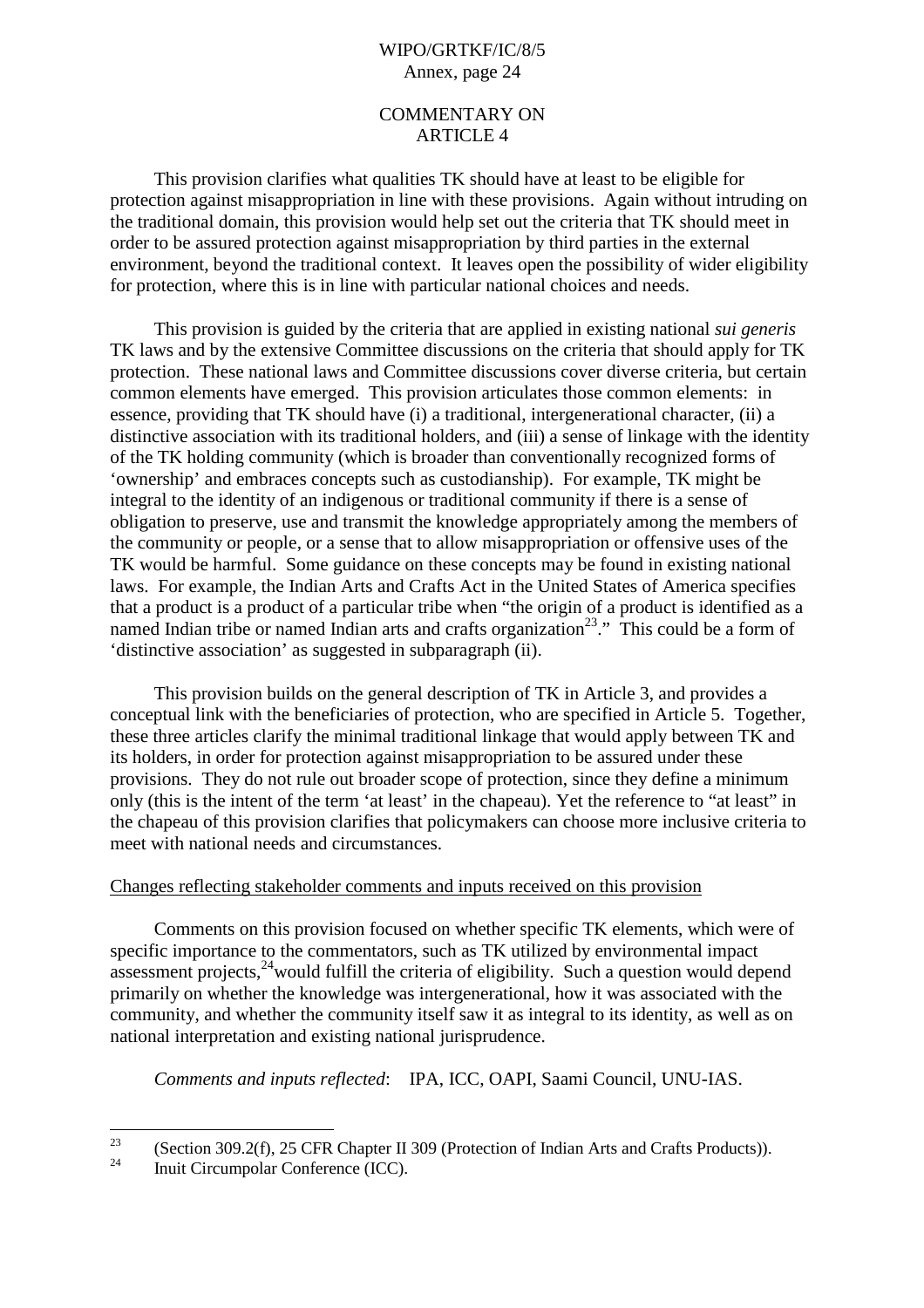## COMMENTARY ON ARTICLE 4

This provision clarifies what qualities TK should have at least to be eligible for protection against misappropriation in line with these provisions. Again without intruding on the traditional domain, this provision would help set out the criteria that TK should meet in order to be assured protection against misappropriation by third parties in the external environment, beyond the traditional context. It leaves open the possibility of wider eligibility for protection, where this is in line with particular national choices and needs.

This provision is guided by the criteria that are applied in existing national *sui generis* TK laws and by the extensive Committee discussions on the criteria that should apply for TK protection. These national laws and Committee discussions cover diverse criteria, but certain common elements have emerged. This provision articulates those common elements: in essence, providing that TK should have (i) a traditional, intergenerational character, (ii) a distinctive association with its traditional holders, and (iii) a sense of linkage with the identity of the TK holding community (which is broader than conventionally recognized forms of 'ownership' and embraces concepts such as custodianship). For example, TK might be integral to the identity of an indigenous or traditional community if there is a sense of obligation to preserve, use and transmit the knowledge appropriately among the members of the community or people, or a sense that to allow misappropriation or offensive uses of the TK would be harmful. Some guidance on these concepts may be found in existing national laws. For example, the Indian Arts and Crafts Act in the United States of America specifies that a product is a product of a particular tribe when "the origin of a product is identified as a named Indian tribe or named Indian arts and crafts organization[23]." This could be a form of 'distinctive association' as suggested in subparagraph (ii).

This provision builds on the general description of TK in Article 3, and provides a conceptual link with the beneficiaries of protection, who are specified in Article 5. Together, these three articles clarify the minimal traditional linkage that would apply between TK and its holders, in order for protection against misappropriation to be assured under these provisions. They do not rule out broader scope of protection, since they define a minimum only (this is the intent of the term 'at least' in the chapeau). Yet the reference to "at least" in the chapeau of this provision clarifies that policymakers can choose more inclusive criteria to meet with national needs and circumstances.

Changes reflecting stakeholder comments and inputs received on this provision

Comments on this provision focused on whether specific TK elements, which were of specific importance to the commentators, such as TK utilized by environmental impact assessment projects,[24]would fulfill the criteria of eligibility. Such a question would depend primarily on whether the knowledge was intergenerational, how it was associated with the community, and whether the community itself saw it as integral to its identity, as well as on national interpretation and existing national jurisprudence.

*Comments and inputs reflected*: IPA, ICC, OAPI, Saami Council, UNU-IAS.

---

[23] (Section 309.2(f), 25 CFR Chapter II 309 (Protection of Indian Arts and Crafts Products)).

[24] Inuit Circumpolar Conference (ICC).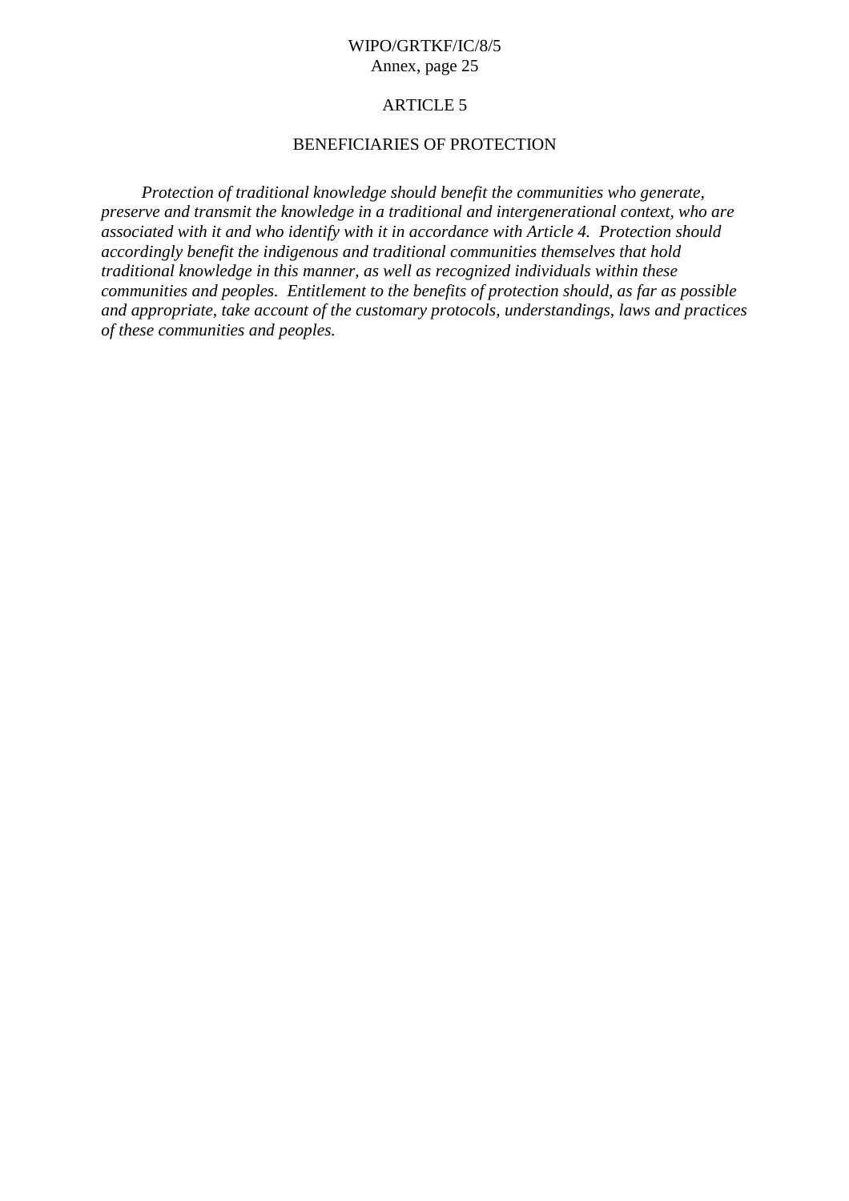# ARTICLE 5

## BENEFICIARIES OF PROTECTION

*Protection of traditional knowledge should benefit the communities who generate, preserve and transmit the knowledge in a traditional and intergenerational context, who are associated with it and who identify with it in accordance with Article 4. Protection should accordingly benefit the indigenous and traditional communities themselves that hold traditional knowledge in this manner, as well as recognized individuals within these communities and peoples. Entitlement to the benefits of protection should, as far as possible and appropriate, take account of the customary protocols, understandings, laws and practices of these communities and peoples.*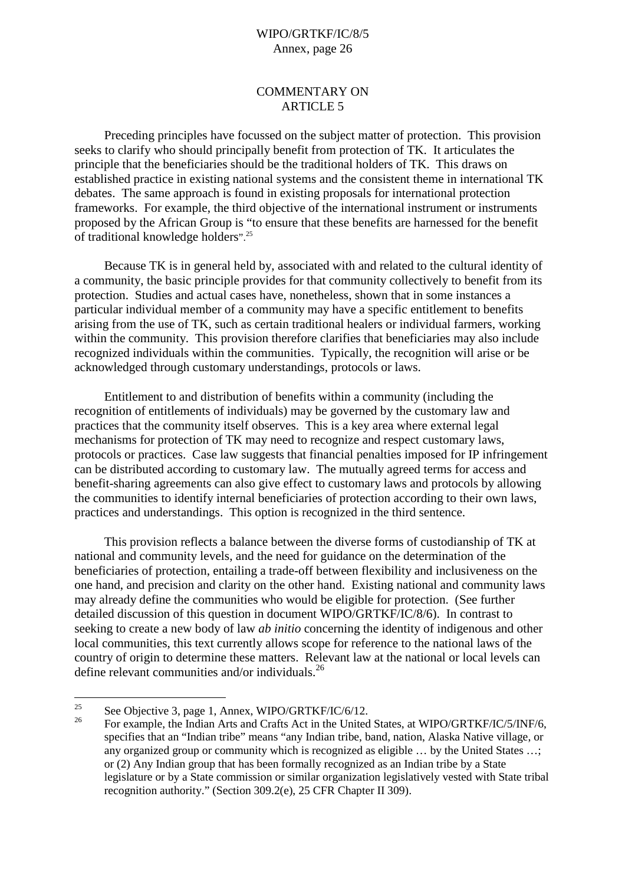## COMMENTARY ON ARTICLE 5

Preceding principles have focussed on the subject matter of protection. This provision seeks to clarify who should principally benefit from protection of TK. It articulates the principle that the beneficiaries should be the traditional holders of TK. This draws on established practice in existing national systems and the consistent theme in international TK debates. The same approach is found in existing proposals for international protection frameworks. For example, the third objective of the international instrument or instruments proposed by the African Group is "to ensure that these benefits are harnessed for the benefit of traditional knowledge holders".[25]

Because TK is in general held by, associated with and related to the cultural identity of a community, the basic principle provides for that community collectively to benefit from its protection. Studies and actual cases have, nonetheless, shown that in some instances a particular individual member of a community may have a specific entitlement to benefits arising from the use of TK, such as certain traditional healers or individual farmers, working within the community. This provision therefore clarifies that beneficiaries may also include recognized individuals within the communities. Typically, the recognition will arise or be acknowledged through customary understandings, protocols or laws.

Entitlement to and distribution of benefits within a community (including the recognition of entitlements of individuals) may be governed by the customary law and practices that the community itself observes. This is a key area where external legal mechanisms for protection of TK may need to recognize and respect customary laws, protocols or practices. Case law suggests that financial penalties imposed for IP infringement can be distributed according to customary law. The mutually agreed terms for access and benefit-sharing agreements can also give effect to customary laws and protocols by allowing the communities to identify internal beneficiaries of protection according to their own laws, practices and understandings. This option is recognized in the third sentence.

This provision reflects a balance between the diverse forms of custodianship of TK at national and community levels, and the need for guidance on the determination of the beneficiaries of protection, entailing a trade-off between flexibility and inclusiveness on the one hand, and precision and clarity on the other hand. Existing national and community laws may already define the communities who would be eligible for protection. (See further detailed discussion of this question in document WIPO/GRTKF/IC/8/6). In contrast to seeking to create a new body of law *ab initio* concerning the identity of indigenous and other local communities, this text currently allows scope for reference to the national laws of the country of origin to determine these matters. Relevant law at the national or local levels can define relevant communities and/or individuals.[26]

---

[25] See Objective 3, page 1, Annex, WIPO/GRTKF/IC/6/12.

[26] For example, the Indian Arts and Crafts Act in the United States, at WIPO/GRTKF/IC/5/INF/6, specifies that an "Indian tribe" means "any Indian tribe, band, nation, Alaska Native village, or any organized group or community which is recognized as eligible … by the United States …; or (2) Any Indian group that has been formally recognized as an Indian tribe by a State legislature or by a State commission or similar organization legislatively vested with State tribal recognition authority." (Section 309.2(e), 25 CFR Chapter II 309).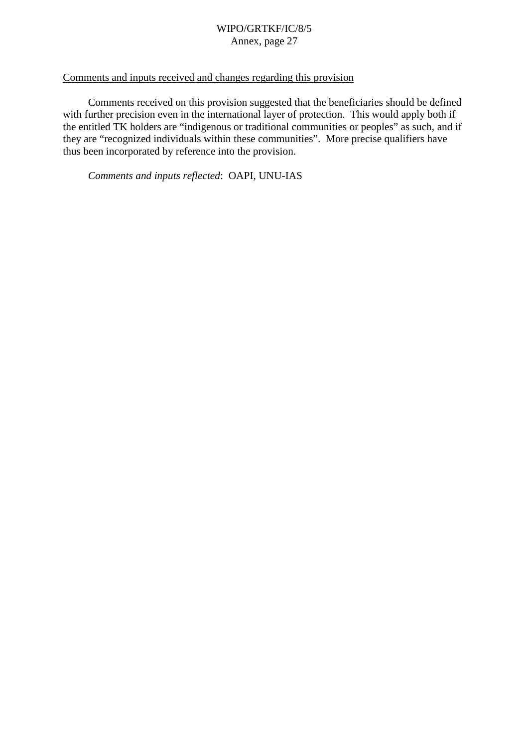Comments and inputs received and changes regarding this provision

Comments received on this provision suggested that the beneficiaries should be defined with further precision even in the international layer of protection. This would apply both if the entitled TK holders are “indigenous or traditional communities or peoples” as such, and if they are “recognized individuals within these communities”. More precise qualifiers have thus been incorporated by reference into the provision.

*Comments and inputs reflected*: OAPI, UNU-IAS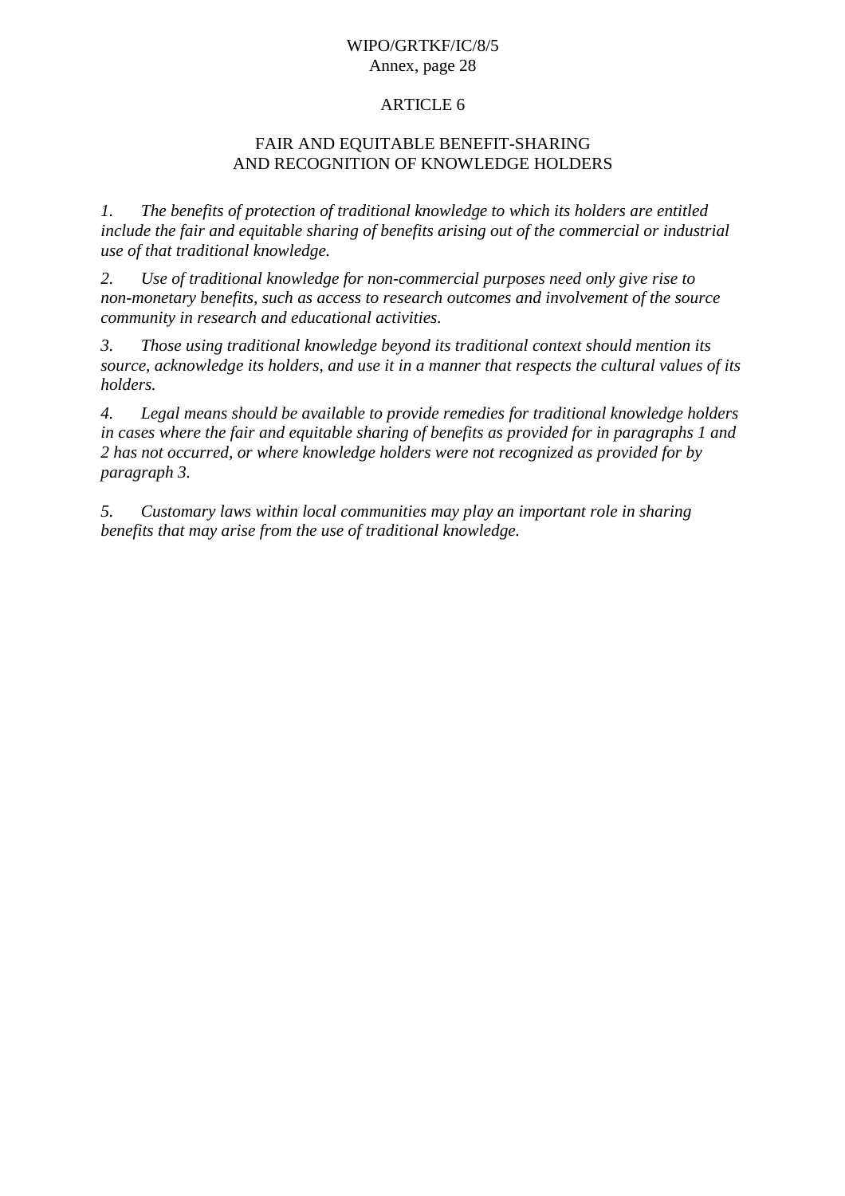## ARTICLE 6

## FAIR AND EQUITABLE BENEFIT-SHARING AND RECOGNITION OF KNOWLEDGE HOLDERS

*1. The benefits of protection of traditional knowledge to which its holders are entitled include the fair and equitable sharing of benefits arising out of the commercial or industrial use of that traditional knowledge.*

*2. Use of traditional knowledge for non-commercial purposes need only give rise to non-monetary benefits, such as access to research outcomes and involvement of the source community in research and educational activities.*

*3. Those using traditional knowledge beyond its traditional context should mention its source, acknowledge its holders, and use it in a manner that respects the cultural values of its holders.*

*4. Legal means should be available to provide remedies for traditional knowledge holders in cases where the fair and equitable sharing of benefits as provided for in paragraphs 1 and 2 has not occurred, or where knowledge holders were not recognized as provided for by paragraph 3.*

*5. Customary laws within local communities may play an important role in sharing benefits that may arise from the use of traditional knowledge.*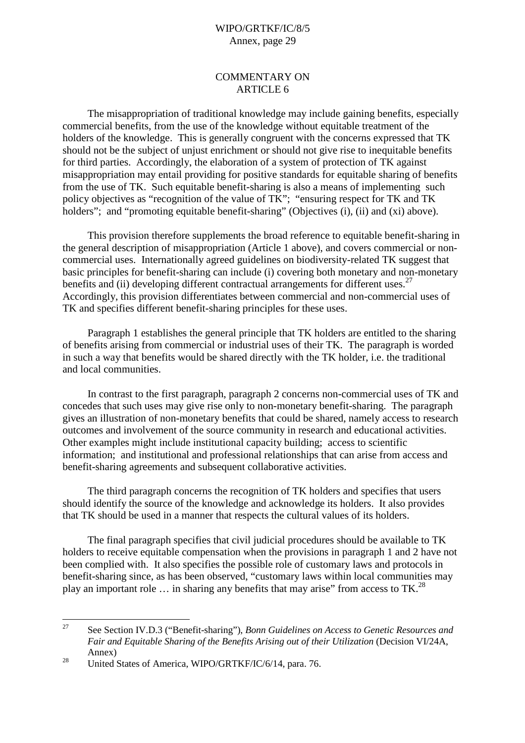# COMMENTARY ON ARTICLE 6

The misappropriation of traditional knowledge may include gaining benefits, especially commercial benefits, from the use of the knowledge without equitable treatment of the holders of the knowledge. This is generally congruent with the concerns expressed that TK should not be the subject of unjust enrichment or should not give rise to inequitable benefits for third parties. Accordingly, the elaboration of a system of protection of TK against misappropriation may entail providing for positive standards for equitable sharing of benefits from the use of TK. Such equitable benefit-sharing is also a means of implementing such policy objectives as "recognition of the value of TK"; "ensuring respect for TK and TK holders"; and "promoting equitable benefit-sharing" (Objectives (i), (ii) and (xi) above).

This provision therefore supplements the broad reference to equitable benefit-sharing in the general description of misappropriation (Article 1 above), and covers commercial or non-commercial uses. Internationally agreed guidelines on biodiversity-related TK suggest that basic principles for benefit-sharing can include (i) covering both monetary and non-monetary benefits and (ii) developing different contractual arrangements for different uses.[27] Accordingly, this provision differentiates between commercial and non-commercial uses of TK and specifies different benefit-sharing principles for these uses.

Paragraph 1 establishes the general principle that TK holders are entitled to the sharing of benefits arising from commercial or industrial uses of their TK. The paragraph is worded in such a way that benefits would be shared directly with the TK holder, i.e. the traditional and local communities.

In contrast to the first paragraph, paragraph 2 concerns non-commercial uses of TK and concedes that such uses may give rise only to non-monetary benefit-sharing. The paragraph gives an illustration of non-monetary benefits that could be shared, namely access to research outcomes and involvement of the source community in research and educational activities. Other examples might include institutional capacity building; access to scientific information; and institutional and professional relationships that can arise from access and benefit-sharing agreements and subsequent collaborative activities.

The third paragraph concerns the recognition of TK holders and specifies that users should identify the source of the knowledge and acknowledge its holders. It also provides that TK should be used in a manner that respects the cultural values of its holders.

The final paragraph specifies that civil judicial procedures should be available to TK holders to receive equitable compensation when the provisions in paragraph 1 and 2 have not been complied with. It also specifies the possible role of customary laws and protocols in benefit-sharing since, as has been observed, "customary laws within local communities may play an important role … in sharing any benefits that may arise" from access to TK.[28]

---

[27] See Section IV.D.3 ("Benefit-sharing"), *Bonn Guidelines on Access to Genetic Resources and Fair and Equitable Sharing of the Benefits Arising out of their Utilization* (Decision VI/24A, Annex)

[28] United States of America, WIPO/GRTKF/IC/6/14, para. 76.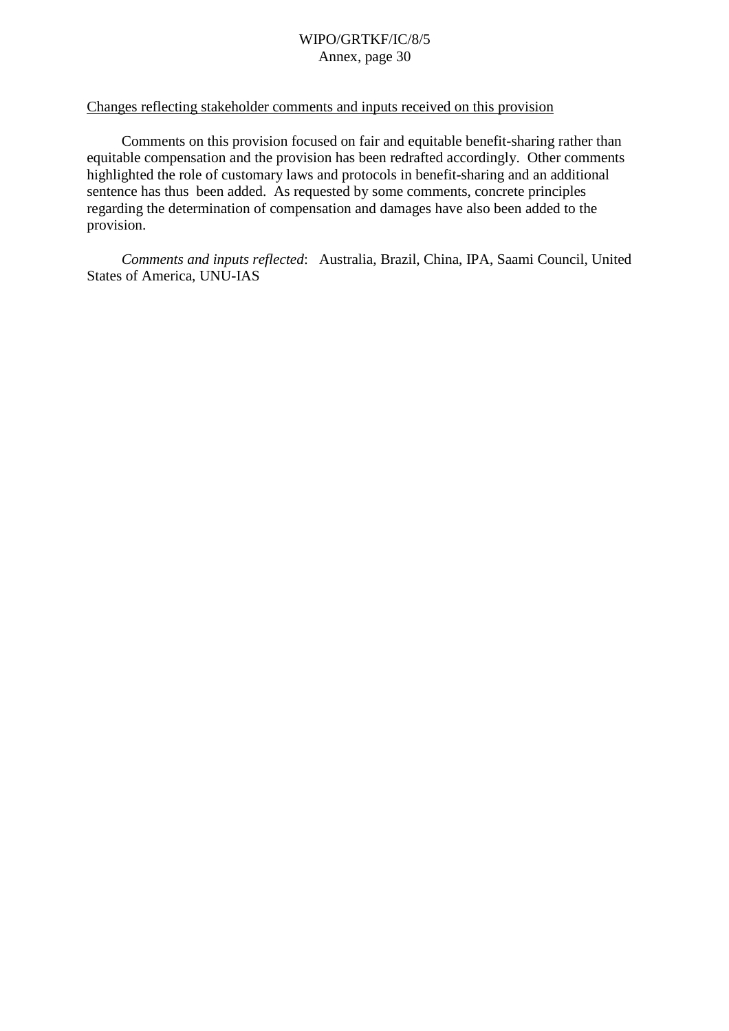Changes reflecting stakeholder comments and inputs received on this provision

Comments on this provision focused on fair and equitable benefit-sharing rather than equitable compensation and the provision has been redrafted accordingly. Other comments highlighted the role of customary laws and protocols in benefit-sharing and an additional sentence has thus been added. As requested by some comments, concrete principles regarding the determination of compensation and damages have also been added to the provision.

*Comments and inputs reflected*: Australia, Brazil, China, IPA, Saami Council, United States of America, UNU-IAS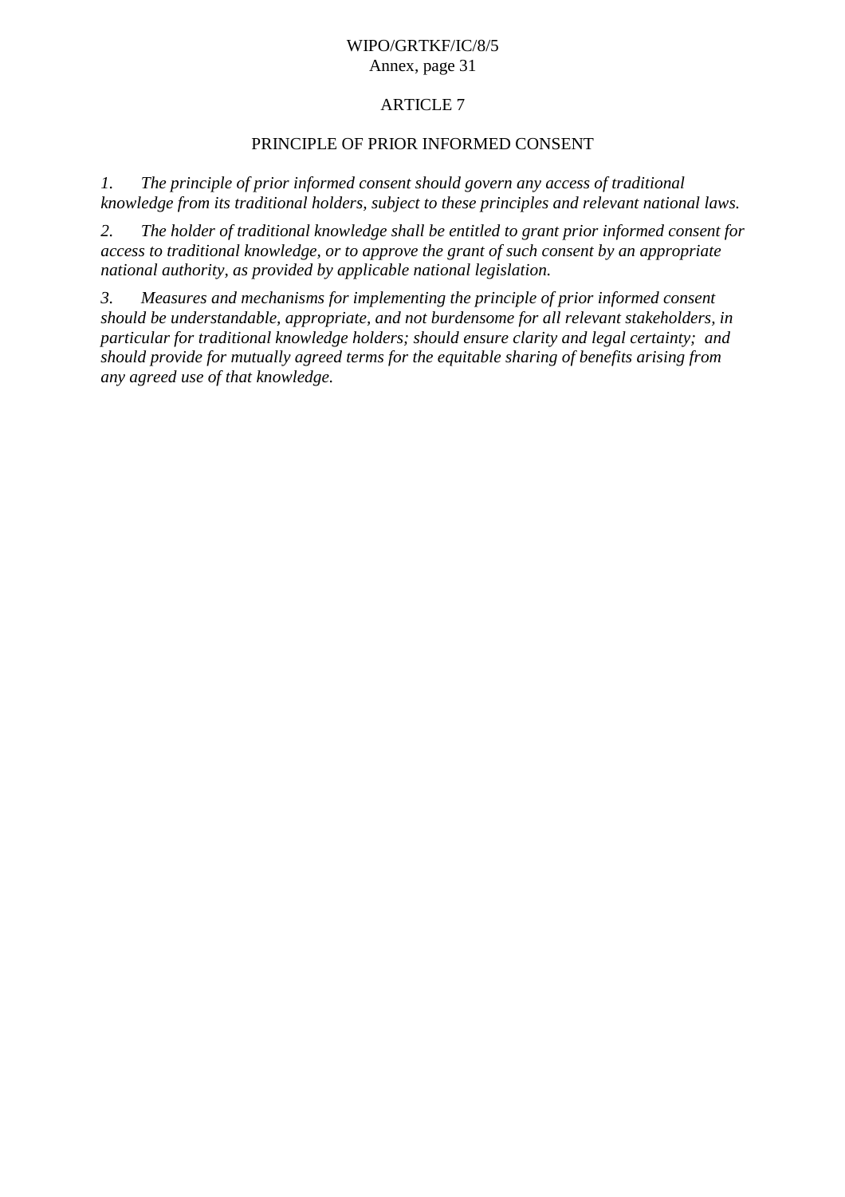## ARTICLE 7

## PRINCIPLE OF PRIOR INFORMED CONSENT

*1. The principle of prior informed consent should govern any access of traditional knowledge from its traditional holders, subject to these principles and relevant national laws.*

*2. The holder of traditional knowledge shall be entitled to grant prior informed consent for access to traditional knowledge, or to approve the grant of such consent by an appropriate national authority, as provided by applicable national legislation.*

*3. Measures and mechanisms for implementing the principle of prior informed consent should be understandable, appropriate, and not burdensome for all relevant stakeholders, in particular for traditional knowledge holders; should ensure clarity and legal certainty; and should provide for mutually agreed terms for the equitable sharing of benefits arising from any agreed use of that knowledge.*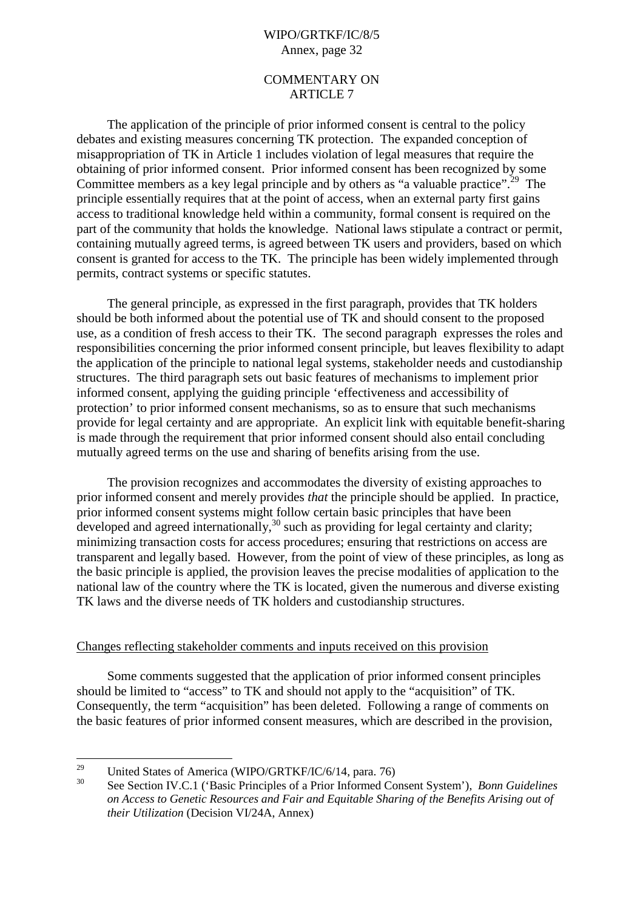## COMMENTARY ON ARTICLE 7

The application of the principle of prior informed consent is central to the policy debates and existing measures concerning TK protection. The expanded conception of misappropriation of TK in Article 1 includes violation of legal measures that require the obtaining of prior informed consent. Prior informed consent has been recognized by some Committee members as a key legal principle and by others as "a valuable practice".[29] The principle essentially requires that at the point of access, when an external party first gains access to traditional knowledge held within a community, formal consent is required on the part of the community that holds the knowledge. National laws stipulate a contract or permit, containing mutually agreed terms, is agreed between TK users and providers, based on which consent is granted for access to the TK. The principle has been widely implemented through permits, contract systems or specific statutes.

The general principle, as expressed in the first paragraph, provides that TK holders should be both informed about the potential use of TK and should consent to the proposed use, as a condition of fresh access to their TK. The second paragraph expresses the roles and responsibilities concerning the prior informed consent principle, but leaves flexibility to adapt the application of the principle to national legal systems, stakeholder needs and custodianship structures. The third paragraph sets out basic features of mechanisms to implement prior informed consent, applying the guiding principle 'effectiveness and accessibility of protection' to prior informed consent mechanisms, so as to ensure that such mechanisms provide for legal certainty and are appropriate. An explicit link with equitable benefit-sharing is made through the requirement that prior informed consent should also entail concluding mutually agreed terms on the use and sharing of benefits arising from the use.

The provision recognizes and accommodates the diversity of existing approaches to prior informed consent and merely provides *that* the principle should be applied. In practice, prior informed consent systems might follow certain basic principles that have been developed and agreed internationally,[30] such as providing for legal certainty and clarity; minimizing transaction costs for access procedures; ensuring that restrictions on access are transparent and legally based. However, from the point of view of these principles, as long as the basic principle is applied, the provision leaves the precise modalities of application to the national law of the country where the TK is located, given the numerous and diverse existing TK laws and the diverse needs of TK holders and custodianship structures.

<u>Changes reflecting stakeholder comments and inputs received on this provision</u>

Some comments suggested that the application of prior informed consent principles should be limited to "access" to TK and should not apply to the "acquisition" of TK. Consequently, the term "acquisition" has been deleted. Following a range of comments on the basic features of prior informed consent measures, which are described in the provision,

---

[29] United States of America (WIPO/GRTKF/IC/6/14, para. 76)

[30] See Section IV.C.1 ('Basic Principles of a Prior Informed Consent System'), *Bonn Guidelines on Access to Genetic Resources and Fair and Equitable Sharing of the Benefits Arising out of their Utilization* (Decision VI/24A, Annex)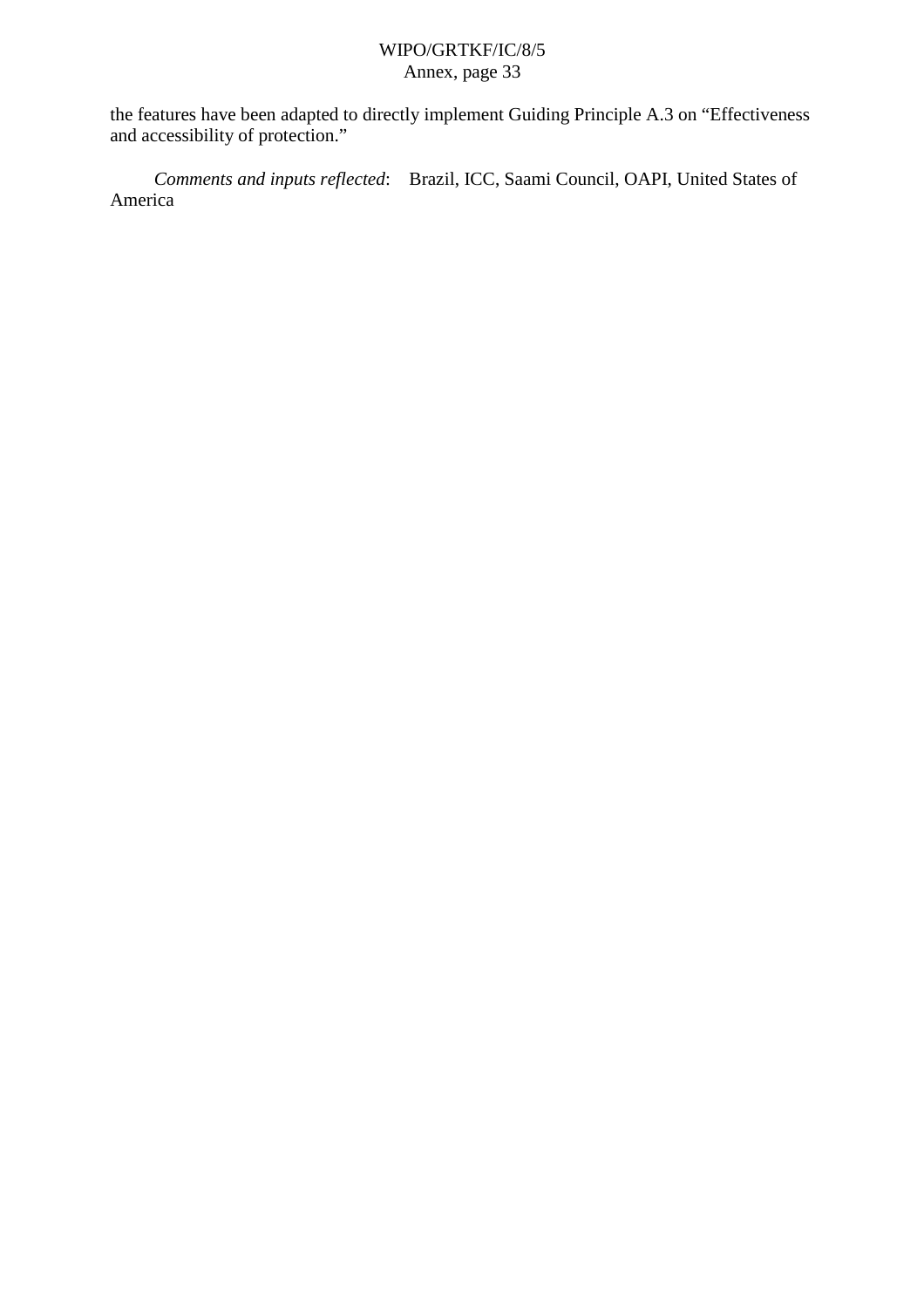the features have been adapted to directly implement Guiding Principle A.3 on “Effectiveness and accessibility of protection.”

*Comments and inputs reflected*: Brazil, ICC, Saami Council, OAPI, United States of America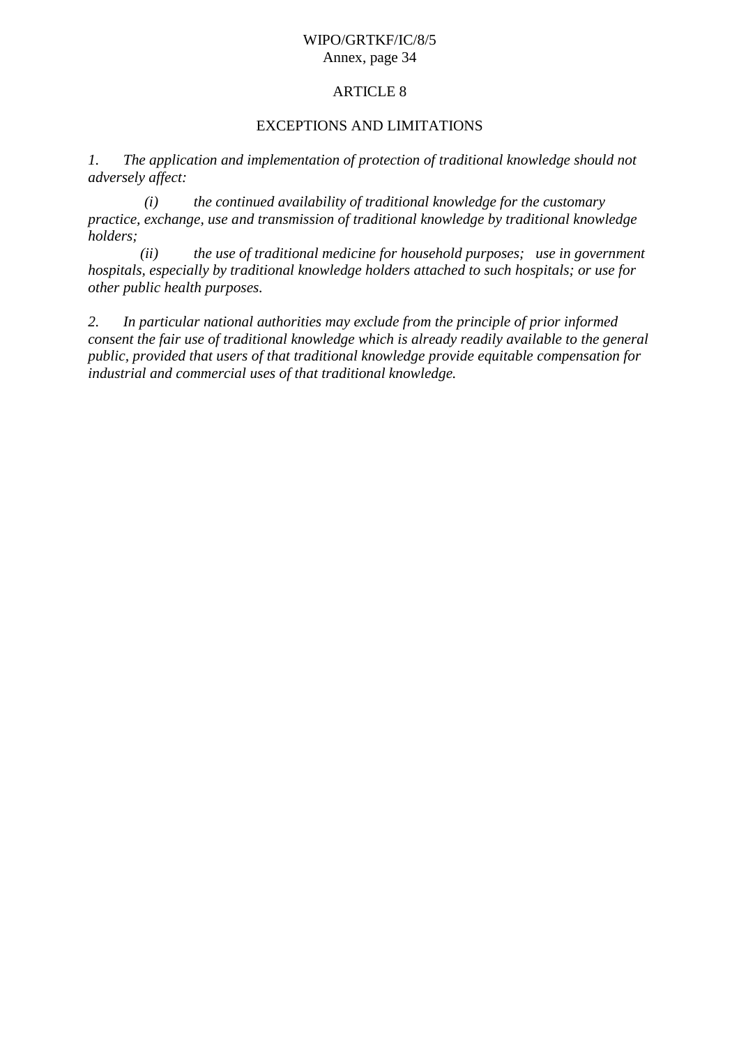## ARTICLE 8

## EXCEPTIONS AND LIMITATIONS

*1. The application and implementation of protection of traditional knowledge should not adversely affect:*

*(i) the continued availability of traditional knowledge for the customary practice, exchange, use and transmission of traditional knowledge by traditional knowledge holders;*

*(ii) the use of traditional medicine for household purposes; use in government hospitals, especially by traditional knowledge holders attached to such hospitals; or use for other public health purposes.*

*2. In particular national authorities may exclude from the principle of prior informed consent the fair use of traditional knowledge which is already readily available to the general public, provided that users of that traditional knowledge provide equitable compensation for industrial and commercial uses of that traditional knowledge.*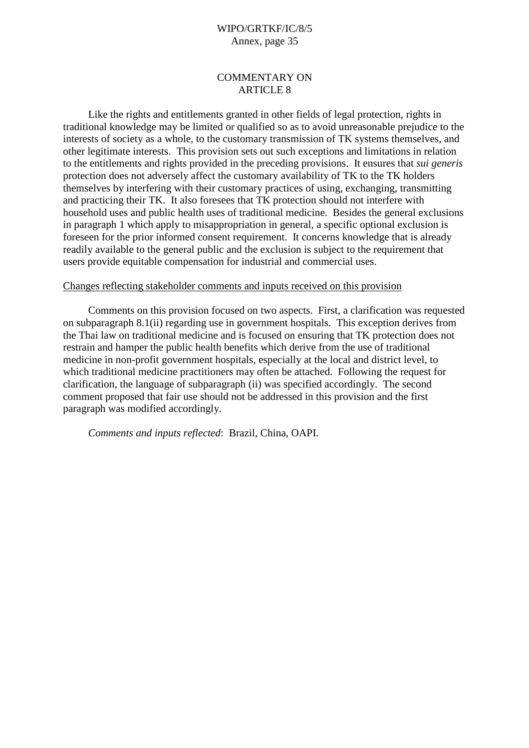## COMMENTARY ON ARTICLE 8

Like the rights and entitlements granted in other fields of legal protection, rights in traditional knowledge may be limited or qualified so as to avoid unreasonable prejudice to the interests of society as a whole, to the customary transmission of TK systems themselves, and other legitimate interests. This provision sets out such exceptions and limitations in relation to the entitlements and rights provided in the preceding provisions. It ensures that *sui generis* protection does not adversely affect the customary availability of TK to the TK holders themselves by interfering with their customary practices of using, exchanging, transmitting and practicing their TK. It also foresees that TK protection should not interfere with household uses and public health uses of traditional medicine. Besides the general exclusions in paragraph 1 which apply to misappropriation in general, a specific optional exclusion is foreseen for the prior informed consent requirement. It concerns knowledge that is already readily available to the general public and the exclusion is subject to the requirement that users provide equitable compensation for industrial and commercial uses.

<u>Changes reflecting stakeholder comments and inputs received on this provision</u>

Comments on this provision focused on two aspects. First, a clarification was requested on subparagraph 8.1(ii) regarding use in government hospitals. This exception derives from the Thai law on traditional medicine and is focused on ensuring that TK protection does not restrain and hamper the public health benefits which derive from the use of traditional medicine in non-profit government hospitals, especially at the local and district level, to which traditional medicine practitioners may often be attached. Following the request for clarification, the language of subparagraph (ii) was specified accordingly. The second comment proposed that fair use should not be addressed in this provision and the first paragraph was modified accordingly.

*Comments and inputs reflected*: Brazil, China, OAPI.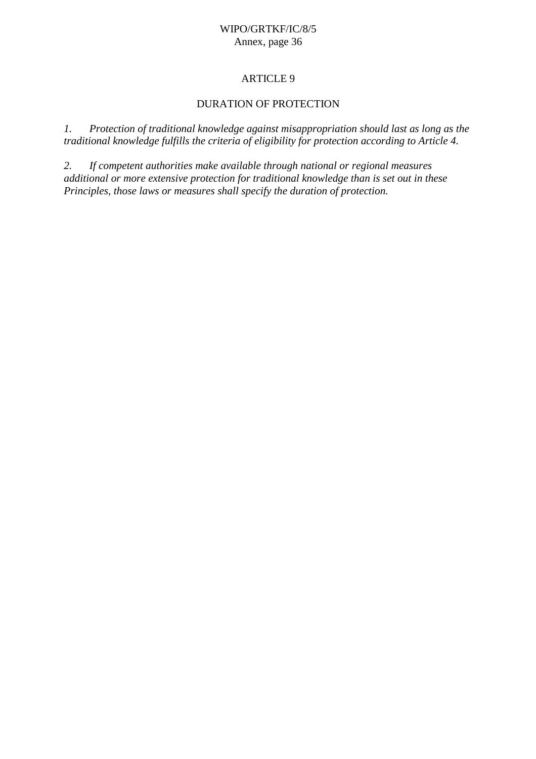## ARTICLE 9

## DURATION OF PROTECTION

*1. Protection of traditional knowledge against misappropriation should last as long as the traditional knowledge fulfills the criteria of eligibility for protection according to Article 4.*

*2. If competent authorities make available through national or regional measures additional or more extensive protection for traditional knowledge than is set out in these Principles, those laws or measures shall specify the duration of protection.*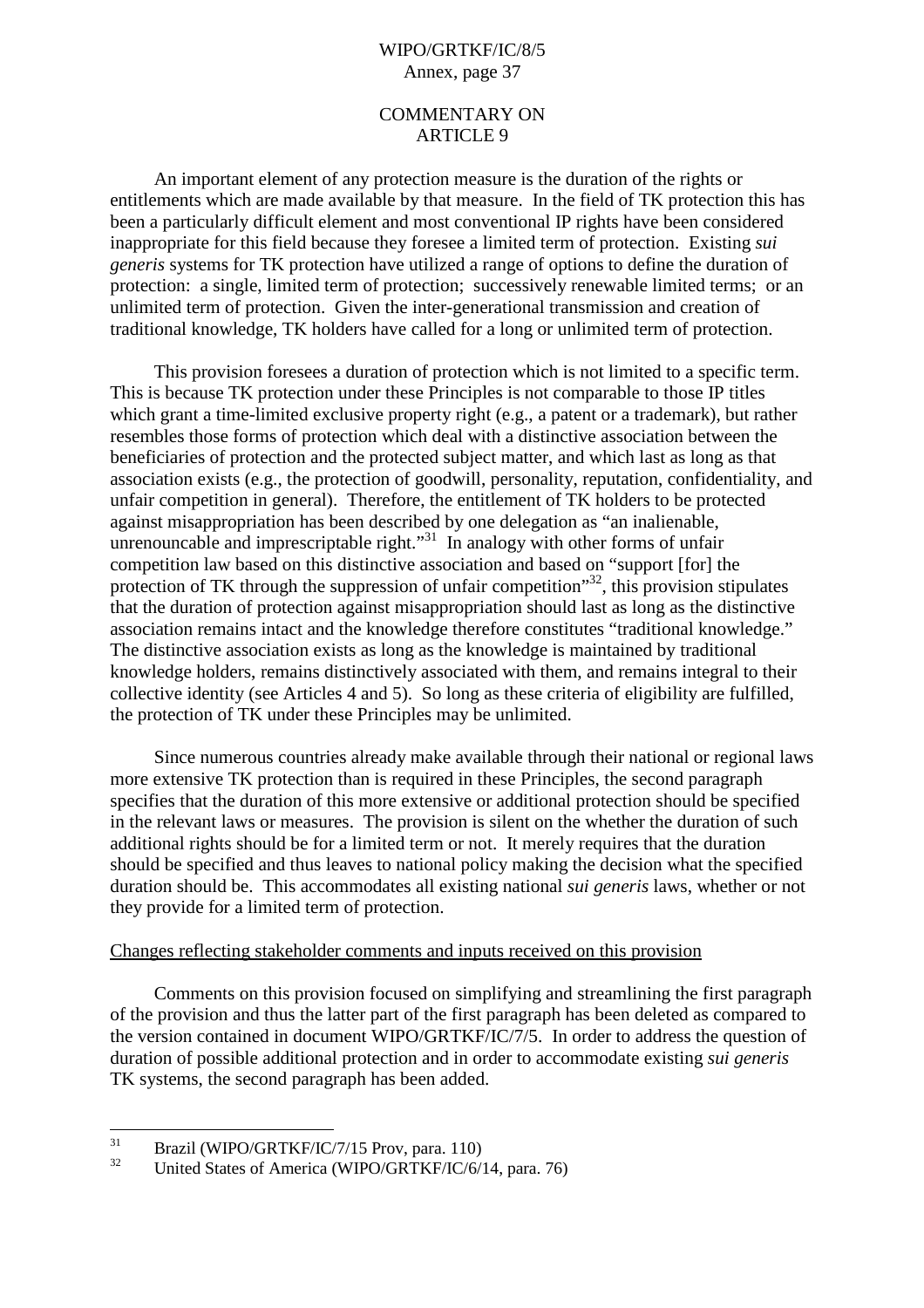COMMENTARY ON
ARTICLE 9

An important element of any protection measure is the duration of the rights or entitlements which are made available by that measure. In the field of TK protection this has been a particularly difficult element and most conventional IP rights have been considered inappropriate for this field because they foresee a limited term of protection. Existing *sui generis* systems for TK protection have utilized a range of options to define the duration of protection: a single, limited term of protection; successively renewable limited terms; or an unlimited term of protection. Given the inter-generational transmission and creation of traditional knowledge, TK holders have called for a long or unlimited term of protection.

This provision foresees a duration of protection which is not limited to a specific term. This is because TK protection under these Principles is not comparable to those IP titles which grant a time-limited exclusive property right (e.g., a patent or a trademark), but rather resembles those forms of protection which deal with a distinctive association between the beneficiaries of protection and the protected subject matter, and which last as long as that association exists (e.g., the protection of goodwill, personality, reputation, confidentiality, and unfair competition in general). Therefore, the entitlement of TK holders to be protected against misappropriation has been described by one delegation as "an inalienable, unrenouncable and imprescriptable right."[31] In analogy with other forms of unfair competition law based on this distinctive association and based on "support [for] the protection of TK through the suppression of unfair competition"[32], this provision stipulates that the duration of protection against misappropriation should last as long as the distinctive association remains intact and the knowledge therefore constitutes "traditional knowledge." The distinctive association exists as long as the knowledge is maintained by traditional knowledge holders, remains distinctively associated with them, and remains integral to their collective identity (see Articles 4 and 5). So long as these criteria of eligibility are fulfilled, the protection of TK under these Principles may be unlimited.

Since numerous countries already make available through their national or regional laws more extensive TK protection than is required in these Principles, the second paragraph specifies that the duration of this more extensive or additional protection should be specified in the relevant laws or measures. The provision is silent on the whether the duration of such additional rights should be for a limited term or not. It merely requires that the duration should be specified and thus leaves to national policy making the decision what the specified duration should be. This accommodates all existing national *sui generis* laws, whether or not they provide for a limited term of protection.

Changes reflecting stakeholder comments and inputs received on this provision

Comments on this provision focused on simplifying and streamlining the first paragraph of the provision and thus the latter part of the first paragraph has been deleted as compared to the version contained in document WIPO/GRTKF/IC/7/5. In order to address the question of duration of possible additional protection and in order to accommodate existing *sui generis* TK systems, the second paragraph has been added.

---

[31] Brazil (WIPO/GRTKF/IC/7/15 Prov, para. 110)

[32] United States of America (WIPO/GRTKF/IC/6/14, para. 76)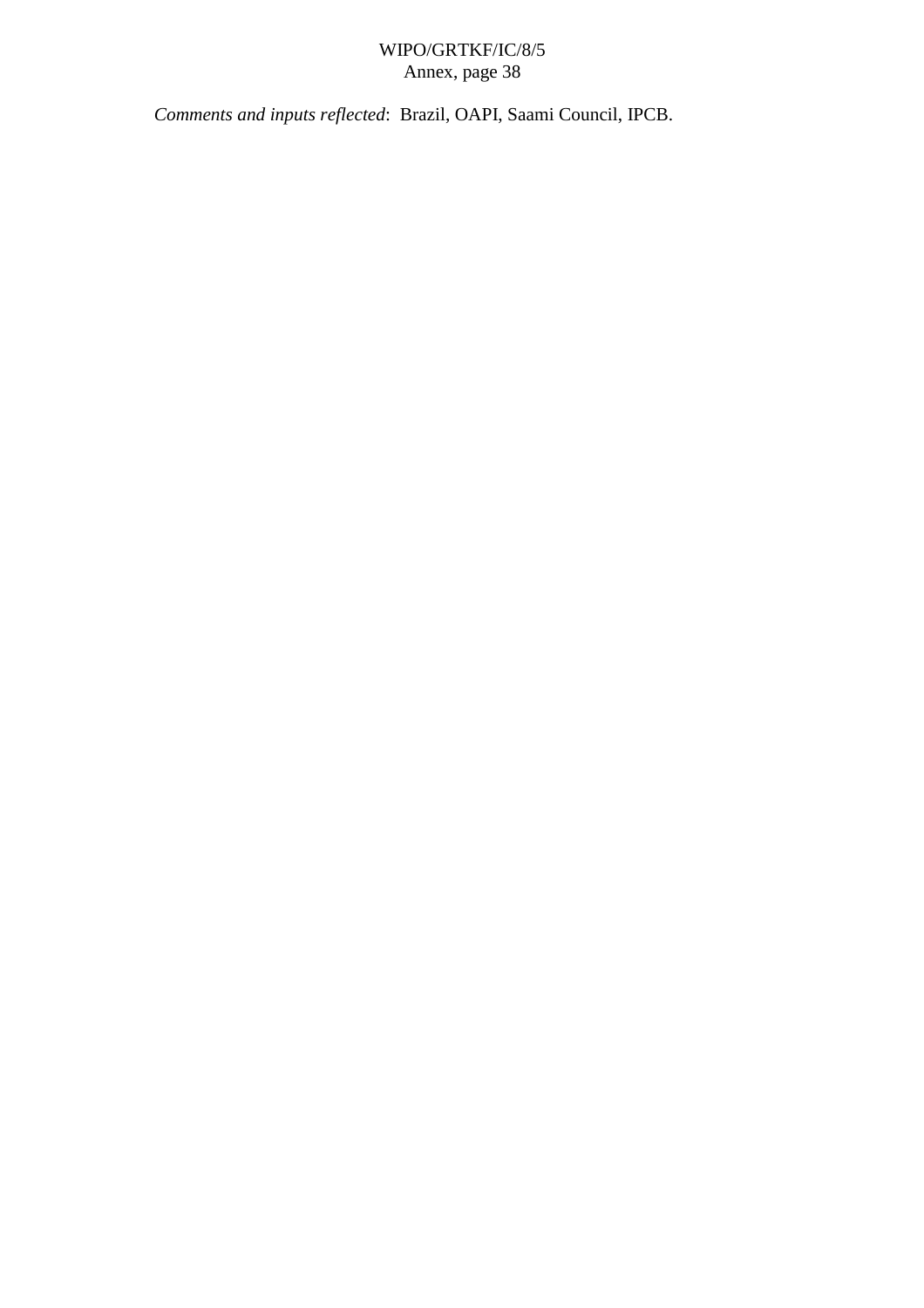*Comments and inputs reflected*: Brazil, OAPI, Saami Council, IPCB.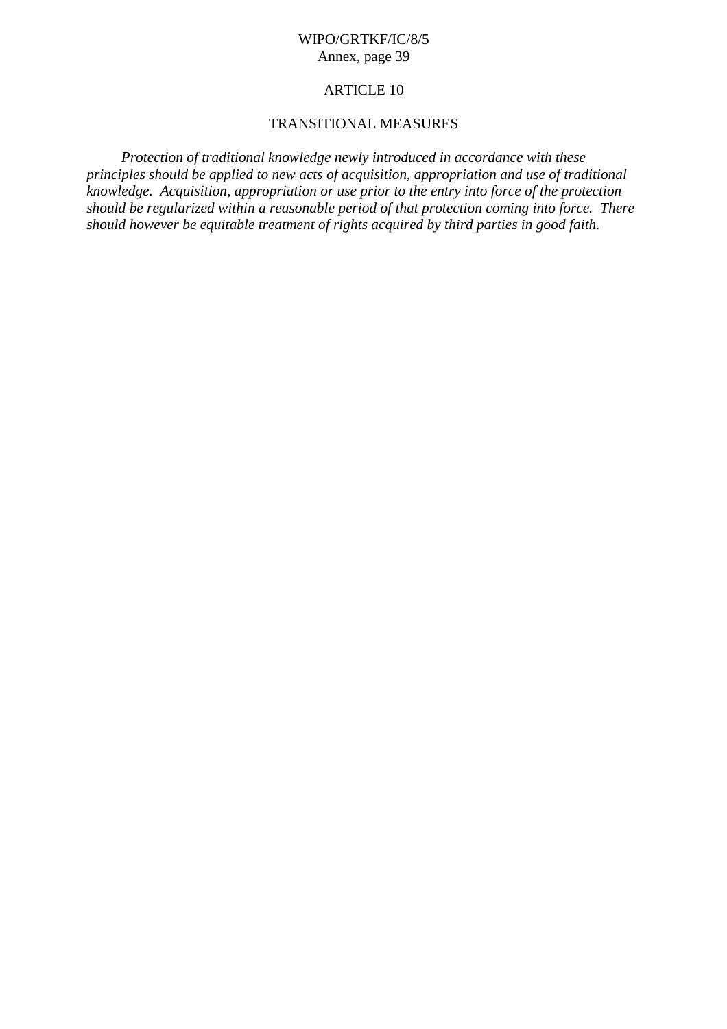## ARTICLE 10

## TRANSITIONAL MEASURES

*Protection of traditional knowledge newly introduced in accordance with these principles should be applied to new acts of acquisition, appropriation and use of traditional knowledge. Acquisition, appropriation or use prior to the entry into force of the protection should be regularized within a reasonable period of that protection coming into force. There should however be equitable treatment of rights acquired by third parties in good faith.*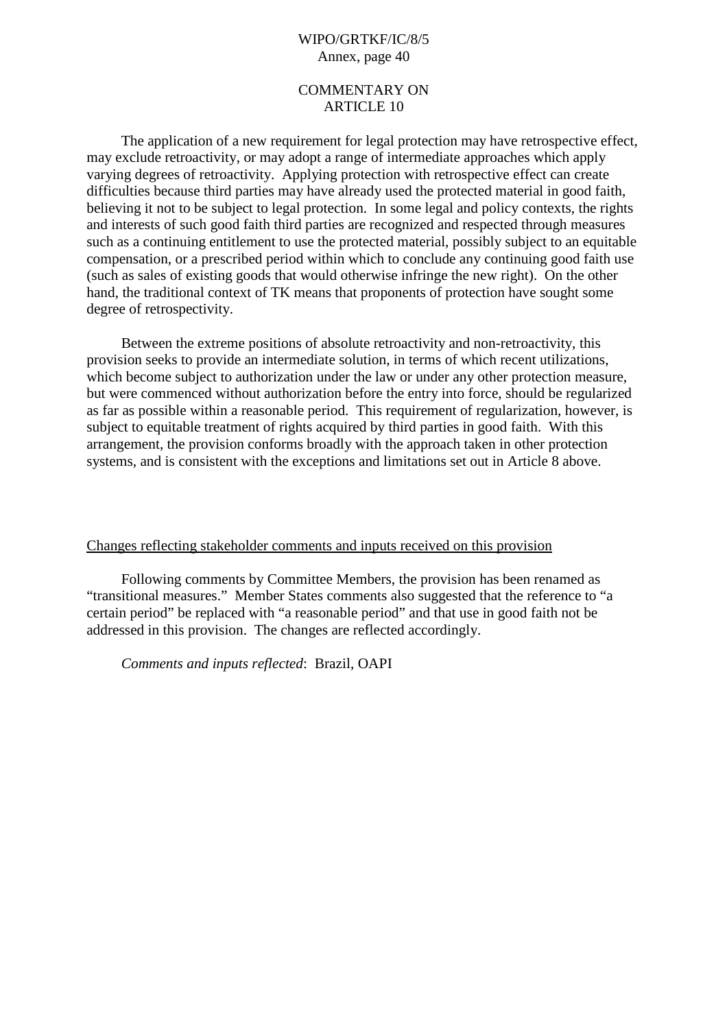## COMMENTARY ON ARTICLE 10

The application of a new requirement for legal protection may have retrospective effect, may exclude retroactivity, or may adopt a range of intermediate approaches which apply varying degrees of retroactivity. Applying protection with retrospective effect can create difficulties because third parties may have already used the protected material in good faith, believing it not to be subject to legal protection. In some legal and policy contexts, the rights and interests of such good faith third parties are recognized and respected through measures such as a continuing entitlement to use the protected material, possibly subject to an equitable compensation, or a prescribed period within which to conclude any continuing good faith use (such as sales of existing goods that would otherwise infringe the new right). On the other hand, the traditional context of TK means that proponents of protection have sought some degree of retrospectivity.

Between the extreme positions of absolute retroactivity and non-retroactivity, this provision seeks to provide an intermediate solution, in terms of which recent utilizations, which become subject to authorization under the law or under any other protection measure, but were commenced without authorization before the entry into force, should be regularized as far as possible within a reasonable period. This requirement of regularization, however, is subject to equitable treatment of rights acquired by third parties in good faith. With this arrangement, the provision conforms broadly with the approach taken in other protection systems, and is consistent with the exceptions and limitations set out in Article 8 above.

<u>Changes reflecting stakeholder comments and inputs received on this provision</u>

Following comments by Committee Members, the provision has been renamed as "transitional measures." Member States comments also suggested that the reference to "a certain period" be replaced with "a reasonable period" and that use in good faith not be addressed in this provision. The changes are reflected accordingly.

*Comments and inputs reflected*: Brazil, OAPI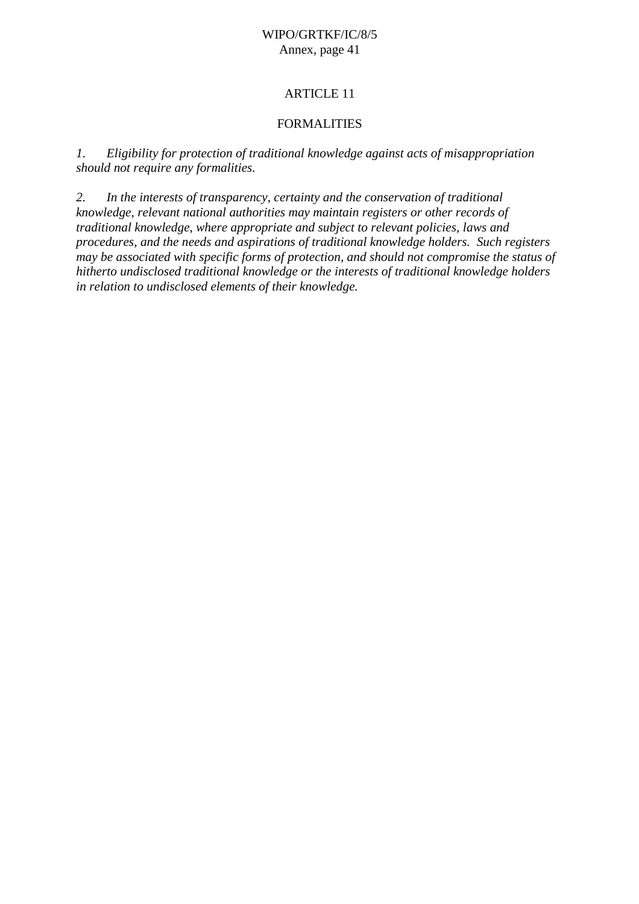## ARTICLE 11

## FORMALITIES

*1. Eligibility for protection of traditional knowledge against acts of misappropriation should not require any formalities.*

*2. In the interests of transparency, certainty and the conservation of traditional knowledge, relevant national authorities may maintain registers or other records of traditional knowledge, where appropriate and subject to relevant policies, laws and procedures, and the needs and aspirations of traditional knowledge holders. Such registers may be associated with specific forms of protection, and should not compromise the status of hitherto undisclosed traditional knowledge or the interests of traditional knowledge holders in relation to undisclosed elements of their knowledge.*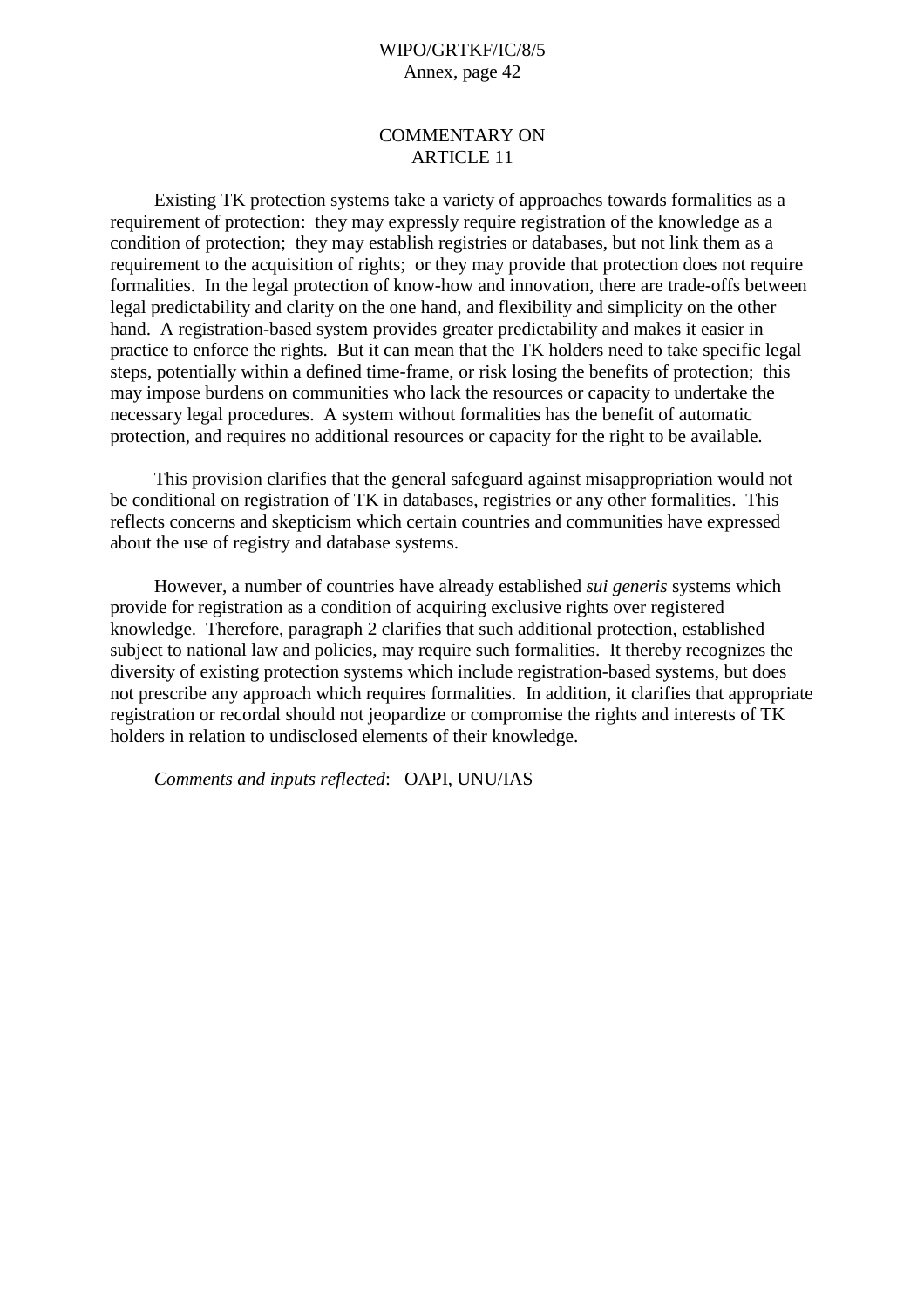## COMMENTARY ON ARTICLE 11

Existing TK protection systems take a variety of approaches towards formalities as a requirement of protection: they may expressly require registration of the knowledge as a condition of protection; they may establish registries or databases, but not link them as a requirement to the acquisition of rights; or they may provide that protection does not require formalities. In the legal protection of know-how and innovation, there are trade-offs between legal predictability and clarity on the one hand, and flexibility and simplicity on the other hand. A registration-based system provides greater predictability and makes it easier in practice to enforce the rights. But it can mean that the TK holders need to take specific legal steps, potentially within a defined time-frame, or risk losing the benefits of protection; this may impose burdens on communities who lack the resources or capacity to undertake the necessary legal procedures. A system without formalities has the benefit of automatic protection, and requires no additional resources or capacity for the right to be available.

This provision clarifies that the general safeguard against misappropriation would not be conditional on registration of TK in databases, registries or any other formalities. This reflects concerns and skepticism which certain countries and communities have expressed about the use of registry and database systems.

However, a number of countries have already established *sui generis* systems which provide for registration as a condition of acquiring exclusive rights over registered knowledge. Therefore, paragraph 2 clarifies that such additional protection, established subject to national law and policies, may require such formalities. It thereby recognizes the diversity of existing protection systems which include registration-based systems, but does not prescribe any approach which requires formalities. In addition, it clarifies that appropriate registration or recordal should not jeopardize or compromise the rights and interests of TK holders in relation to undisclosed elements of their knowledge.

*Comments and inputs reflected*: OAPI, UNU/IAS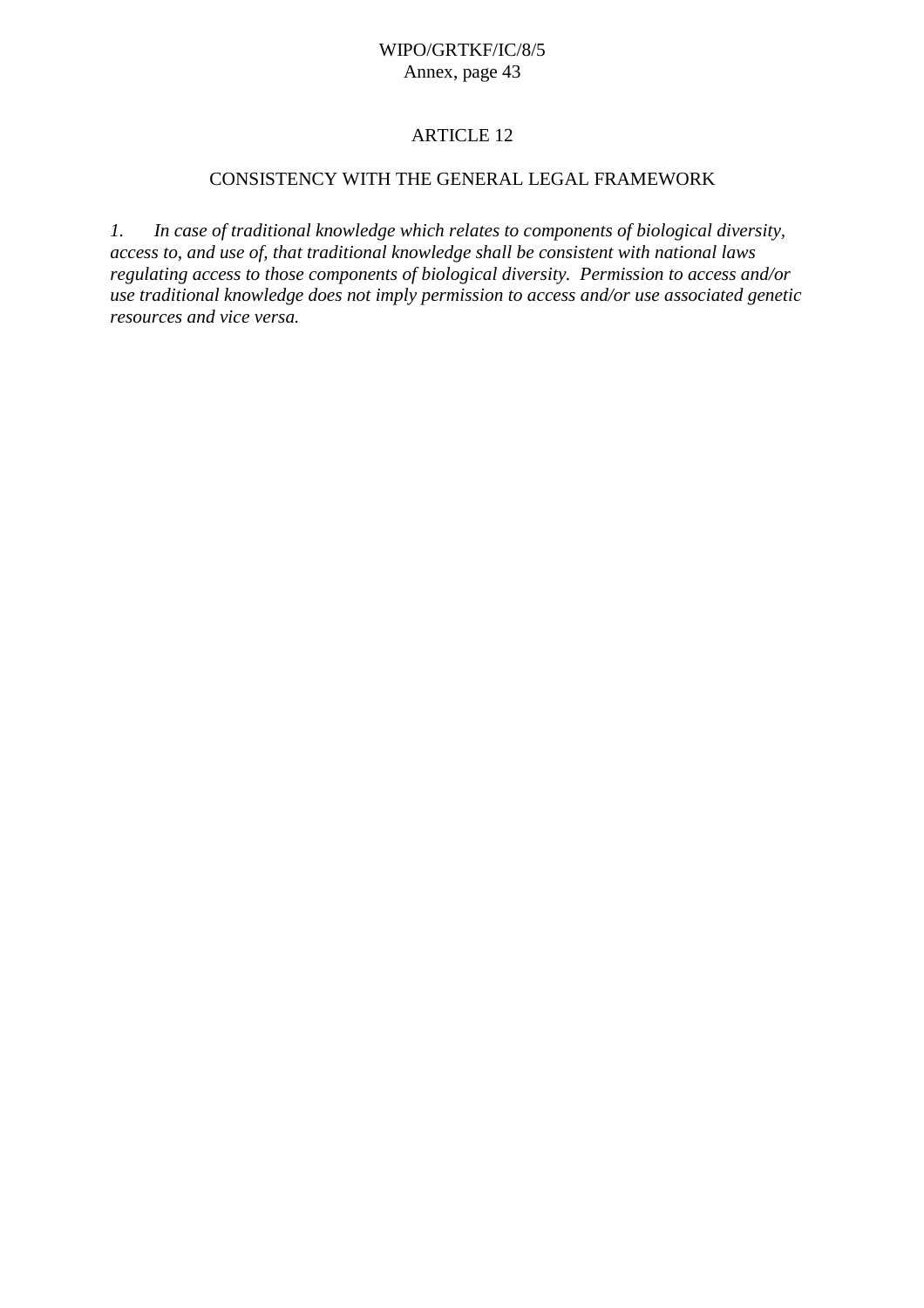## ARTICLE 12

## CONSISTENCY WITH THE GENERAL LEGAL FRAMEWORK

*1. In case of traditional knowledge which relates to components of biological diversity, access to, and use of, that traditional knowledge shall be consistent with national laws regulating access to those components of biological diversity. Permission to access and/or use traditional knowledge does not imply permission to access and/or use associated genetic resources and vice versa.*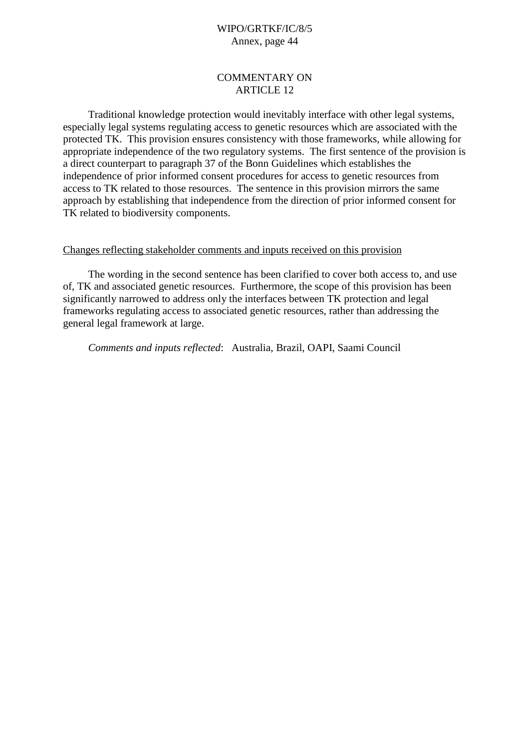## COMMENTARY ON ARTICLE 12

Traditional knowledge protection would inevitably interface with other legal systems, especially legal systems regulating access to genetic resources which are associated with the protected TK. This provision ensures consistency with those frameworks, while allowing for appropriate independence of the two regulatory systems. The first sentence of the provision is a direct counterpart to paragraph 37 of the Bonn Guidelines which establishes the independence of prior informed consent procedures for access to genetic resources from access to TK related to those resources. The sentence in this provision mirrors the same approach by establishing that independence from the direction of prior informed consent for TK related to biodiversity components.

Changes reflecting stakeholder comments and inputs received on this provision

The wording in the second sentence has been clarified to cover both access to, and use of, TK and associated genetic resources. Furthermore, the scope of this provision has been significantly narrowed to address only the interfaces between TK protection and legal frameworks regulating access to associated genetic resources, rather than addressing the general legal framework at large.

*Comments and inputs reflected*: Australia, Brazil, OAPI, Saami Council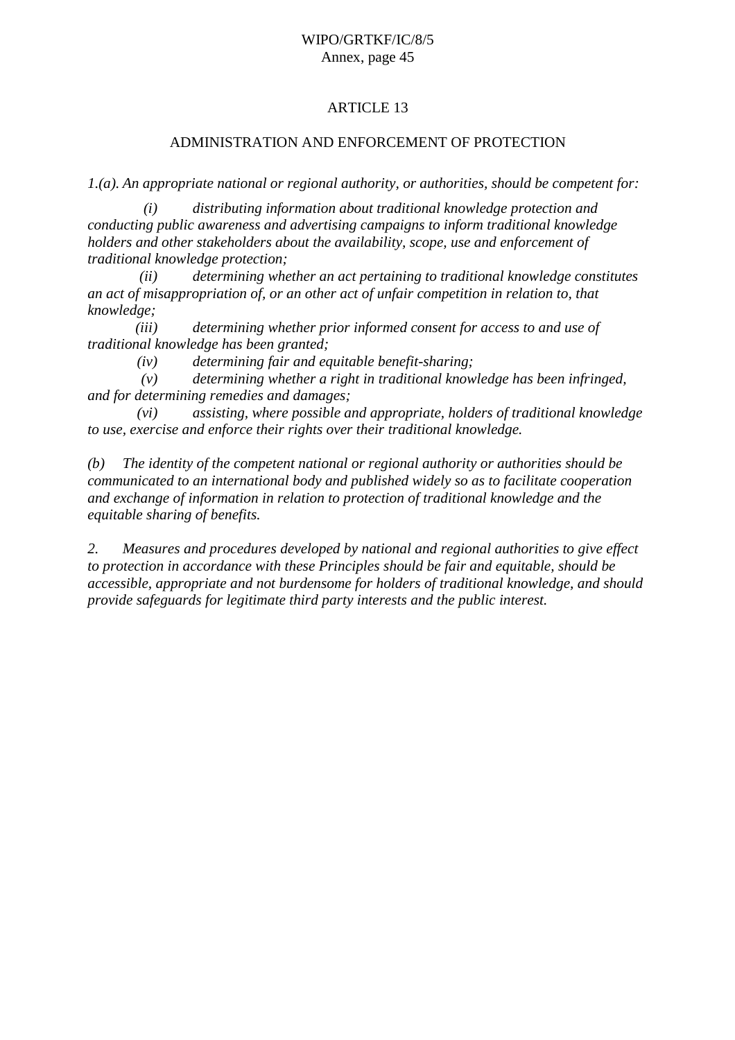## ARTICLE 13

## ADMINISTRATION AND ENFORCEMENT OF PROTECTION

*1.(a). An appropriate national or regional authority, or authorities, should be competent for:*

*(i) distributing information about traditional knowledge protection and conducting public awareness and advertising campaigns to inform traditional knowledge holders and other stakeholders about the availability, scope, use and enforcement of traditional knowledge protection;*

*(ii) determining whether an act pertaining to traditional knowledge constitutes an act of misappropriation of, or an other act of unfair competition in relation to, that knowledge;*

*(iii) determining whether prior informed consent for access to and use of traditional knowledge has been granted;*

*(iv) determining fair and equitable benefit-sharing;*

*(v) determining whether a right in traditional knowledge has been infringed, and for determining remedies and damages;*

*(vi) assisting, where possible and appropriate, holders of traditional knowledge to use, exercise and enforce their rights over their traditional knowledge.*

*(b) The identity of the competent national or regional authority or authorities should be communicated to an international body and published widely so as to facilitate cooperation and exchange of information in relation to protection of traditional knowledge and the equitable sharing of benefits.*

*2. Measures and procedures developed by national and regional authorities to give effect to protection in accordance with these Principles should be fair and equitable, should be accessible, appropriate and not burdensome for holders of traditional knowledge, and should provide safeguards for legitimate third party interests and the public interest.*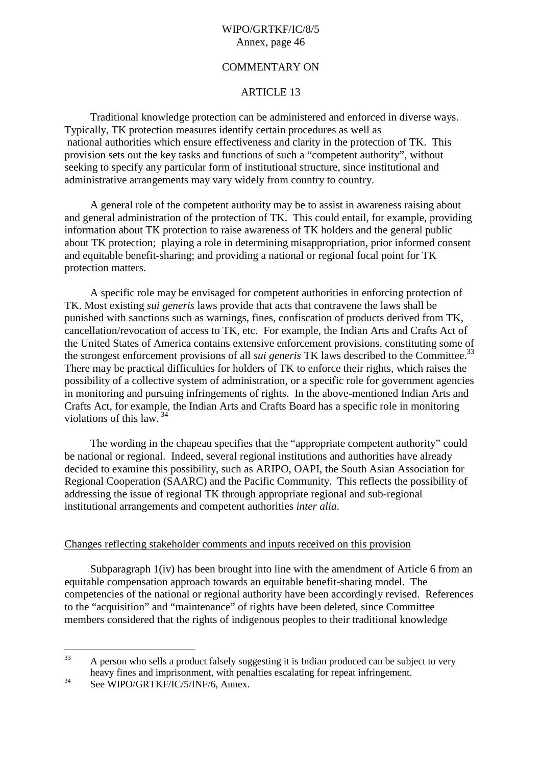COMMENTARY ON

ARTICLE 13

Traditional knowledge protection can be administered and enforced in diverse ways. Typically, TK protection measures identify certain procedures as well as national authorities which ensure effectiveness and clarity in the protection of TK. This provision sets out the key tasks and functions of such a "competent authority", without seeking to specify any particular form of institutional structure, since institutional and administrative arrangements may vary widely from country to country.

A general role of the competent authority may be to assist in awareness raising about and general administration of the protection of TK. This could entail, for example, providing information about TK protection to raise awareness of TK holders and the general public about TK protection; playing a role in determining misappropriation, prior informed consent and equitable benefit-sharing; and providing a national or regional focal point for TK protection matters.

A specific role may be envisaged for competent authorities in enforcing protection of TK. Most existing *sui generis* laws provide that acts that contravene the laws shall be punished with sanctions such as warnings, fines, confiscation of products derived from TK, cancellation/revocation of access to TK, etc. For example, the Indian Arts and Crafts Act of the United States of America contains extensive enforcement provisions, constituting some of the strongest enforcement provisions of all *sui generis* TK laws described to the Committee.[33] There may be practical difficulties for holders of TK to enforce their rights, which raises the possibility of a collective system of administration, or a specific role for government agencies in monitoring and pursuing infringements of rights. In the above-mentioned Indian Arts and Crafts Act, for example, the Indian Arts and Crafts Board has a specific role in monitoring violations of this law.[34]

The wording in the chapeau specifies that the "appropriate competent authority" could be national or regional. Indeed, several regional institutions and authorities have already decided to examine this possibility, such as ARIPO, OAPI, the South Asian Association for Regional Cooperation (SAARC) and the Pacific Community. This reflects the possibility of addressing the issue of regional TK through appropriate regional and sub-regional institutional arrangements and competent authorities *inter alia*.

Changes reflecting stakeholder comments and inputs received on this provision

Subparagraph 1(iv) has been brought into line with the amendment of Article 6 from an equitable compensation approach towards an equitable benefit-sharing model. The competencies of the national or regional authority have been accordingly revised. References to the "acquisition" and "maintenance" of rights have been deleted, since Committee members considered that the rights of indigenous peoples to their traditional knowledge

---

[33] A person who sells a product falsely suggesting it is Indian produced can be subject to very heavy fines and imprisonment, with penalties escalating for repeat infringement.

[34] See WIPO/GRTKF/IC/5/INF/6, Annex.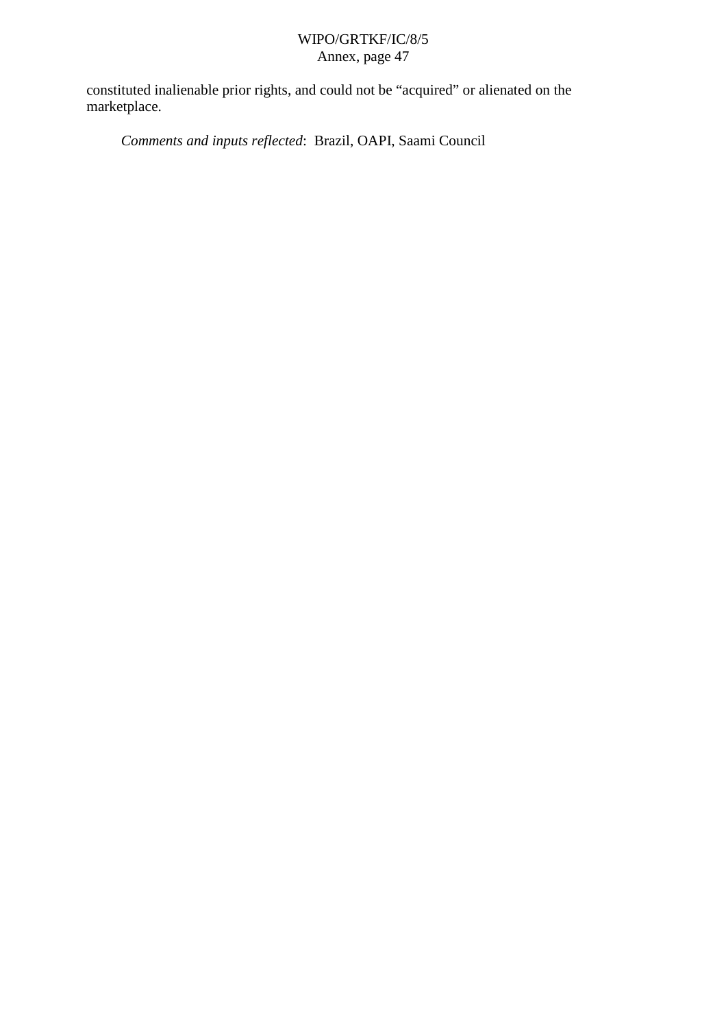constituted inalienable prior rights, and could not be "acquired" or alienated on the marketplace.

*Comments and inputs reflected*: Brazil, OAPI, Saami Council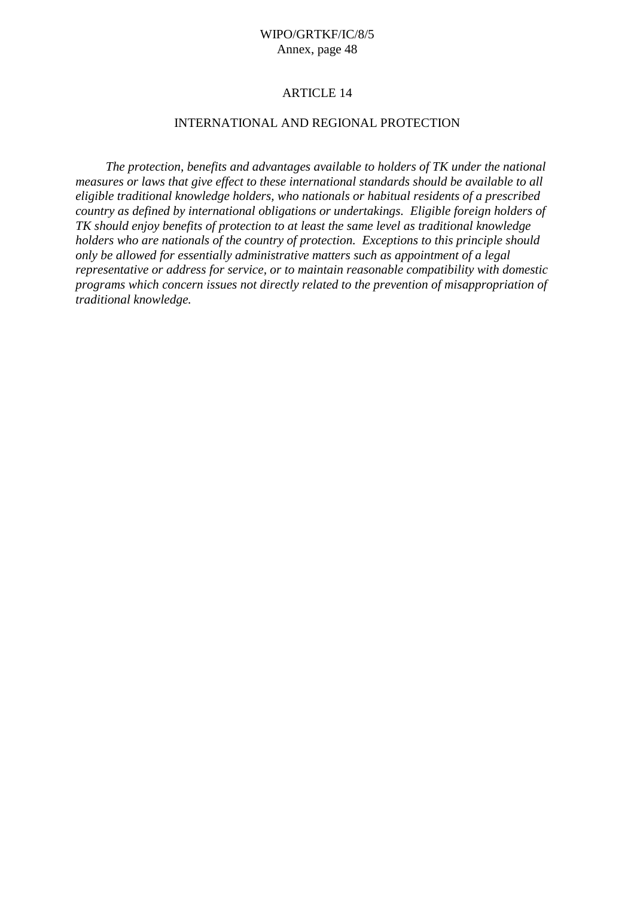## ARTICLE 14

## INTERNATIONAL AND REGIONAL PROTECTION

*The protection, benefits and advantages available to holders of TK under the national measures or laws that give effect to these international standards should be available to all eligible traditional knowledge holders, who nationals or habitual residents of a prescribed country as defined by international obligations or undertakings. Eligible foreign holders of TK should enjoy benefits of protection to at least the same level as traditional knowledge holders who are nationals of the country of protection. Exceptions to this principle should only be allowed for essentially administrative matters such as appointment of a legal representative or address for service, or to maintain reasonable compatibility with domestic programs which concern issues not directly related to the prevention of misappropriation of traditional knowledge.*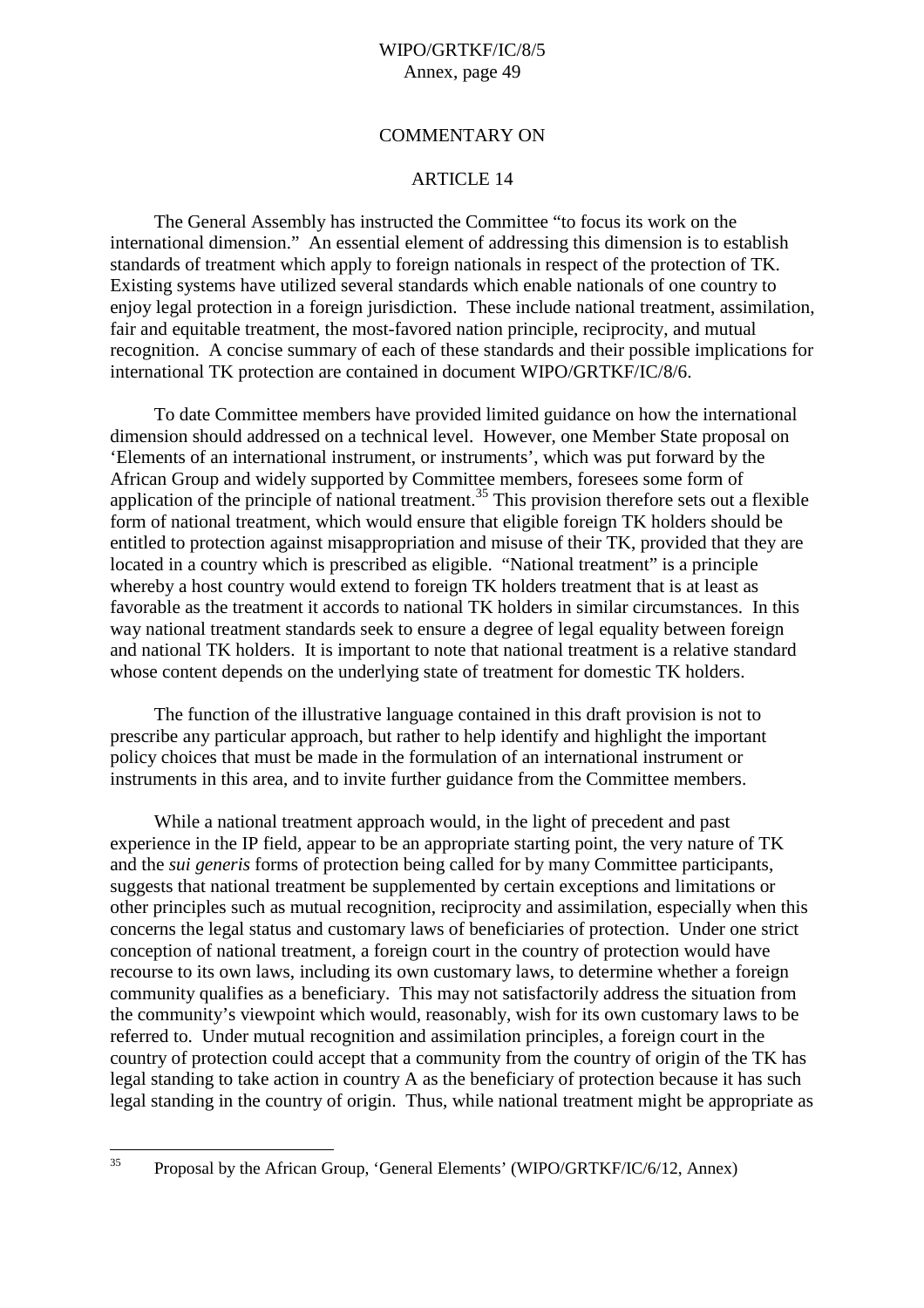COMMENTARY ON

ARTICLE 14

The General Assembly has instructed the Committee "to focus its work on the international dimension." An essential element of addressing this dimension is to establish standards of treatment which apply to foreign nationals in respect of the protection of TK. Existing systems have utilized several standards which enable nationals of one country to enjoy legal protection in a foreign jurisdiction. These include national treatment, assimilation, fair and equitable treatment, the most-favored nation principle, reciprocity, and mutual recognition. A concise summary of each of these standards and their possible implications for international TK protection are contained in document WIPO/GRTKF/IC/8/6.

To date Committee members have provided limited guidance on how the international dimension should addressed on a technical level. However, one Member State proposal on 'Elements of an international instrument, or instruments', which was put forward by the African Group and widely supported by Committee members, foresees some form of application of the principle of national treatment.[35] This provision therefore sets out a flexible form of national treatment, which would ensure that eligible foreign TK holders should be entitled to protection against misappropriation and misuse of their TK, provided that they are located in a country which is prescribed as eligible. "National treatment" is a principle whereby a host country would extend to foreign TK holders treatment that is at least as favorable as the treatment it accords to national TK holders in similar circumstances. In this way national treatment standards seek to ensure a degree of legal equality between foreign and national TK holders. It is important to note that national treatment is a relative standard whose content depends on the underlying state of treatment for domestic TK holders.

The function of the illustrative language contained in this draft provision is not to prescribe any particular approach, but rather to help identify and highlight the important policy choices that must be made in the formulation of an international instrument or instruments in this area, and to invite further guidance from the Committee members.

While a national treatment approach would, in the light of precedent and past experience in the IP field, appear to be an appropriate starting point, the very nature of TK and the *sui generis* forms of protection being called for by many Committee participants, suggests that national treatment be supplemented by certain exceptions and limitations or other principles such as mutual recognition, reciprocity and assimilation, especially when this concerns the legal status and customary laws of beneficiaries of protection. Under one strict conception of national treatment, a foreign court in the country of protection would have recourse to its own laws, including its own customary laws, to determine whether a foreign community qualifies as a beneficiary. This may not satisfactorily address the situation from the community's viewpoint which would, reasonably, wish for its own customary laws to be referred to. Under mutual recognition and assimilation principles, a foreign court in the country of protection could accept that a community from the country of origin of the TK has legal standing to take action in country A as the beneficiary of protection because it has such legal standing in the country of origin. Thus, while national treatment might be appropriate as

[35] Proposal by the African Group, 'General Elements' (WIPO/GRTKF/IC/6/12, Annex)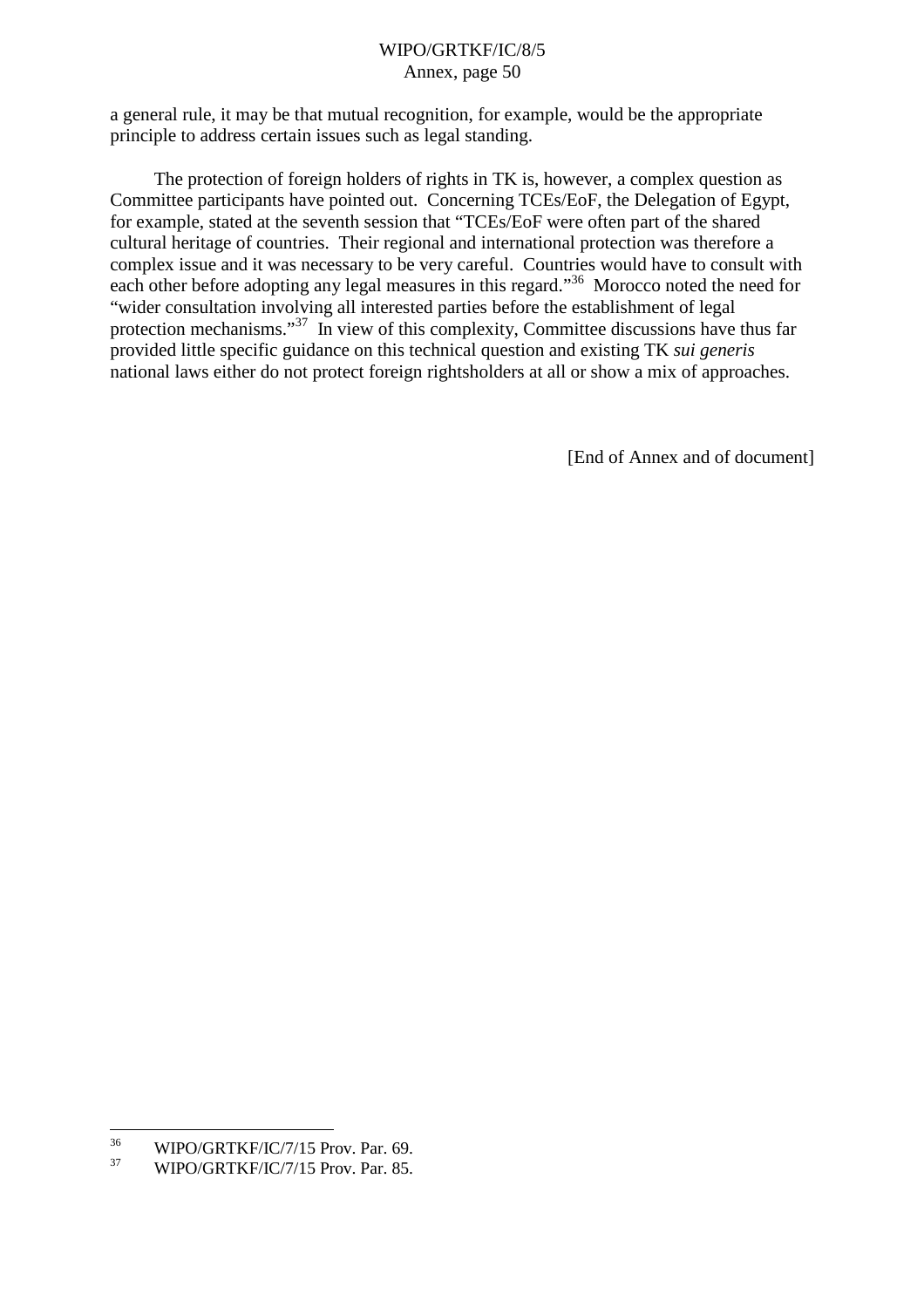a general rule, it may be that mutual recognition, for example, would be the appropriate principle to address certain issues such as legal standing.

The protection of foreign holders of rights in TK is, however, a complex question as Committee participants have pointed out. Concerning TCEs/EoF, the Delegation of Egypt, for example, stated at the seventh session that "TCEs/EoF were often part of the shared cultural heritage of countries. Their regional and international protection was therefore a complex issue and it was necessary to be very careful. Countries would have to consult with each other before adopting any legal measures in this regard."[36] Morocco noted the need for "wider consultation involving all interested parties before the establishment of legal protection mechanisms."[37] In view of this complexity, Committee discussions have thus far provided little specific guidance on this technical question and existing TK *sui generis* national laws either do not protect foreign rightsholders at all or show a mix of approaches.

[End of Annex and of document]

---

[36] WIPO/GRTKF/IC/7/15 Prov. Par. 69.

[37] WIPO/GRTKF/IC/7/15 Prov. Par. 85.